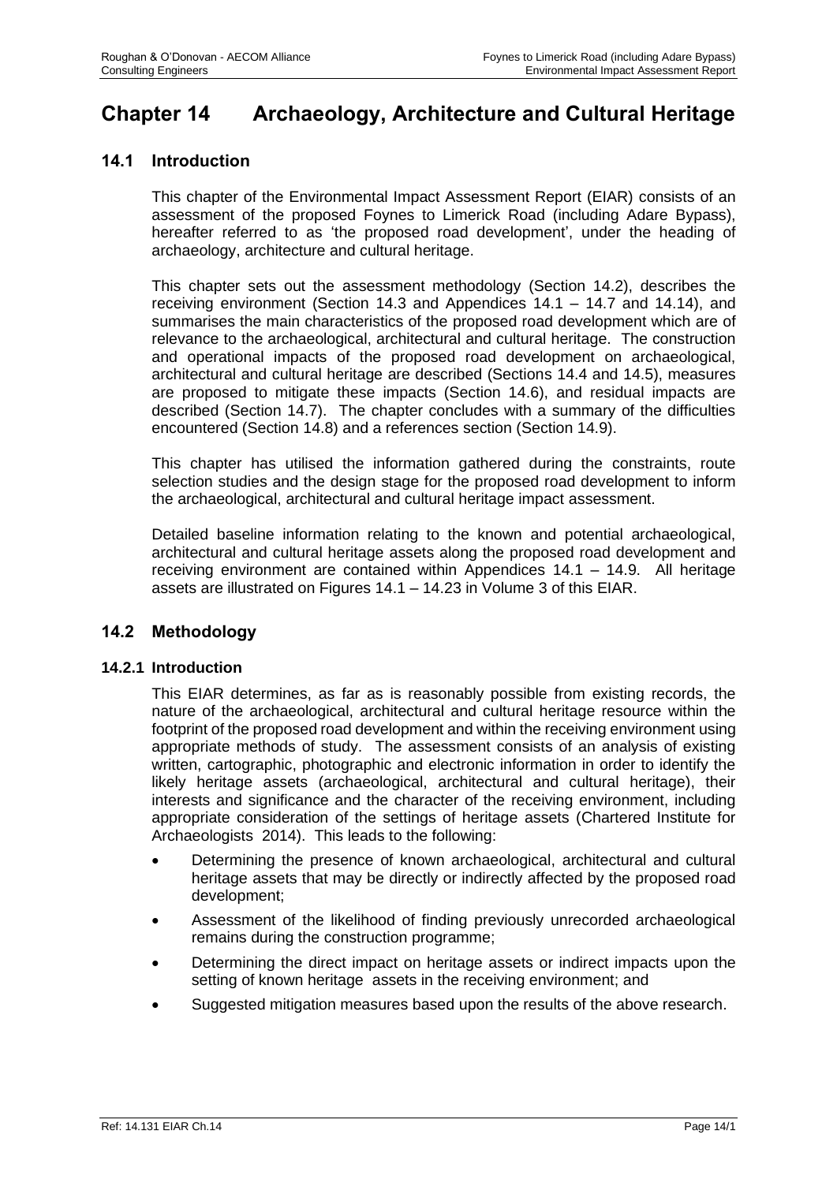# Chapter 14 Archaeology, Architecture and Cultural Heritage

## 14.1 Introduction

This chapter of the Environmental Impact Assessment Report (EIAR) consists of an assessment of the proposed Foynes to Limerick Road (including Adare Bypass), hereafter referred to as 'the proposed road development', under the heading of archaeology, architecture and cultural heritage.

This chapter sets out the assessment methodology (Section 14.2), describes the receiving environment (Section 14.3 and Appendices 14.1 – 14.7 and 14.14), and summarises the main characteristics of the proposed road development which are of relevance to the archaeological, architectural and cultural heritage. The construction and operational impacts of the proposed road development on archaeological, architectural and cultural heritage are described (Sections 14.4 and 14.5), measures are proposed to mitigate these impacts (Section 14.6), and residual impacts are described (Section 14.7). The chapter concludes with a summary of the difficulties encountered (Section 14.8) and a references section (Section 14.9).

This chapter has utilised the information gathered during the constraints, route selection studies and the design stage for the proposed road development to inform the archaeological, architectural and cultural heritage impact assessment.

Detailed baseline information relating to the known and potential archaeological, architectural and cultural heritage assets along the proposed road development and receiving environment are contained within Appendices 14.1 – 14.9. All heritage assets are illustrated on Figures 14.1 – 14.23 in Volume 3 of this EIAR.

## 14.2 Methodology

### 14.2.1 Introduction

This EIAR determines, as far as is reasonably possible from existing records, the nature of the archaeological, architectural and cultural heritage resource within the footprint of the proposed road development and within the receiving environment using appropriate methods of study. The assessment consists of an analysis of existing written, cartographic, photographic and electronic information in order to identify the likely heritage assets (archaeological, architectural and cultural heritage), their interests and significance and the character of the receiving environment, including appropriate consideration of the settings of heritage assets (Chartered Institute for Archaeologists 2014). This leads to the following:

- Determining the presence of known archaeological, architectural and cultural heritage assets that may be directly or indirectly affected by the proposed road development;
- Assessment of the likelihood of finding previously unrecorded archaeological remains during the construction programme;
- Determining the direct impact on heritage assets or indirect impacts upon the setting of known heritage assets in the receiving environment; and
- Suggested mitigation measures based upon the results of the above research.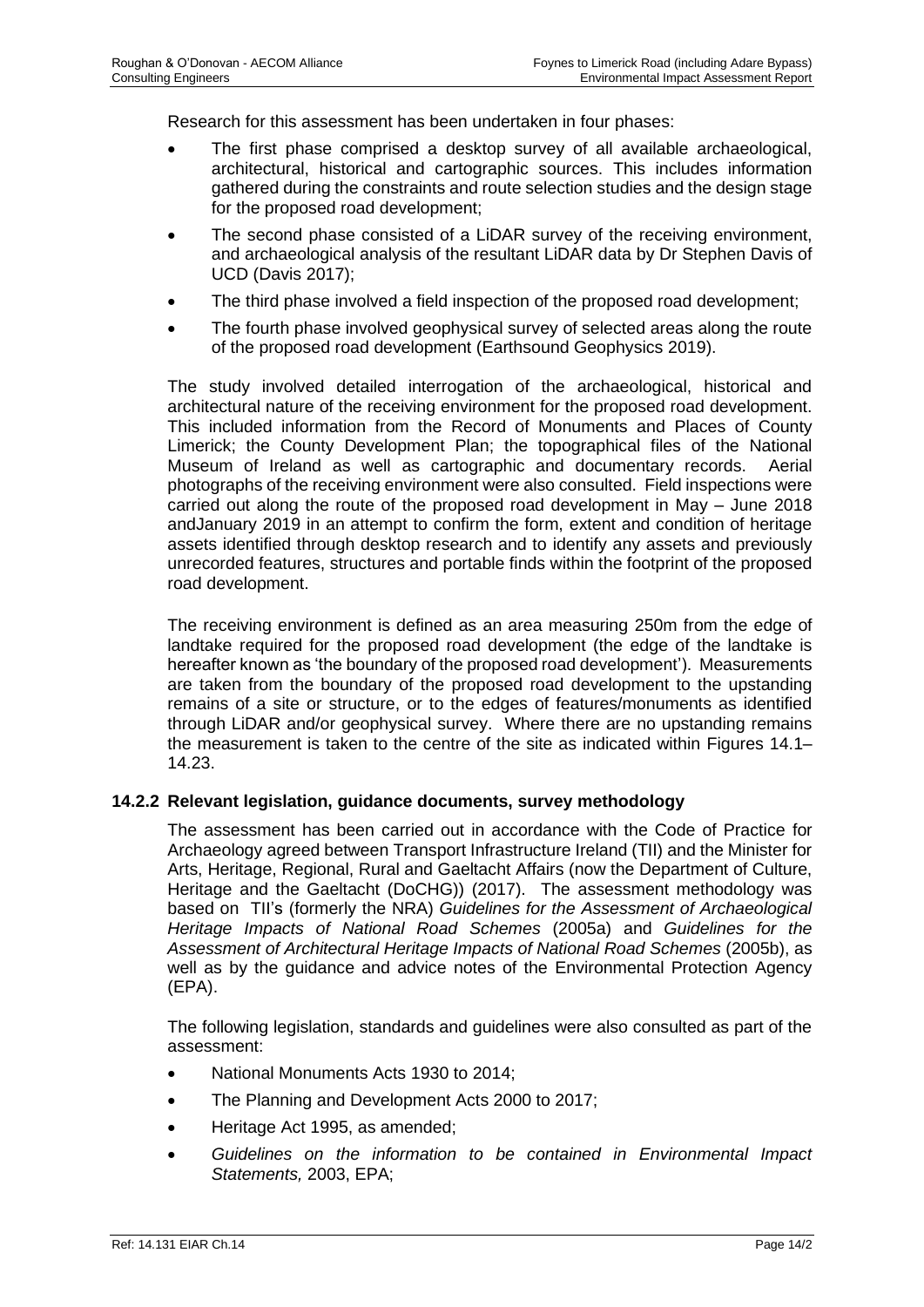Research for this assessment has been undertaken in four phases:

- The first phase comprised a desktop survey of all available archaeological, architectural, historical and cartographic sources. This includes information gathered during the constraints and route selection studies and the design stage for the proposed road development;
- The second phase consisted of a LiDAR survey of the receiving environment, and archaeological analysis of the resultant LiDAR data by Dr Stephen Davis of UCD (Davis 2017);
- The third phase involved a field inspection of the proposed road development;
- The fourth phase involved geophysical survey of selected areas along the route of the proposed road development (Earthsound Geophysics 2019).

The study involved detailed interrogation of the archaeological, historical and architectural nature of the receiving environment for the proposed road development. This included information from the Record of Monuments and Places of County Limerick; the County Development Plan; the topographical files of the National Museum of Ireland as well as cartographic and documentary records. Aerial photographs of the receiving environment were also consulted. Field inspections were carried out along the route of the proposed road development in May – June 2018 andJanuary 2019 in an attempt to confirm the form, extent and condition of heritage assets identified through desktop research and to identify any assets and previously unrecorded features, structures and portable finds within the footprint of the proposed road development.

The receiving environment is defined as an area measuring 250m from the edge of landtake required for the proposed road development (the edge of the landtake is hereafter known as 'the boundary of the proposed road development'). Measurements are taken from the boundary of the proposed road development to the upstanding remains of a site or structure, or to the edges of features/monuments as identified through LiDAR and/or geophysical survey. Where there are no upstanding remains the measurement is taken to the centre of the site as indicated within Figures 14.1–14.23.

### 14.2.2 Relevant legislation, guidance documents, survey methodology

The assessment has been carried out in accordance with the Code of Practice for Archaeology agreed between Transport Infrastructure Ireland (TII) and the Minister for Arts, Heritage, Regional, Rural and Gaeltacht Affairs (now the Department of Culture, Heritage and the Gaeltacht (DoCHG)) (2017). The assessment methodology was based on TII's (formerly the NRA) *Guidelines for the Assessment of Archaeological Heritage Impacts of National Road Schemes* (2005a) and *Guidelines for the Assessment of Architectural Heritage Impacts of National Road Schemes* (2005b), as well as by the guidance and advice notes of the Environmental Protection Agency (EPA).

The following legislation, standards and guidelines were also consulted as part of the assessment:

- National Monuments Acts 1930 to 2014;
- The Planning and Development Acts 2000 to 2017;
- Heritage Act 1995, as amended;
- *Guidelines on the information to be contained in Environmental Impact Statements,* 2003, EPA;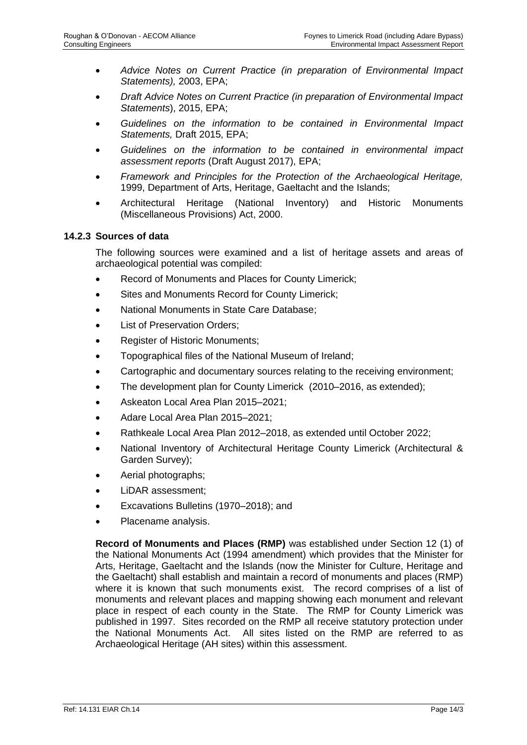- *Advice Notes on Current Practice (in preparation of Environmental Impact Statements),* 2003, EPA;
- *Draft Advice Notes on Current Practice (in preparation of Environmental Impact Statements*), 2015, EPA;
- *Guidelines on the information to be contained in Environmental Impact Statements,* Draft 2015, EPA;
- *Guidelines on the information to be contained in environmental impact assessment reports* (Draft August 2017), EPA;
- *Framework and Principles for the Protection of the Archaeological Heritage,* 1999, Department of Arts, Heritage, Gaeltacht and the Islands;
- Architectural Heritage (National Inventory) and Historic Monuments (Miscellaneous Provisions) Act, 2000.

### 14.2.3 Sources of data

The following sources were examined and a list of heritage assets and areas of archaeological potential was compiled:

- Record of Monuments and Places for County Limerick;
- Sites and Monuments Record for County Limerick;
- National Monuments in State Care Database;
- List of Preservation Orders;
- Register of Historic Monuments;
- Topographical files of the National Museum of Ireland;
- Cartographic and documentary sources relating to the receiving environment;
- The development plan for County Limerick (2010–2016, as extended);
- Askeaton Local Area Plan 2015–2021;
- Adare Local Area Plan 2015–2021;
- Rathkeale Local Area Plan 2012–2018, as extended until October 2022;
- National Inventory of Architectural Heritage County Limerick (Architectural & Garden Survey);
- Aerial photographs;
- LiDAR assessment;
- Excavations Bulletins (1970–2018); and
- Placename analysis.

**Record of Monuments and Places (RMP)** was established under Section 12 (1) of the National Monuments Act (1994 amendment) which provides that the Minister for Arts, Heritage, Gaeltacht and the Islands (now the Minister for Culture, Heritage and the Gaeltacht) shall establish and maintain a record of monuments and places (RMP) where it is known that such monuments exist. The record comprises of a list of monuments and relevant places and mapping showing each monument and relevant place in respect of each county in the State. The RMP for County Limerick was published in 1997. Sites recorded on the RMP all receive statutory protection under the National Monuments Act. All sites listed on the RMP are referred to as Archaeological Heritage (AH sites) within this assessment.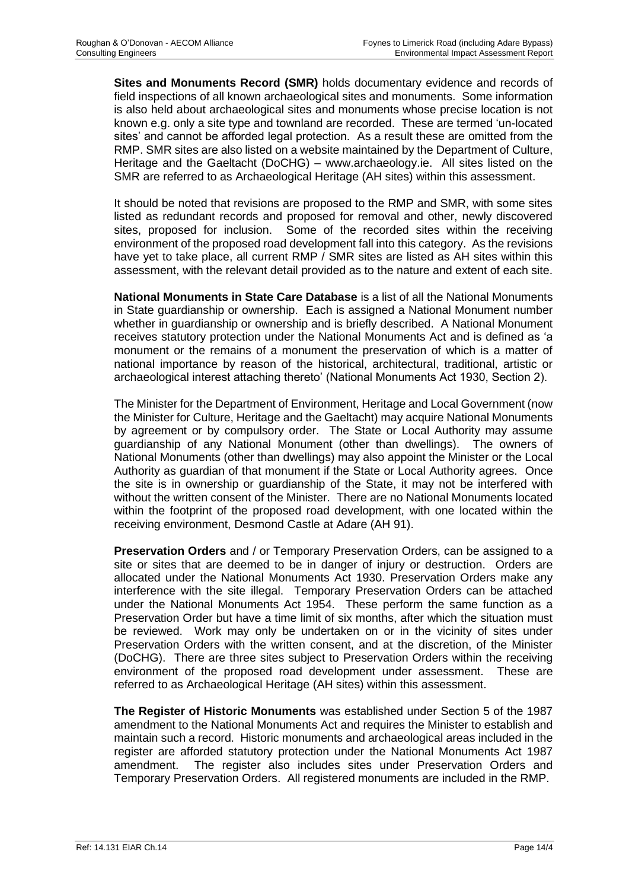**Sites and Monuments Record (SMR)** holds documentary evidence and records of field inspections of all known archaeological sites and monuments. Some information is also held about archaeological sites and monuments whose precise location is not known e.g. only a site type and townland are recorded. These are termed 'un-located sites' and cannot be afforded legal protection. As a result these are omitted from the RMP. SMR sites are also listed on a website maintained by the Department of Culture, Heritage and the Gaeltacht (DoCHG) – www.archaeology.ie. All sites listed on the SMR are referred to as Archaeological Heritage (AH sites) within this assessment.

It should be noted that revisions are proposed to the RMP and SMR, with some sites listed as redundant records and proposed for removal and other, newly discovered sites, proposed for inclusion. Some of the recorded sites within the receiving environment of the proposed road development fall into this category. As the revisions have yet to take place, all current RMP / SMR sites are listed as AH sites within this assessment, with the relevant detail provided as to the nature and extent of each site.

**National Monuments in State Care Database** is a list of all the National Monuments in State guardianship or ownership. Each is assigned a National Monument number whether in guardianship or ownership and is briefly described. A National Monument receives statutory protection under the National Monuments Act and is defined as 'a monument or the remains of a monument the preservation of which is a matter of national importance by reason of the historical, architectural, traditional, artistic or archaeological interest attaching thereto' (National Monuments Act 1930, Section 2).

The Minister for the Department of Environment, Heritage and Local Government (now the Minister for Culture, Heritage and the Gaeltacht) may acquire National Monuments by agreement or by compulsory order. The State or Local Authority may assume guardianship of any National Monument (other than dwellings). The owners of National Monuments (other than dwellings) may also appoint the Minister or the Local Authority as guardian of that monument if the State or Local Authority agrees. Once the site is in ownership or guardianship of the State, it may not be interfered with without the written consent of the Minister. There are no National Monuments located within the footprint of the proposed road development, with one located within the receiving environment, Desmond Castle at Adare (AH 91).

**Preservation Orders** and / or Temporary Preservation Orders, can be assigned to a site or sites that are deemed to be in danger of injury or destruction. Orders are allocated under the National Monuments Act 1930. Preservation Orders make any interference with the site illegal. Temporary Preservation Orders can be attached under the National Monuments Act 1954. These perform the same function as a Preservation Order but have a time limit of six months, after which the situation must be reviewed. Work may only be undertaken on or in the vicinity of sites under Preservation Orders with the written consent, and at the discretion, of the Minister (DoCHG). There are three sites subject to Preservation Orders within the receiving environment of the proposed road development under assessment. These are referred to as Archaeological Heritage (AH sites) within this assessment.

**The Register of Historic Monuments** was established under Section 5 of the 1987 amendment to the National Monuments Act and requires the Minister to establish and maintain such a record. Historic monuments and archaeological areas included in the register are afforded statutory protection under the National Monuments Act 1987 amendment. The register also includes sites under Preservation Orders and Temporary Preservation Orders. All registered monuments are included in the RMP.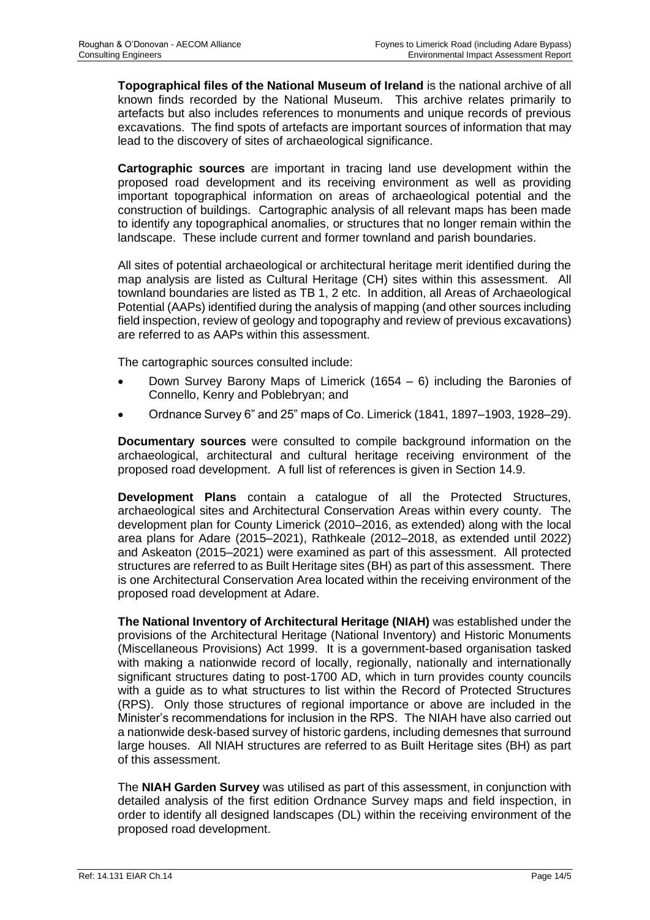**Topographical files of the National Museum of Ireland** is the national archive of all known finds recorded by the National Museum. This archive relates primarily to artefacts but also includes references to monuments and unique records of previous excavations. The find spots of artefacts are important sources of information that may lead to the discovery of sites of archaeological significance.

**Cartographic sources** are important in tracing land use development within the proposed road development and its receiving environment as well as providing important topographical information on areas of archaeological potential and the construction of buildings. Cartographic analysis of all relevant maps has been made to identify any topographical anomalies, or structures that no longer remain within the landscape. These include current and former townland and parish boundaries.

All sites of potential archaeological or architectural heritage merit identified during the map analysis are listed as Cultural Heritage (CH) sites within this assessment. All townland boundaries are listed as TB 1, 2 etc. In addition, all Areas of Archaeological Potential (AAPs) identified during the analysis of mapping (and other sources including field inspection, review of geology and topography and review of previous excavations) are referred to as AAPs within this assessment.

The cartographic sources consulted include:

- Down Survey Barony Maps of Limerick (1654 – 6) including the Baronies of Connello, Kenry and Poblebryan; and
- Ordnance Survey 6" and 25" maps of Co. Limerick (1841, 1897–1903, 1928–29).

**Documentary sources** were consulted to compile background information on the archaeological, architectural and cultural heritage receiving environment of the proposed road development. A full list of references is given in Section 14.9.

**Development Plans** contain a catalogue of all the Protected Structures, archaeological sites and Architectural Conservation Areas within every county. The development plan for County Limerick (2010–2016, as extended) along with the local area plans for Adare (2015–2021), Rathkeale (2012–2018, as extended until 2022) and Askeaton (2015–2021) were examined as part of this assessment. All protected structures are referred to as Built Heritage sites (BH) as part of this assessment. There is one Architectural Conservation Area located within the receiving environment of the proposed road development at Adare.

**The National Inventory of Architectural Heritage (NIAH)** was established under the provisions of the Architectural Heritage (National Inventory) and Historic Monuments (Miscellaneous Provisions) Act 1999. It is a government-based organisation tasked with making a nationwide record of locally, regionally, nationally and internationally significant structures dating to post-1700 AD, which in turn provides county councils with a guide as to what structures to list within the Record of Protected Structures (RPS). Only those structures of regional importance or above are included in the Minister's recommendations for inclusion in the RPS. The NIAH have also carried out a nationwide desk-based survey of historic gardens, including demesnes that surround large houses. All NIAH structures are referred to as Built Heritage sites (BH) as part of this assessment.

The **NIAH Garden Survey** was utilised as part of this assessment, in conjunction with detailed analysis of the first edition Ordnance Survey maps and field inspection, in order to identify all designed landscapes (DL) within the receiving environment of the proposed road development.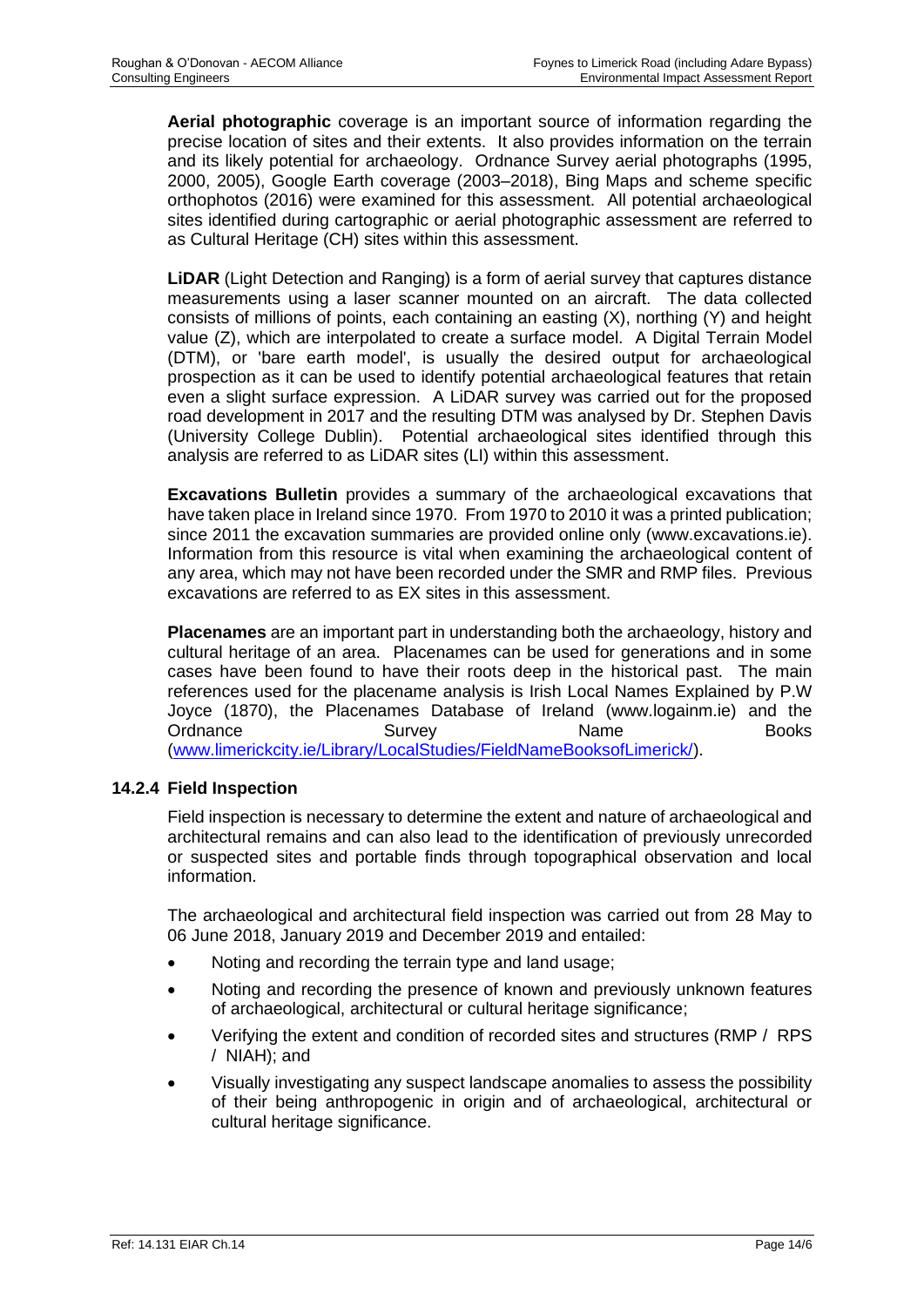**Aerial photographic** coverage is an important source of information regarding the precise location of sites and their extents. It also provides information on the terrain and its likely potential for archaeology. Ordnance Survey aerial photographs (1995, 2000, 2005), Google Earth coverage (2003–2018), Bing Maps and scheme specific orthophotos (2016) were examined for this assessment. All potential archaeological sites identified during cartographic or aerial photographic assessment are referred to as Cultural Heritage (CH) sites within this assessment.

**LiDAR** (Light Detection and Ranging) is a form of aerial survey that captures distance measurements using a laser scanner mounted on an aircraft. The data collected consists of millions of points, each containing an easting (X), northing (Y) and height value (Z), which are interpolated to create a surface model. A Digital Terrain Model (DTM), or 'bare earth model', is usually the desired output for archaeological prospection as it can be used to identify potential archaeological features that retain even a slight surface expression. A LiDAR survey was carried out for the proposed road development in 2017 and the resulting DTM was analysed by Dr. Stephen Davis (University College Dublin). Potential archaeological sites identified through this analysis are referred to as LiDAR sites (LI) within this assessment.

**Excavations Bulletin** provides a summary of the archaeological excavations that have taken place in Ireland since 1970. From 1970 to 2010 it was a printed publication; since 2011 the excavation summaries are provided online only (www.excavations.ie). Information from this resource is vital when examining the archaeological content of any area, which may not have been recorded under the SMR and RMP files. Previous excavations are referred to as EX sites in this assessment.

**Placenames** are an important part in understanding both the archaeology, history and cultural heritage of an area. Placenames can be used for generations and in some cases have been found to have their roots deep in the historical past. The main references used for the placename analysis is Irish Local Names Explained by P.W Joyce (1870), the Placenames Database of Ireland (www.logainm.ie) and the Ordnance Survey Name Books (www.limerickcity.ie/Library/LocalStudies/FieldNameBooksofLimerick/).

### 14.2.4 Field Inspection

Field inspection is necessary to determine the extent and nature of archaeological and architectural remains and can also lead to the identification of previously unrecorded or suspected sites and portable finds through topographical observation and local information.

The archaeological and architectural field inspection was carried out from 28 May to 06 June 2018, January 2019 and December 2019 and entailed:

- Noting and recording the terrain type and land usage;
- Noting and recording the presence of known and previously unknown features of archaeological, architectural or cultural heritage significance;
- Verifying the extent and condition of recorded sites and structures (RMP / RPS / NIAH); and
- Visually investigating any suspect landscape anomalies to assess the possibility of their being anthropogenic in origin and of archaeological, architectural or cultural heritage significance.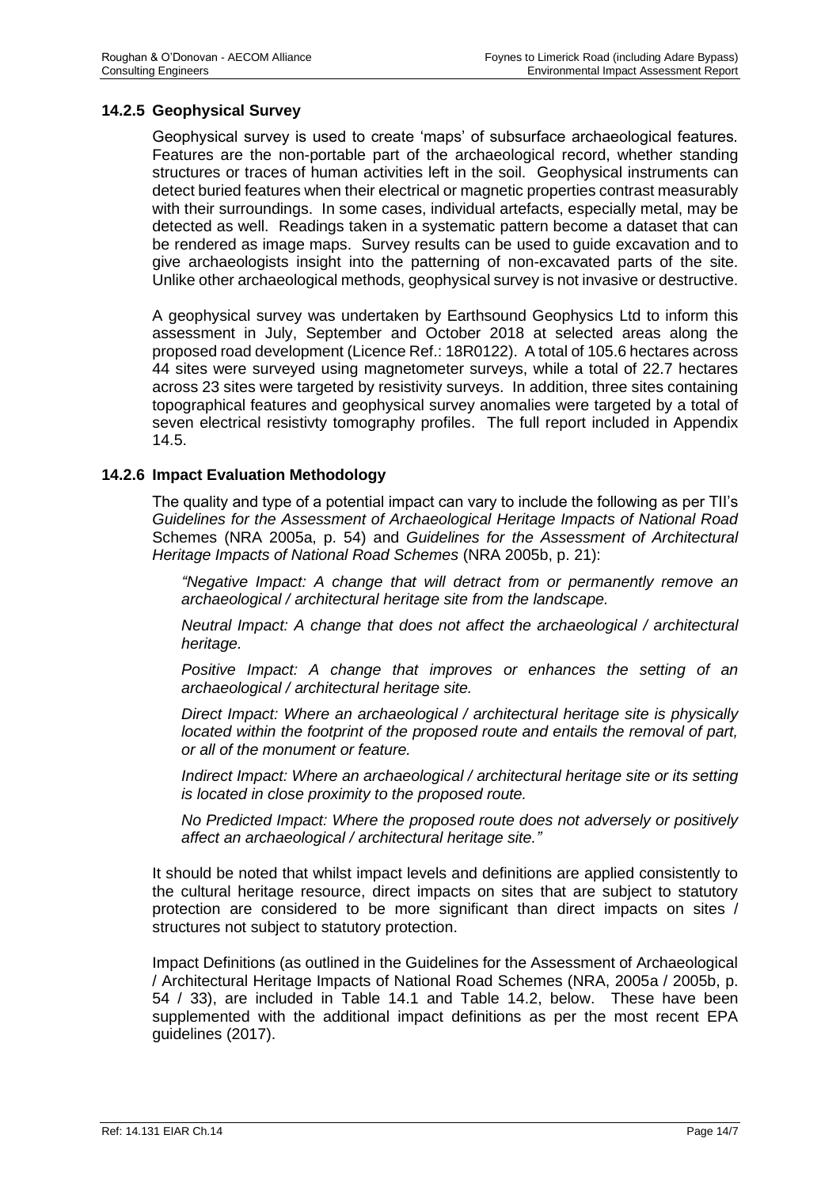### 14.2.5 Geophysical Survey

Geophysical survey is used to create 'maps' of subsurface archaeological features. Features are the non-portable part of the archaeological record, whether standing structures or traces of human activities left in the soil. Geophysical instruments can detect buried features when their electrical or magnetic properties contrast measurably with their surroundings. In some cases, individual artefacts, especially metal, may be detected as well. Readings taken in a systematic pattern become a dataset that can be rendered as image maps. Survey results can be used to guide excavation and to give archaeologists insight into the patterning of non-excavated parts of the site. Unlike other archaeological methods, geophysical survey is not invasive or destructive.

A geophysical survey was undertaken by Earthsound Geophysics Ltd to inform this assessment in July, September and October 2018 at selected areas along the proposed road development (Licence Ref.: 18R0122). A total of 105.6 hectares across 44 sites were surveyed using magnetometer surveys, while a total of 22.7 hectares across 23 sites were targeted by resistivity surveys. In addition, three sites containing topographical features and geophysical survey anomalies were targeted by a total of seven electrical resistivty tomography profiles. The full report included in Appendix 14.5.

### 14.2.6 Impact Evaluation Methodology

The quality and type of a potential impact can vary to include the following as per TII's *Guidelines for the Assessment of Archaeological Heritage Impacts of National Road* Schemes (NRA 2005a, p. 54) and *Guidelines for the Assessment of Architectural Heritage Impacts of National Road Schemes* (NRA 2005b, p. 21):

> *"Negative Impact: A change that will detract from or permanently remove an archaeological / architectural heritage site from the landscape.*
>
> *Neutral Impact: A change that does not affect the archaeological / architectural heritage.*
>
> *Positive Impact: A change that improves or enhances the setting of an archaeological / architectural heritage site.*
>
> *Direct Impact: Where an archaeological / architectural heritage site is physically located within the footprint of the proposed route and entails the removal of part, or all of the monument or feature.*
>
> *Indirect Impact: Where an archaeological / architectural heritage site or its setting is located in close proximity to the proposed route.*
>
> *No Predicted Impact: Where the proposed route does not adversely or positively affect an archaeological / architectural heritage site."*

It should be noted that whilst impact levels and definitions are applied consistently to the cultural heritage resource, direct impacts on sites that are subject to statutory protection are considered to be more significant than direct impacts on sites / structures not subject to statutory protection.

Impact Definitions (as outlined in the Guidelines for the Assessment of Archaeological / Architectural Heritage Impacts of National Road Schemes (NRA, 2005a / 2005b, p. 54 / 33), are included in Table 14.1 and Table 14.2, below. These have been supplemented with the additional impact definitions as per the most recent EPA guidelines (2017).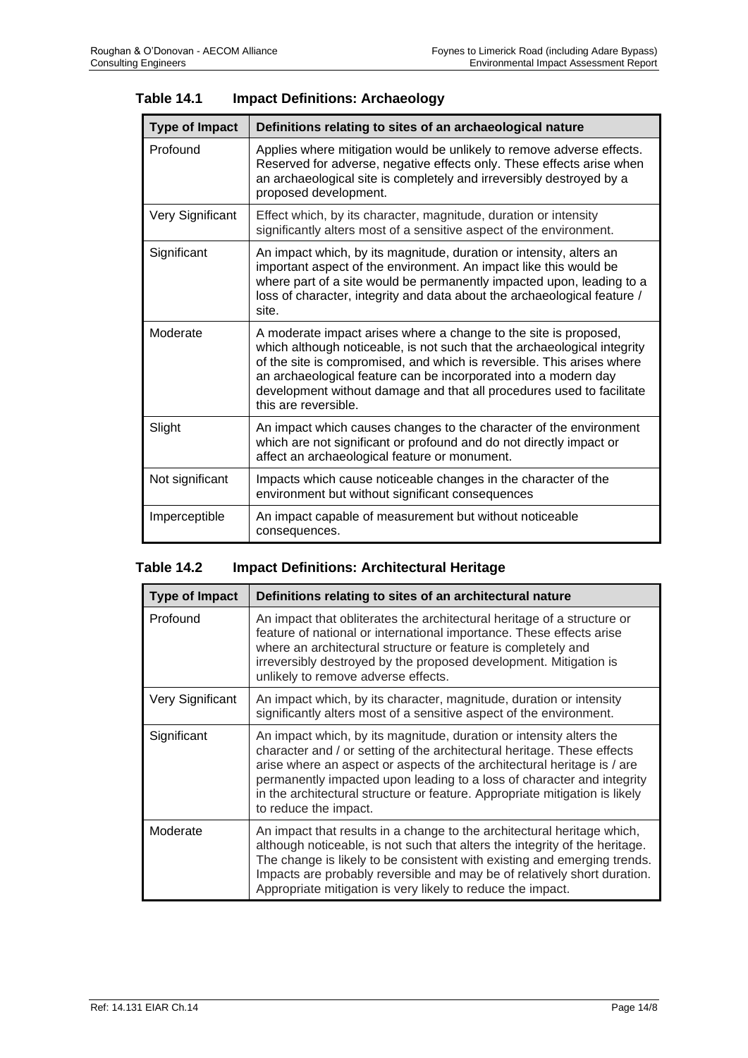**Table 14.1 Impact Definitions: Archaeology**

| Type of Impact | Definitions relating to sites of an archaeological nature |
|---|---|
| Profound | Applies where mitigation would be unlikely to remove adverse effects. Reserved for adverse, negative effects only. These effects arise when an archaeological site is completely and irreversibly destroyed by a proposed development. |
| Very Significant | Effect which, by its character, magnitude, duration or intensity significantly alters most of a sensitive aspect of the environment. |
| Significant | An impact which, by its magnitude, duration or intensity, alters an important aspect of the environment. An impact like this would be where part of a site would be permanently impacted upon, leading to a loss of character, integrity and data about the archaeological feature / site. |
| Moderate | A moderate impact arises where a change to the site is proposed, which although noticeable, is not such that the archaeological integrity of the site is compromised, and which is reversible. This arises where an archaeological feature can be incorporated into a modern day development without damage and that all procedures used to facilitate this are reversible. |
| Slight | An impact which causes changes to the character of the environment which are not significant or profound and do not directly impact or affect an archaeological feature or monument. |
| Not significant | Impacts which cause noticeable changes in the character of the environment but without significant consequences |
| Imperceptible | An impact capable of measurement but without noticeable consequences. |

**Table 14.2 Impact Definitions: Architectural Heritage**

| Type of Impact | Definitions relating to sites of an architectural nature |
|---|---|
| Profound | An impact that obliterates the architectural heritage of a structure or feature of national or international importance. These effects arise where an architectural structure or feature is completely and irreversibly destroyed by the proposed development. Mitigation is unlikely to remove adverse effects. |
| Very Significant | An impact which, by its character, magnitude, duration or intensity significantly alters most of a sensitive aspect of the environment. |
| Significant | An impact which, by its magnitude, duration or intensity alters the character and / or setting of the architectural heritage. These effects arise where an aspect or aspects of the architectural heritage is / are permanently impacted upon leading to a loss of character and integrity in the architectural structure or feature. Appropriate mitigation is likely to reduce the impact. |
| Moderate | An impact that results in a change to the architectural heritage which, although noticeable, is not such that alters the integrity of the heritage. The change is likely to be consistent with existing and emerging trends. Impacts are probably reversible and may be of relatively short duration. Appropriate mitigation is very likely to reduce the impact. |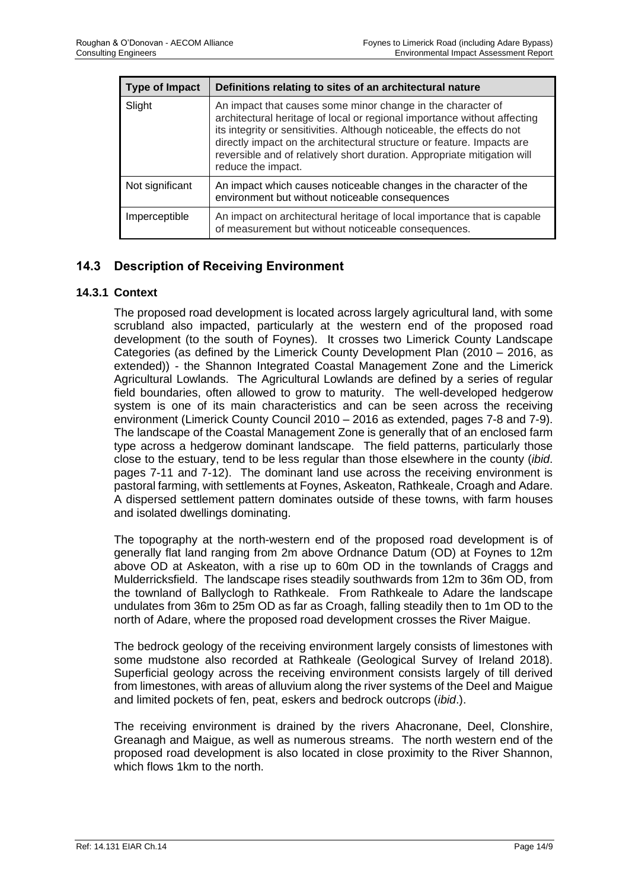| Type of Impact | Definitions relating to sites of an architectural nature |
|---|---|
| Slight | An impact that causes some minor change in the character of architectural heritage of local or regional importance without affecting its integrity or sensitivities. Although noticeable, the effects do not directly impact on the architectural structure or feature. Impacts are reversible and of relatively short duration. Appropriate mitigation will reduce the impact. |
| Not significant | An impact which causes noticeable changes in the character of the environment but without noticeable consequences |
| Imperceptible | An impact on architectural heritage of local importance that is capable of measurement but without noticeable consequences. |

## 14.3 Description of Receiving Environment

### 14.3.1 Context

The proposed road development is located across largely agricultural land, with some scrubland also impacted, particularly at the western end of the proposed road development (to the south of Foynes). It crosses two Limerick County Landscape Categories (as defined by the Limerick County Development Plan (2010 – 2016, as extended)) - the Shannon Integrated Coastal Management Zone and the Limerick Agricultural Lowlands. The Agricultural Lowlands are defined by a series of regular field boundaries, often allowed to grow to maturity. The well-developed hedgerow system is one of its main characteristics and can be seen across the receiving environment (Limerick County Council 2010 – 2016 as extended, pages 7-8 and 7-9). The landscape of the Coastal Management Zone is generally that of an enclosed farm type across a hedgerow dominant landscape. The field patterns, particularly those close to the estuary, tend to be less regular than those elsewhere in the county (*ibid*. pages 7-11 and 7-12). The dominant land use across the receiving environment is pastoral farming, with settlements at Foynes, Askeaton, Rathkeale, Croagh and Adare. A dispersed settlement pattern dominates outside of these towns, with farm houses and isolated dwellings dominating.

The topography at the north-western end of the proposed road development is of generally flat land ranging from 2m above Ordnance Datum (OD) at Foynes to 12m above OD at Askeaton, with a rise up to 60m OD in the townlands of Craggs and Mulderricksfield. The landscape rises steadily southwards from 12m to 36m OD, from the townland of Ballyclogh to Rathkeale. From Rathkeale to Adare the landscape undulates from 36m to 25m OD as far as Croagh, falling steadily then to 1m OD to the north of Adare, where the proposed road development crosses the River Maigue.

The bedrock geology of the receiving environment largely consists of limestones with some mudstone also recorded at Rathkeale (Geological Survey of Ireland 2018). Superficial geology across the receiving environment consists largely of till derived from limestones, with areas of alluvium along the river systems of the Deel and Maigue and limited pockets of fen, peat, eskers and bedrock outcrops (*ibid*.).

The receiving environment is drained by the rivers Ahacronane, Deel, Clonshire, Greanagh and Maigue, as well as numerous streams. The north western end of the proposed road development is also located in close proximity to the River Shannon, which flows 1km to the north.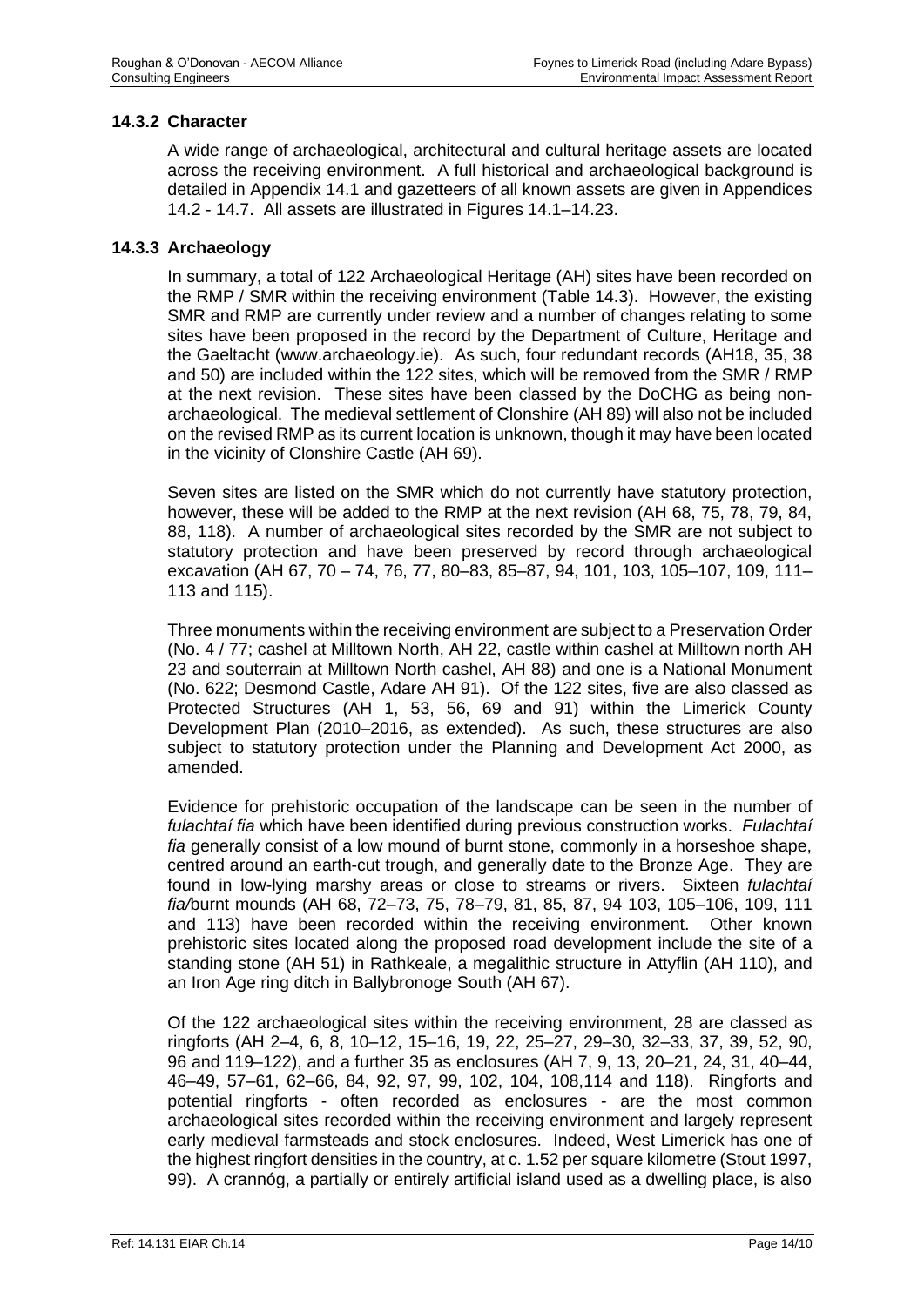### 14.3.2 Character

A wide range of archaeological, architectural and cultural heritage assets are located across the receiving environment. A full historical and archaeological background is detailed in Appendix 14.1 and gazetteers of all known assets are given in Appendices 14.2 - 14.7. All assets are illustrated in Figures 14.1–14.23.

### 14.3.3 Archaeology

In summary, a total of 122 Archaeological Heritage (AH) sites have been recorded on the RMP / SMR within the receiving environment (Table 14.3). However, the existing SMR and RMP are currently under review and a number of changes relating to some sites have been proposed in the record by the Department of Culture, Heritage and the Gaeltacht (www.archaeology.ie). As such, four redundant records (AH18, 35, 38 and 50) are included within the 122 sites, which will be removed from the SMR / RMP at the next revision. These sites have been classed by the DoCHG as being non-archaeological. The medieval settlement of Clonshire (AH 89) will also not be included on the revised RMP as its current location is unknown, though it may have been located in the vicinity of Clonshire Castle (AH 69).

Seven sites are listed on the SMR which do not currently have statutory protection, however, these will be added to the RMP at the next revision (AH 68, 75, 78, 79, 84, 88, 118). A number of archaeological sites recorded by the SMR are not subject to statutory protection and have been preserved by record through archaeological excavation (AH 67, 70 – 74, 76, 77, 80–83, 85–87, 94, 101, 103, 105–107, 109, 111–113 and 115).

Three monuments within the receiving environment are subject to a Preservation Order (No. 4 / 77; cashel at Milltown North, AH 22, castle within cashel at Milltown north AH 23 and souterrain at Milltown North cashel, AH 88) and one is a National Monument (No. 622; Desmond Castle, Adare AH 91). Of the 122 sites, five are also classed as Protected Structures (AH 1, 53, 56, 69 and 91) within the Limerick County Development Plan (2010–2016, as extended). As such, these structures are also subject to statutory protection under the Planning and Development Act 2000, as amended.

Evidence for prehistoric occupation of the landscape can be seen in the number of *fulachtaí fia* which have been identified during previous construction works. *Fulachtaí fia* generally consist of a low mound of burnt stone, commonly in a horseshoe shape, centred around an earth-cut trough, and generally date to the Bronze Age. They are found in low-lying marshy areas or close to streams or rivers. Sixteen *fulachtaí fia*/burnt mounds (AH 68, 72–73, 75, 78–79, 81, 85, 87, 94 103, 105–106, 109, 111 and 113) have been recorded within the receiving environment. Other known prehistoric sites located along the proposed road development include the site of a standing stone (AH 51) in Rathkeale, a megalithic structure in Attyflin (AH 110), and an Iron Age ring ditch in Ballybronoge South (AH 67).

Of the 122 archaeological sites within the receiving environment, 28 are classed as ringforts (AH 2–4, 6, 8, 10–12, 15–16, 19, 22, 25–27, 29–30, 32–33, 37, 39, 52, 90, 96 and 119–122), and a further 35 as enclosures (AH 7, 9, 13, 20–21, 24, 31, 40–44, 46–49, 57–61, 62–66, 84, 92, 97, 99, 102, 104, 108,114 and 118). Ringforts and potential ringforts - often recorded as enclosures - are the most common archaeological sites recorded within the receiving environment and largely represent early medieval farmsteads and stock enclosures. Indeed, West Limerick has one of the highest ringfort densities in the country, at c. 1.52 per square kilometre (Stout 1997, 99). A crannóg, a partially or entirely artificial island used as a dwelling place, is also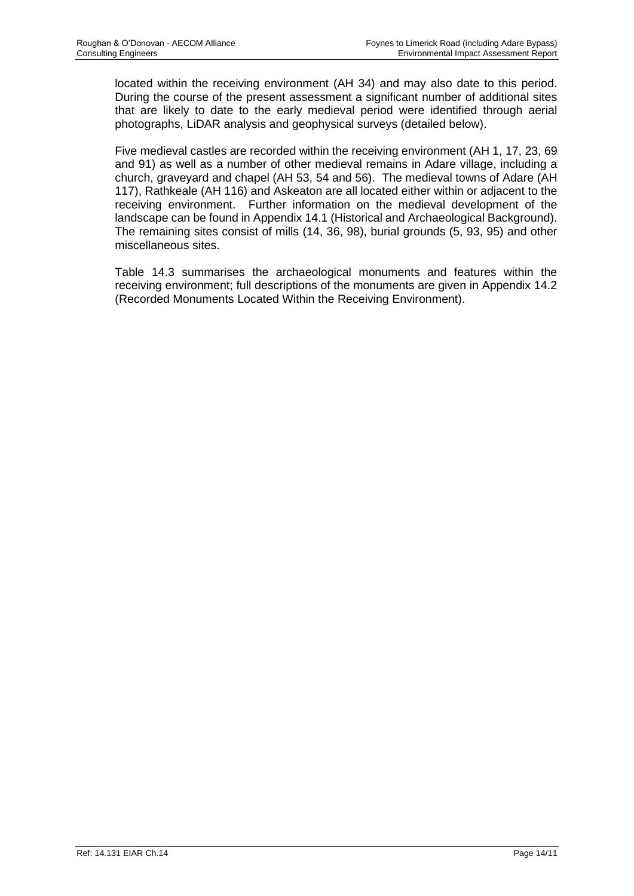located within the receiving environment (AH 34) and may also date to this period. During the course of the present assessment a significant number of additional sites that are likely to date to the early medieval period were identified through aerial photographs, LiDAR analysis and geophysical surveys (detailed below).

Five medieval castles are recorded within the receiving environment (AH 1, 17, 23, 69 and 91) as well as a number of other medieval remains in Adare village, including a church, graveyard and chapel (AH 53, 54 and 56). The medieval towns of Adare (AH 117), Rathkeale (AH 116) and Askeaton are all located either within or adjacent to the receiving environment. Further information on the medieval development of the landscape can be found in Appendix 14.1 (Historical and Archaeological Background). The remaining sites consist of mills (14, 36, 98), burial grounds (5, 93, 95) and other miscellaneous sites.

Table 14.3 summarises the archaeological monuments and features within the receiving environment; full descriptions of the monuments are given in Appendix 14.2 (Recorded Monuments Located Within the Receiving Environment).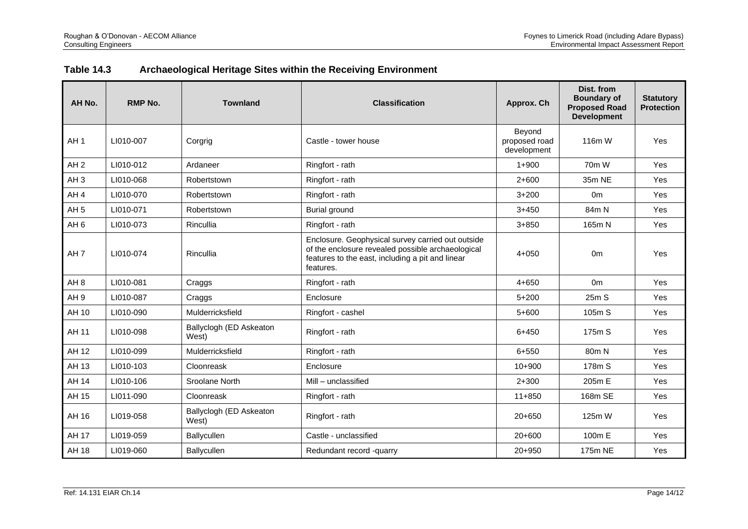## Table 14.3 Archaeological Heritage Sites within the Receiving Environment

| AH No. | RMP No. | Townland | Classification | Approx. Ch | Dist. from Boundary of Proposed Road Development | Statutory Protection |
|---|---|---|---|---|---|---|
| AH 1 | LI010-007 | Corgrig | Castle - tower house | Beyond proposed road development | 116m W | Yes |
| AH 2 | LI010-012 | Ardaneer | Ringfort - rath | 1+900 | 70m W | Yes |
| AH 3 | LI010-068 | Robertstown | Ringfort - rath | 2+600 | 35m NE | Yes |
| AH 4 | LI010-070 | Robertstown | Ringfort - rath | 3+200 | 0m | Yes |
| AH 5 | LI010-071 | Robertstown | Burial ground | 3+450 | 84m N | Yes |
| AH 6 | LI010-073 | Rincullia | Ringfort - rath | 3+850 | 165m N | Yes |
| AH 7 | LI010-074 | Rincullia | Enclosure. Geophysical survey carried out outside of the enclosure revealed possible archaeological features to the east, including a pit and linear features. | 4+050 | 0m | Yes |
| AH 8 | LI010-081 | Craggs | Ringfort - rath | 4+650 | 0m | Yes |
| AH 9 | LI010-087 | Craggs | Enclosure | 5+200 | 25m S | Yes |
| AH 10 | LI010-090 | Mulderricksfield | Ringfort - cashel | 5+600 | 105m S | Yes |
| AH 11 | LI010-098 | Ballyclogh (ED Askeaton West) | Ringfort - rath | 6+450 | 175m S | Yes |
| AH 12 | LI010-099 | Mulderricksfield | Ringfort - rath | 6+550 | 80m N | Yes |
| AH 13 | LI010-103 | Cloonreask | Enclosure | 10+900 | 178m S | Yes |
| AH 14 | LI010-106 | Sroolane North | Mill – unclassified | 2+300 | 205m E | Yes |
| AH 15 | LI011-090 | Cloonreask | Ringfort - rath | 11+850 | 168m SE | Yes |
| AH 16 | LI019-058 | Ballyclogh (ED Askeaton West) | Ringfort - rath | 20+650 | 125m W | Yes |
| AH 17 | LI019-059 | Ballycullen | Castle - unclassified | 20+600 | 100m E | Yes |
| AH 18 | LI019-060 | Ballycullen | Redundant record -quarry | 20+950 | 175m NE | Yes |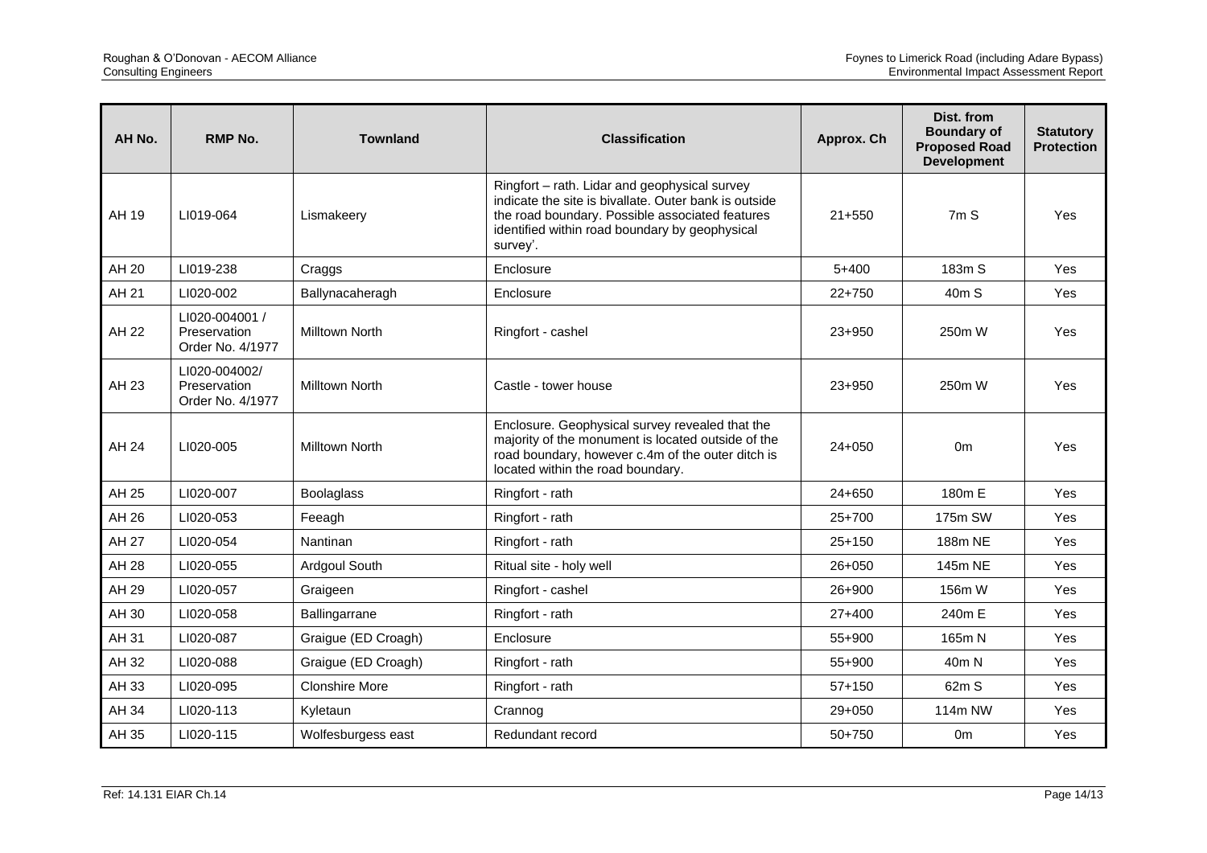| AH No. | RMP No. | Townland | Classification | Approx. Ch | Dist. from Boundary of Proposed Road Development | Statutory Protection |
|---|---|---|---|---|---|---|
| AH 19 | LI019-064 | Lismakeery | Ringfort – rath. Lidar and geophysical survey indicate the site is bivallate. Outer bank is outside the road boundary. Possible associated features identified within road boundary by geophysical survey'. | 21+550 | 7m S | Yes |
| AH 20 | LI019-238 | Craggs | Enclosure | 5+400 | 183m S | Yes |
| AH 21 | LI020-002 | Ballynacaheragh | Enclosure | 22+750 | 40m S | Yes |
| AH 22 | LI020-004001 / Preservation Order No. 4/1977 | Milltown North | Ringfort - cashel | 23+950 | 250m W | Yes |
| AH 23 | LI020-004002/ Preservation Order No. 4/1977 | Milltown North | Castle - tower house | 23+950 | 250m W | Yes |
| AH 24 | LI020-005 | Milltown North | Enclosure. Geophysical survey revealed that the majority of the monument is located outside of the road boundary, however c.4m of the outer ditch is located within the road boundary. | 24+050 | 0m | Yes |
| AH 25 | LI020-007 | Boolaglass | Ringfort - rath | 24+650 | 180m E | Yes |
| AH 26 | LI020-053 | Feeagh | Ringfort - rath | 25+700 | 175m SW | Yes |
| AH 27 | LI020-054 | Nantinan | Ringfort - rath | 25+150 | 188m NE | Yes |
| AH 28 | LI020-055 | Ardgoul South | Ritual site - holy well | 26+050 | 145m NE | Yes |
| AH 29 | LI020-057 | Graigeen | Ringfort - cashel | 26+900 | 156m W | Yes |
| AH 30 | LI020-058 | Ballingarrane | Ringfort - rath | 27+400 | 240m E | Yes |
| AH 31 | LI020-087 | Graigue (ED Croagh) | Enclosure | 55+900 | 165m N | Yes |
| AH 32 | LI020-088 | Graigue (ED Croagh) | Ringfort - rath | 55+900 | 40m N | Yes |
| AH 33 | LI020-095 | Clonshire More | Ringfort - rath | 57+150 | 62m S | Yes |
| AH 34 | LI020-113 | Kyletaun | Crannog | 29+050 | 114m NW | Yes |
| AH 35 | LI020-115 | Wolfesburgess east | Redundant record | 50+750 | 0m | Yes |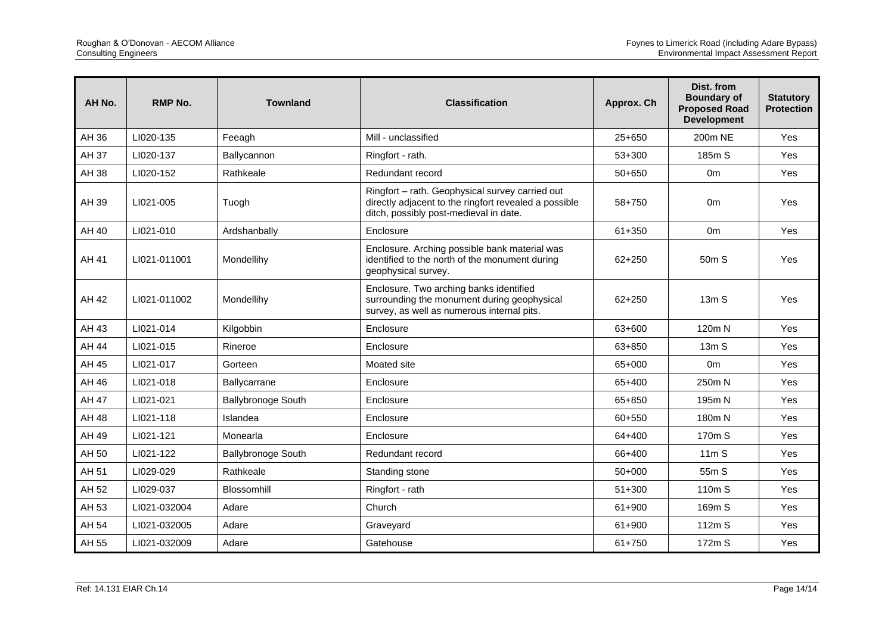| AH No. | RMP No. | Townland | Classification | Approx. Ch | Dist. from Boundary of Proposed Road Development | Statutory Protection |
|---|---|---|---|---|---|---|
| AH 36 | LI020-135 | Feeagh | Mill - unclassified | 25+650 | 200m NE | Yes |
| AH 37 | LI020-137 | Ballycannon | Ringfort - rath. | 53+300 | 185m S | Yes |
| AH 38 | LI020-152 | Rathkeale | Redundant record | 50+650 | 0m | Yes |
| AH 39 | LI021-005 | Tuogh | Ringfort – rath. Geophysical survey carried out directly adjacent to the ringfort revealed a possible ditch, possibly post-medieval in date. | 58+750 | 0m | Yes |
| AH 40 | LI021-010 | Ardshanbally | Enclosure | 61+350 | 0m | Yes |
| AH 41 | LI021-011001 | Mondellihy | Enclosure. Arching possible bank material was identified to the north of the monument during geophysical survey. | 62+250 | 50m S | Yes |
| AH 42 | LI021-011002 | Mondellihy | Enclosure. Two arching banks identified surrounding the monument during geophysical survey, as well as numerous internal pits. | 62+250 | 13m S | Yes |
| AH 43 | LI021-014 | Kilgobbin | Enclosure | 63+600 | 120m N | Yes |
| AH 44 | LI021-015 | Rineroe | Enclosure | 63+850 | 13m S | Yes |
| AH 45 | LI021-017 | Gorteen | Moated site | 65+000 | 0m | Yes |
| AH 46 | LI021-018 | Ballycarrane | Enclosure | 65+400 | 250m N | Yes |
| AH 47 | LI021-021 | Ballybronoge South | Enclosure | 65+850 | 195m N | Yes |
| AH 48 | LI021-118 | Islandea | Enclosure | 60+550 | 180m N | Yes |
| AH 49 | LI021-121 | Monearla | Enclosure | 64+400 | 170m S | Yes |
| AH 50 | LI021-122 | Ballybronoge South | Redundant record | 66+400 | 11m S | Yes |
| AH 51 | LI029-029 | Rathkeale | Standing stone | 50+000 | 55m S | Yes |
| AH 52 | LI029-037 | Blossomhill | Ringfort - rath | 51+300 | 110m S | Yes |
| AH 53 | LI021-032004 | Adare | Church | 61+900 | 169m S | Yes |
| AH 54 | LI021-032005 | Adare | Graveyard | 61+900 | 112m S | Yes |
| AH 55 | LI021-032009 | Adare | Gatehouse | 61+750 | 172m S | Yes |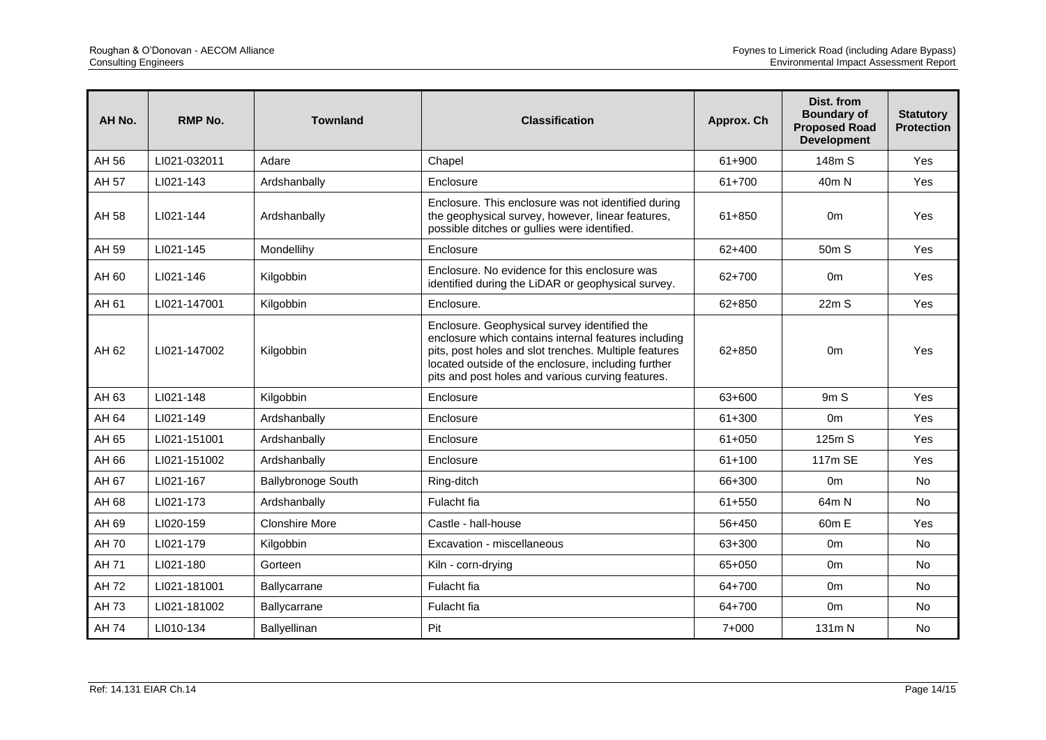| AH No. | RMP No. | Townland | Classification | Approx. Ch | Dist. from Boundary of Proposed Road Development | Statutory Protection |
|---|---|---|---|---|---|---|
| AH 56 | LI021-032011 | Adare | Chapel | 61+900 | 148m S | Yes |
| AH 57 | LI021-143 | Ardshanbally | Enclosure | 61+700 | 40m N | Yes |
| AH 58 | LI021-144 | Ardshanbally | Enclosure. This enclosure was not identified during the geophysical survey, however, linear features, possible ditches or gullies were identified. | 61+850 | 0m | Yes |
| AH 59 | LI021-145 | Mondellihy | Enclosure | 62+400 | 50m S | Yes |
| AH 60 | LI021-146 | Kilgobbin | Enclosure. No evidence for this enclosure was identified during the LiDAR or geophysical survey. | 62+700 | 0m | Yes |
| AH 61 | LI021-147001 | Kilgobbin | Enclosure. | 62+850 | 22m S | Yes |
| AH 62 | LI021-147002 | Kilgobbin | Enclosure. Geophysical survey identified the enclosure which contains internal features including pits, post holes and slot trenches. Multiple features located outside of the enclosure, including further pits and post holes and various curving features. | 62+850 | 0m | Yes |
| AH 63 | LI021-148 | Kilgobbin | Enclosure | 63+600 | 9m S | Yes |
| AH 64 | LI021-149 | Ardshanbally | Enclosure | 61+300 | 0m | Yes |
| AH 65 | LI021-151001 | Ardshanbally | Enclosure | 61+050 | 125m S | Yes |
| AH 66 | LI021-151002 | Ardshanbally | Enclosure | 61+100 | 117m SE | Yes |
| AH 67 | LI021-167 | Ballybronoge South | Ring-ditch | 66+300 | 0m | No |
| AH 68 | LI021-173 | Ardshanbally | Fulacht fia | 61+550 | 64m N | No |
| AH 69 | LI020-159 | Clonshire More | Castle - hall-house | 56+450 | 60m E | Yes |
| AH 70 | LI021-179 | Kilgobbin | Excavation - miscellaneous | 63+300 | 0m | No |
| AH 71 | LI021-180 | Gorteen | Kiln - corn-drying | 65+050 | 0m | No |
| AH 72 | LI021-181001 | Ballycarrane | Fulacht fia | 64+700 | 0m | No |
| AH 73 | LI021-181002 | Ballycarrane | Fulacht fia | 64+700 | 0m | No |
| AH 74 | LI010-134 | Ballyellinan | Pit | 7+000 | 131m N | No |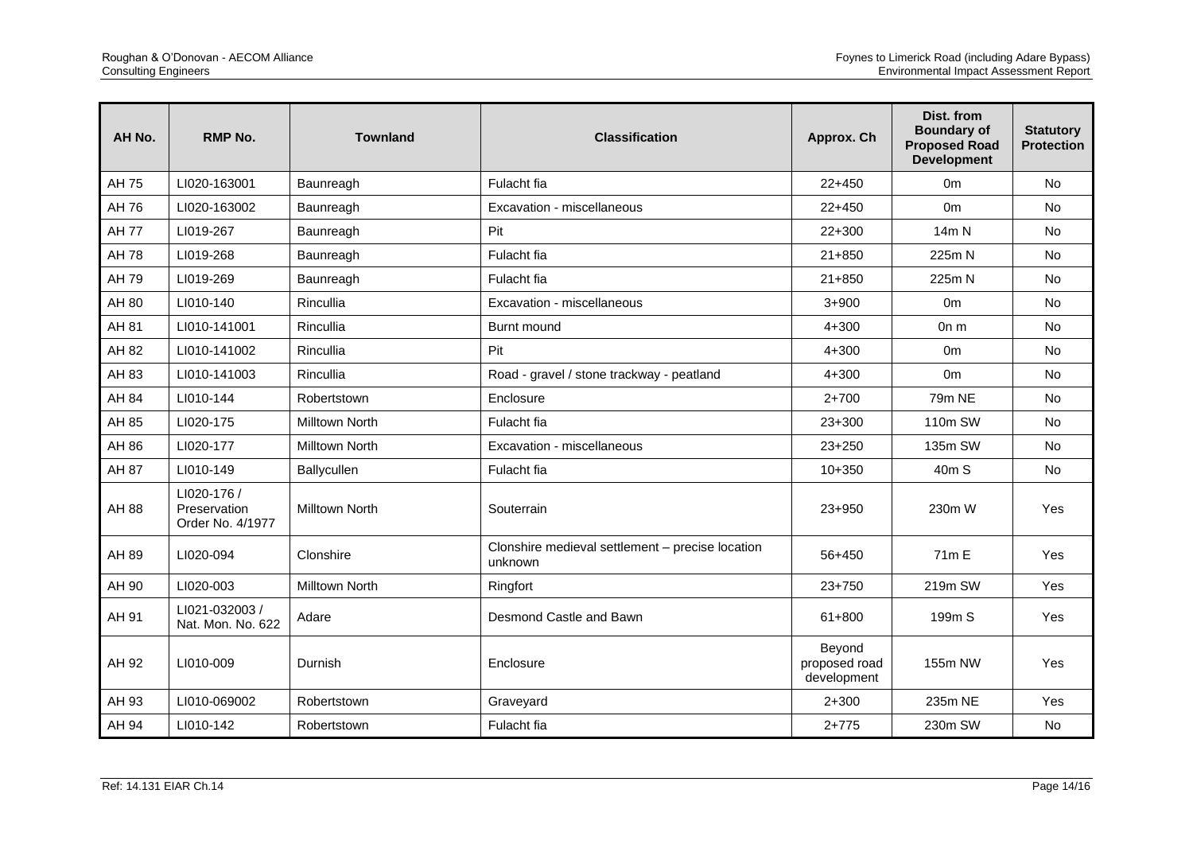| AH No. | RMP No. | Townland | Classification | Approx. Ch | Dist. from Boundary of Proposed Road Development | Statutory Protection |
|---|---|---|---|---|---|---|
| AH 75 | LI020-163001 | Baunreagh | Fulacht fia | 22+450 | 0m | No |
| AH 76 | LI020-163002 | Baunreagh | Excavation - miscellaneous | 22+450 | 0m | No |
| AH 77 | LI019-267 | Baunreagh | Pit | 22+300 | 14m N | No |
| AH 78 | LI019-268 | Baunreagh | Fulacht fia | 21+850 | 225m N | No |
| AH 79 | LI019-269 | Baunreagh | Fulacht fia | 21+850 | 225m N | No |
| AH 80 | LI010-140 | Rincullia | Excavation - miscellaneous | 3+900 | 0m | No |
| AH 81 | LI010-141001 | Rincullia | Burnt mound | 4+300 | 0n m | No |
| AH 82 | LI010-141002 | Rincullia | Pit | 4+300 | 0m | No |
| AH 83 | LI010-141003 | Rincullia | Road - gravel / stone trackway - peatland | 4+300 | 0m | No |
| AH 84 | LI010-144 | Robertstown | Enclosure | 2+700 | 79m NE | No |
| AH 85 | LI020-175 | Milltown North | Fulacht fia | 23+300 | 110m SW | No |
| AH 86 | LI020-177 | Milltown North | Excavation - miscellaneous | 23+250 | 135m SW | No |
| AH 87 | LI010-149 | Ballycullen | Fulacht fia | 10+350 | 40m S | No |
| AH 88 | LI020-176 / Preservation Order No. 4/1977 | Milltown North | Souterrain | 23+950 | 230m W | Yes |
| AH 89 | LI020-094 | Clonshire | Clonshire medieval settlement – precise location unknown | 56+450 | 71m E | Yes |
| AH 90 | LI020-003 | Milltown North | Ringfort | 23+750 | 219m SW | Yes |
| AH 91 | LI021-032003 / Nat. Mon. No. 622 | Adare | Desmond Castle and Bawn | 61+800 | 199m S | Yes |
| AH 92 | LI010-009 | Durnish | Enclosure | Beyond proposed road development | 155m NW | Yes |
| AH 93 | LI010-069002 | Robertstown | Graveyard | 2+300 | 235m NE | Yes |
| AH 94 | LI010-142 | Robertstown | Fulacht fia | 2+775 | 230m SW | No |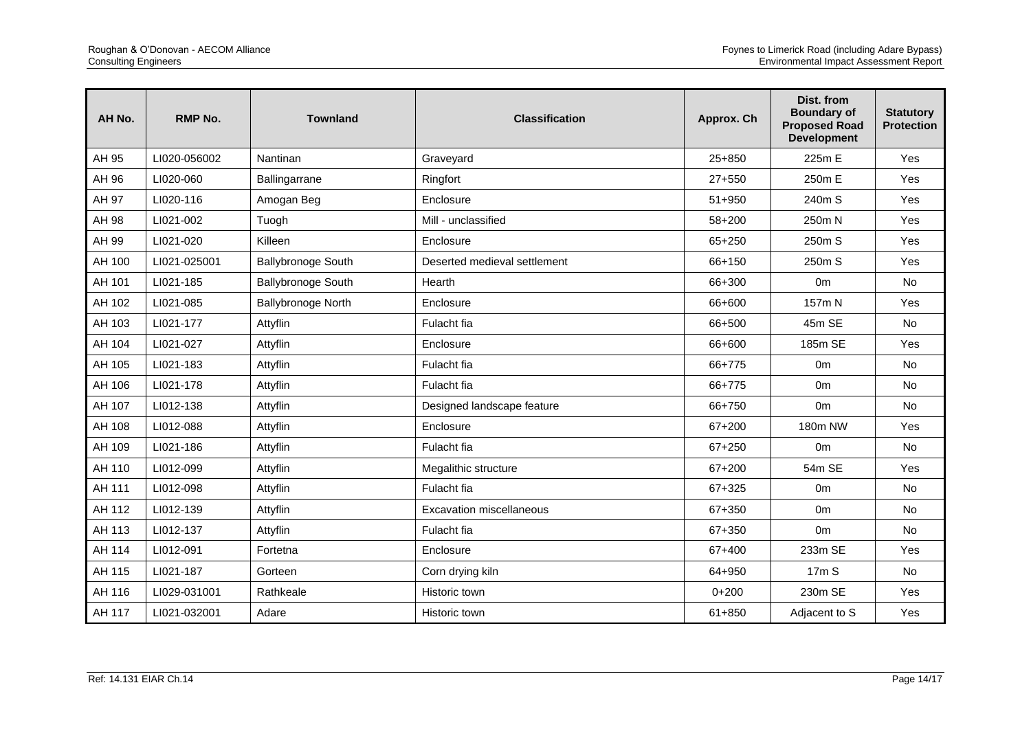| AH No. | RMP No. | Townland | Classification | Approx. Ch | Dist. from Boundary of Proposed Road Development | Statutory Protection |
|---|---|---|---|---|---|---|
| AH 95 | LI020-056002 | Nantinan | Graveyard | 25+850 | 225m E | Yes |
| AH 96 | LI020-060 | Ballingarrane | Ringfort | 27+550 | 250m E | Yes |
| AH 97 | LI020-116 | Amogan Beg | Enclosure | 51+950 | 240m S | Yes |
| AH 98 | LI021-002 | Tuogh | Mill - unclassified | 58+200 | 250m N | Yes |
| AH 99 | LI021-020 | Killeen | Enclosure | 65+250 | 250m S | Yes |
| AH 100 | LI021-025001 | Ballybronoge South | Deserted medieval settlement | 66+150 | 250m S | Yes |
| AH 101 | LI021-185 | Ballybronoge South | Hearth | 66+300 | 0m | No |
| AH 102 | LI021-085 | Ballybronoge North | Enclosure | 66+600 | 157m N | Yes |
| AH 103 | LI021-177 | Attyflin | Fulacht fia | 66+500 | 45m SE | No |
| AH 104 | LI021-027 | Attyflin | Enclosure | 66+600 | 185m SE | Yes |
| AH 105 | LI021-183 | Attyflin | Fulacht fia | 66+775 | 0m | No |
| AH 106 | LI021-178 | Attyflin | Fulacht fia | 66+775 | 0m | No |
| AH 107 | LI012-138 | Attyflin | Designed landscape feature | 66+750 | 0m | No |
| AH 108 | LI012-088 | Attyflin | Enclosure | 67+200 | 180m NW | Yes |
| AH 109 | LI021-186 | Attyflin | Fulacht fia | 67+250 | 0m | No |
| AH 110 | LI012-099 | Attyflin | Megalithic structure | 67+200 | 54m SE | Yes |
| AH 111 | LI012-098 | Attyflin | Fulacht fia | 67+325 | 0m | No |
| AH 112 | LI012-139 | Attyflin | Excavation miscellaneous | 67+350 | 0m | No |
| AH 113 | LI012-137 | Attyflin | Fulacht fia | 67+350 | 0m | No |
| AH 114 | LI012-091 | Fortetna | Enclosure | 67+400 | 233m SE | Yes |
| AH 115 | LI021-187 | Gorteen | Corn drying kiln | 64+950 | 17m S | No |
| AH 116 | LI029-031001 | Rathkeale | Historic town | 0+200 | 230m SE | Yes |
| AH 117 | LI021-032001 | Adare | Historic town | 61+850 | Adjacent to S | Yes |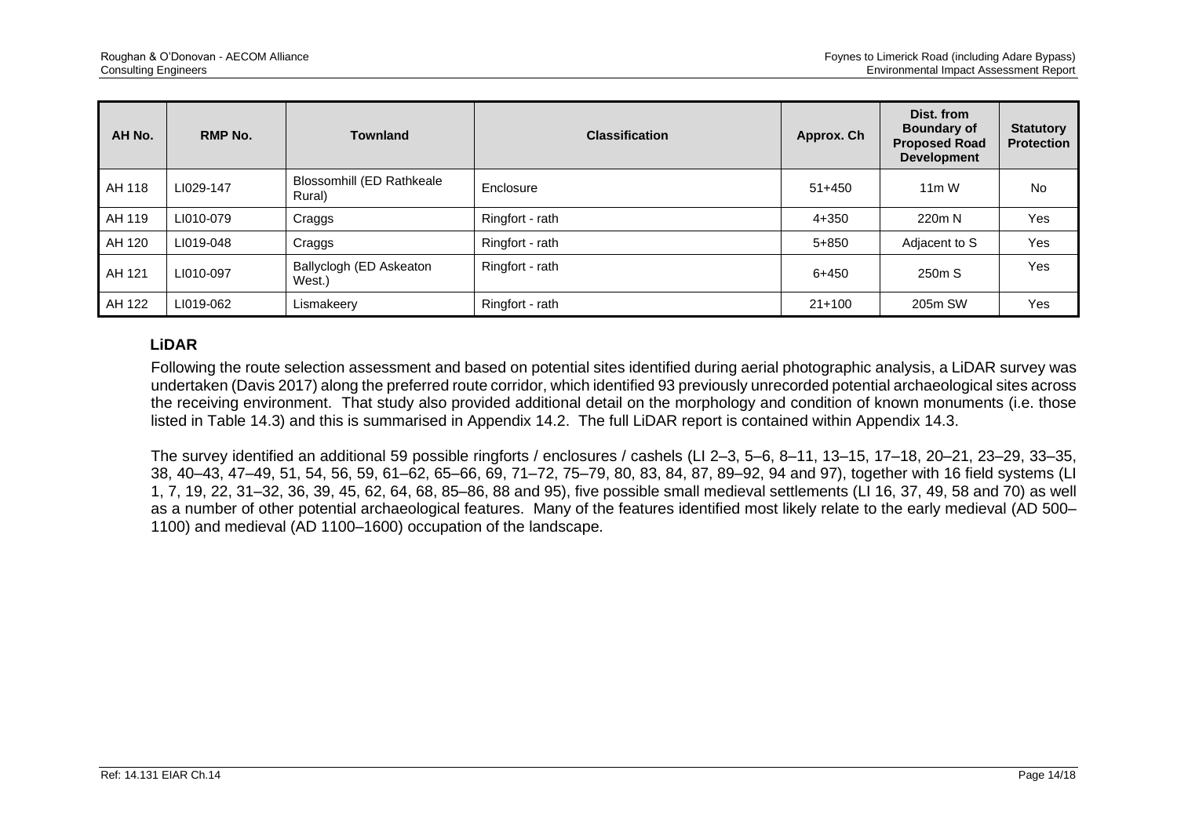| AH No. | RMP No. | Townland | Classification | Approx. Ch | Dist. from Boundary of Proposed Road Development | Statutory Protection |
|---|---|---|---|---|---|---|
| AH 118 | LI029-147 | Blossomhill (ED Rathkeale Rural) | Enclosure | 51+450 | 11m W | No |
| AH 119 | LI010-079 | Craggs | Ringfort - rath | 4+350 | 220m N | Yes |
| AH 120 | LI019-048 | Craggs | Ringfort - rath | 5+850 | Adjacent to S | Yes |
| AH 121 | LI010-097 | Ballyclogh (ED Askeaton West.) | Ringfort - rath | 6+450 | 250m S | Yes |
| AH 122 | LI019-062 | Lismakeery | Ringfort - rath | 21+100 | 205m SW | Yes |

**LiDAR**

Following the route selection assessment and based on potential sites identified during aerial photographic analysis, a LiDAR survey was undertaken (Davis 2017) along the preferred route corridor, which identified 93 previously unrecorded potential archaeological sites across the receiving environment. That study also provided additional detail on the morphology and condition of known monuments (i.e. those listed in Table 14.3) and this is summarised in Appendix 14.2. The full LiDAR report is contained within Appendix 14.3.

The survey identified an additional 59 possible ringforts / enclosures / cashels (LI 2–3, 5–6, 8–11, 13–15, 17–18, 20–21, 23–29, 33–35, 38, 40–43, 47–49, 51, 54, 56, 59, 61–62, 65–66, 69, 71–72, 75–79, 80, 83, 84, 87, 89–92, 94 and 97), together with 16 field systems (LI 1, 7, 19, 22, 31–32, 36, 39, 45, 62, 64, 68, 85–86, 88 and 95), five possible small medieval settlements (LI 16, 37, 49, 58 and 70) as well as a number of other potential archaeological features. Many of the features identified most likely relate to the early medieval (AD 500–1100) and medieval (AD 1100–1600) occupation of the landscape.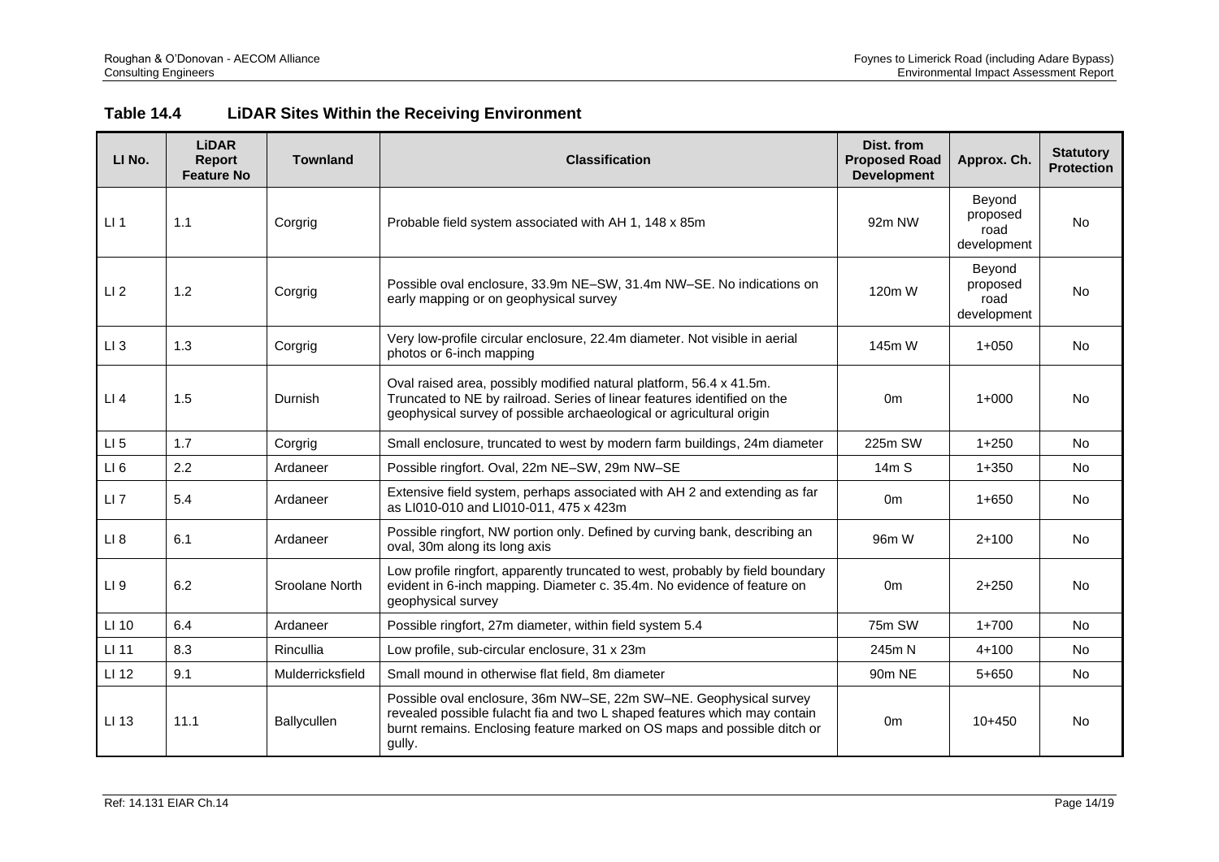## Table 14.4 LiDAR Sites Within the Receiving Environment

| LI No. | LiDAR Report Feature No | Townland | Classification | Dist. from Proposed Road Development | Approx. Ch. | Statutory Protection |
|---|---|---|---|---|---|---|
| LI 1 | 1.1 | Corgrig | Probable field system associated with AH 1, 148 x 85m | 92m NW | Beyond proposed road development | No |
| LI 2 | 1.2 | Corgrig | Possible oval enclosure, 33.9m NE–SW, 31.4m NW–SE. No indications on early mapping or on geophysical survey | 120m W | Beyond proposed road development | No |
| LI 3 | 1.3 | Corgrig | Very low-profile circular enclosure, 22.4m diameter. Not visible in aerial photos or 6-inch mapping | 145m W | 1+050 | No |
| LI 4 | 1.5 | Durnish | Oval raised area, possibly modified natural platform, 56.4 x 41.5m. Truncated to NE by railroad. Series of linear features identified on the geophysical survey of possible archaeological or agricultural origin | 0m | 1+000 | No |
| LI 5 | 1.7 | Corgrig | Small enclosure, truncated to west by modern farm buildings, 24m diameter | 225m SW | 1+250 | No |
| LI 6 | 2.2 | Ardaneer | Possible ringfort. Oval, 22m NE–SW, 29m NW–SE | 14m S | 1+350 | No |
| LI 7 | 5.4 | Ardaneer | Extensive field system, perhaps associated with AH 2 and extending as far as LI010-010 and LI010-011, 475 x 423m | 0m | 1+650 | No |
| LI 8 | 6.1 | Ardaneer | Possible ringfort, NW portion only. Defined by curving bank, describing an oval, 30m along its long axis | 96m W | 2+100 | No |
| LI 9 | 6.2 | Sroolane North | Low profile ringfort, apparently truncated to west, probably by field boundary evident in 6-inch mapping. Diameter c. 35.4m. No evidence of feature on geophysical survey | 0m | 2+250 | No |
| LI 10 | 6.4 | Ardaneer | Possible ringfort, 27m diameter, within field system 5.4 | 75m SW | 1+700 | No |
| LI 11 | 8.3 | Rincullia | Low profile, sub-circular enclosure, 31 x 23m | 245m N | 4+100 | No |
| LI 12 | 9.1 | Mulderricksfield | Small mound in otherwise flat field, 8m diameter | 90m NE | 5+650 | No |
| LI 13 | 11.1 | Ballycullen | Possible oval enclosure, 36m NW–SE, 22m SW–NE. Geophysical survey revealed possible fulacht fia and two L shaped features which may contain burnt remains. Enclosing feature marked on OS maps and possible ditch or gully. | 0m | 10+450 | No |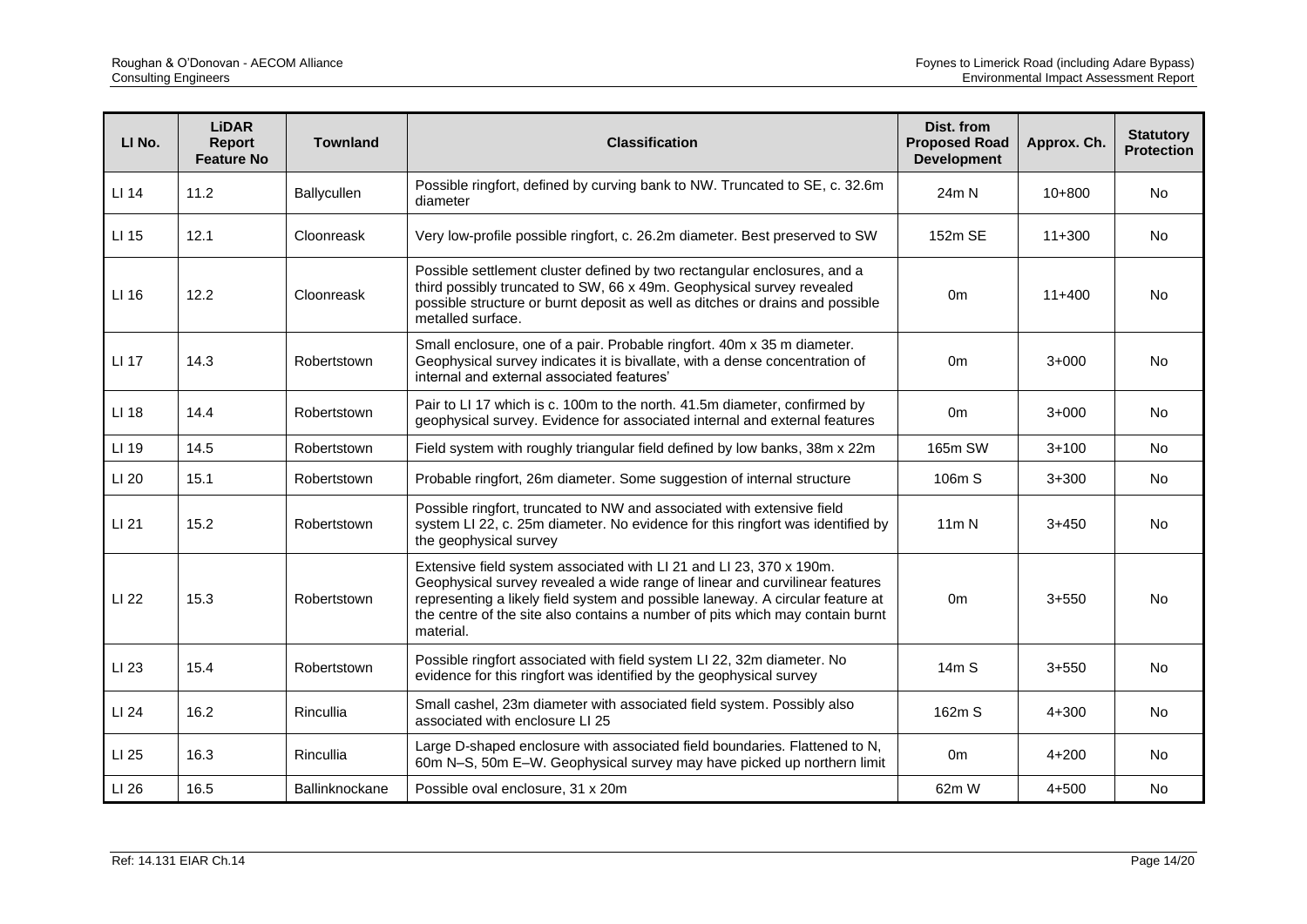| LI No. | LiDAR Report Feature No | Townland | Classification | Dist. from Proposed Road Development | Approx. Ch. | Statutory Protection |
|---|---|---|---|---|---|---|
| LI 14 | 11.2 | Ballycullen | Possible ringfort, defined by curving bank to NW. Truncated to SE, c. 32.6m diameter | 24m N | 10+800 | No |
| LI 15 | 12.1 | Cloonreask | Very low-profile possible ringfort, c. 26.2m diameter. Best preserved to SW | 152m SE | 11+300 | No |
| LI 16 | 12.2 | Cloonreask | Possible settlement cluster defined by two rectangular enclosures, and a third possibly truncated to SW, 66 x 49m. Geophysical survey revealed possible structure or burnt deposit as well as ditches or drains and possible metalled surface. | 0m | 11+400 | No |
| LI 17 | 14.3 | Robertstown | Small enclosure, one of a pair. Probable ringfort. 40m x 35 m diameter. Geophysical survey indicates it is bivallate, with a dense concentration of internal and external associated features' | 0m | 3+000 | No |
| LI 18 | 14.4 | Robertstown | Pair to LI 17 which is c. 100m to the north. 41.5m diameter, confirmed by geophysical survey. Evidence for associated internal and external features | 0m | 3+000 | No |
| LI 19 | 14.5 | Robertstown | Field system with roughly triangular field defined by low banks, 38m x 22m | 165m SW | 3+100 | No |
| LI 20 | 15.1 | Robertstown | Probable ringfort, 26m diameter. Some suggestion of internal structure | 106m S | 3+300 | No |
| LI 21 | 15.2 | Robertstown | Possible ringfort, truncated to NW and associated with extensive field system LI 22, c. 25m diameter. No evidence for this ringfort was identified by the geophysical survey | 11m N | 3+450 | No |
| LI 22 | 15.3 | Robertstown | Extensive field system associated with LI 21 and LI 23, 370 x 190m. Geophysical survey revealed a wide range of linear and curvilinear features representing a likely field system and possible laneway. A circular feature at the centre of the site also contains a number of pits which may contain burnt material. | 0m | 3+550 | No |
| LI 23 | 15.4 | Robertstown | Possible ringfort associated with field system LI 22, 32m diameter. No evidence for this ringfort was identified by the geophysical survey | 14m S | 3+550 | No |
| LI 24 | 16.2 | Rincullia | Small cashel, 23m diameter with associated field system. Possibly also associated with enclosure LI 25 | 162m S | 4+300 | No |
| LI 25 | 16.3 | Rincullia | Large D-shaped enclosure with associated field boundaries. Flattened to N, 60m N–S, 50m E–W. Geophysical survey may have picked up northern limit | 0m | 4+200 | No |
| LI 26 | 16.5 | Ballinknockane | Possible oval enclosure, 31 x 20m | 62m W | 4+500 | No |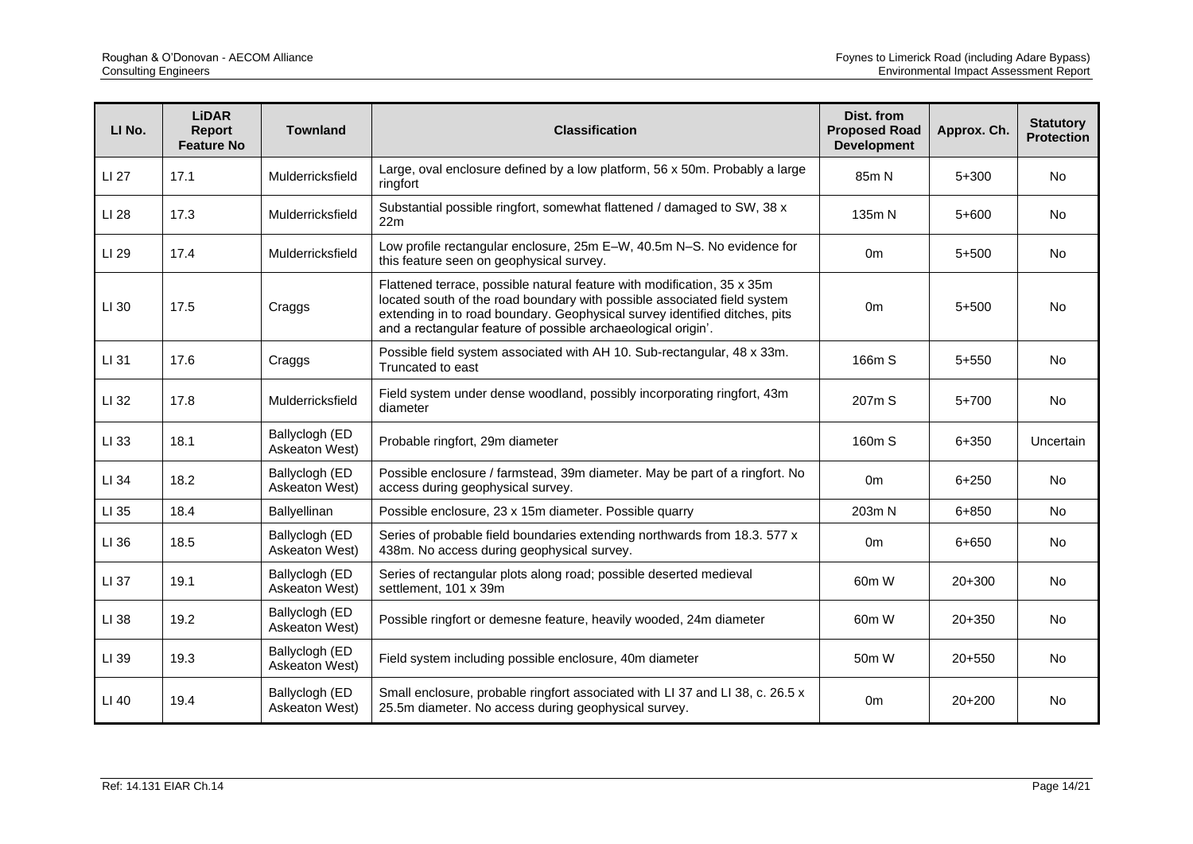| LI No. | LiDAR Report Feature No | Townland | Classification | Dist. from Proposed Road Development | Approx. Ch. | Statutory Protection |
|---|---|---|---|---|---|---|
| LI 27 | 17.1 | Mulderricksfield | Large, oval enclosure defined by a low platform, 56 x 50m. Probably a large ringfort | 85m N | 5+300 | No |
| LI 28 | 17.3 | Mulderricksfield | Substantial possible ringfort, somewhat flattened / damaged to SW, 38 x 22m | 135m N | 5+600 | No |
| LI 29 | 17.4 | Mulderricksfield | Low profile rectangular enclosure, 25m E–W, 40.5m N–S. No evidence for this feature seen on geophysical survey. | 0m | 5+500 | No |
| LI 30 | 17.5 | Craggs | Flattened terrace, possible natural feature with modification, 35 x 35m located south of the road boundary with possible associated field system extending in to road boundary. Geophysical survey identified ditches, pits and a rectangular feature of possible archaeological origin'. | 0m | 5+500 | No |
| LI 31 | 17.6 | Craggs | Possible field system associated with AH 10. Sub-rectangular, 48 x 33m. Truncated to east | 166m S | 5+550 | No |
| LI 32 | 17.8 | Mulderricksfield | Field system under dense woodland, possibly incorporating ringfort, 43m diameter | 207m S | 5+700 | No |
| LI 33 | 18.1 | Ballyclogh (ED Askeaton West) | Probable ringfort, 29m diameter | 160m S | 6+350 | Uncertain |
| LI 34 | 18.2 | Ballyclogh (ED Askeaton West) | Possible enclosure / farmstead, 39m diameter. May be part of a ringfort. No access during geophysical survey. | 0m | 6+250 | No |
| LI 35 | 18.4 | Ballyellinan | Possible enclosure, 23 x 15m diameter. Possible quarry | 203m N | 6+850 | No |
| LI 36 | 18.5 | Ballyclogh (ED Askeaton West) | Series of probable field boundaries extending northwards from 18.3. 577 x 438m. No access during geophysical survey. | 0m | 6+650 | No |
| LI 37 | 19.1 | Ballyclogh (ED Askeaton West) | Series of rectangular plots along road; possible deserted medieval settlement, 101 x 39m | 60m W | 20+300 | No |
| LI 38 | 19.2 | Ballyclogh (ED Askeaton West) | Possible ringfort or demesne feature, heavily wooded, 24m diameter | 60m W | 20+350 | No |
| LI 39 | 19.3 | Ballyclogh (ED Askeaton West) | Field system including possible enclosure, 40m diameter | 50m W | 20+550 | No |
| LI 40 | 19.4 | Ballyclogh (ED Askeaton West) | Small enclosure, probable ringfort associated with LI 37 and LI 38, c. 26.5 x 25.5m diameter. No access during geophysical survey. | 0m | 20+200 | No |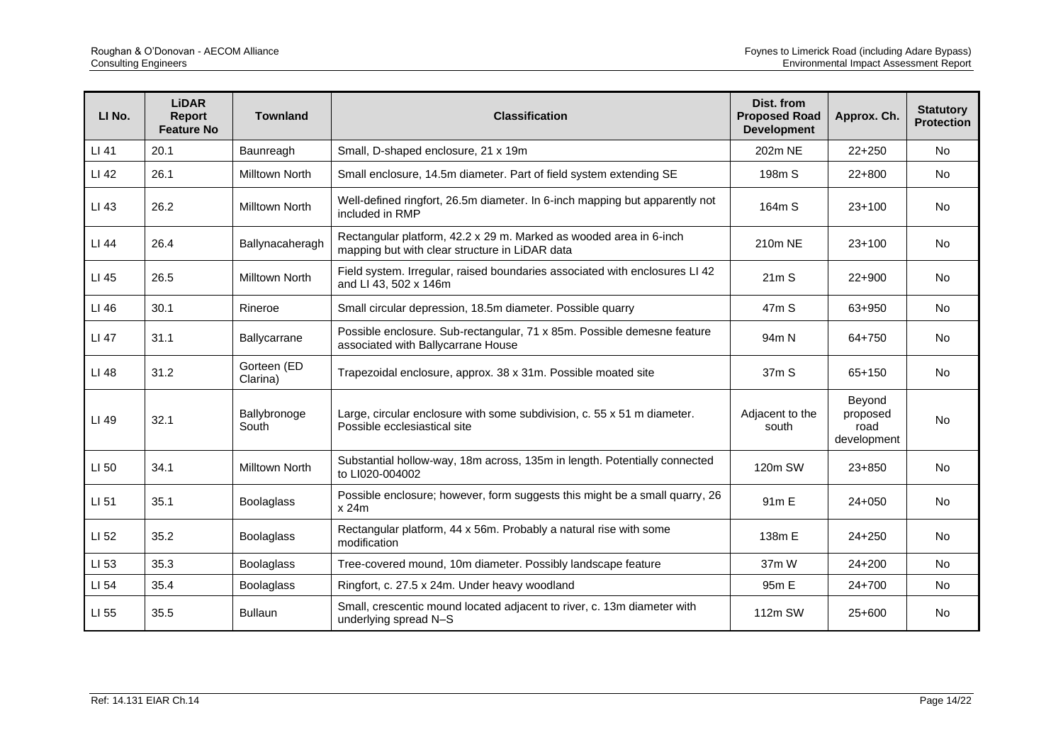| LI No. | LiDAR Report Feature No | Townland | Classification | Dist. from Proposed Road Development | Approx. Ch. | Statutory Protection |
|---|---|---|---|---|---|---|
| LI 41 | 20.1 | Baunreagh | Small, D-shaped enclosure, 21 x 19m | 202m NE | 22+250 | No |
| LI 42 | 26.1 | Milltown North | Small enclosure, 14.5m diameter. Part of field system extending SE | 198m S | 22+800 | No |
| LI 43 | 26.2 | Milltown North | Well-defined ringfort, 26.5m diameter. In 6-inch mapping but apparently not included in RMP | 164m S | 23+100 | No |
| LI 44 | 26.4 | Ballynacaheragh | Rectangular platform, 42.2 x 29 m. Marked as wooded area in 6-inch mapping but with clear structure in LiDAR data | 210m NE | 23+100 | No |
| LI 45 | 26.5 | Milltown North | Field system. Irregular, raised boundaries associated with enclosures LI 42 and LI 43, 502 x 146m | 21m S | 22+900 | No |
| LI 46 | 30.1 | Rineroe | Small circular depression, 18.5m diameter. Possible quarry | 47m S | 63+950 | No |
| LI 47 | 31.1 | Ballycarrane | Possible enclosure. Sub-rectangular, 71 x 85m. Possible demesne feature associated with Ballycarrane House | 94m N | 64+750 | No |
| LI 48 | 31.2 | Gorteen (ED Clarina) | Trapezoidal enclosure, approx. 38 x 31m. Possible moated site | 37m S | 65+150 | No |
| LI 49 | 32.1 | Ballybronoge South | Large, circular enclosure with some subdivision, c. 55 x 51 m diameter. Possible ecclesiastical site | Adjacent to the south | Beyond proposed road development | No |
| LI 50 | 34.1 | Milltown North | Substantial hollow-way, 18m across, 135m in length. Potentially connected to LI020-004002 | 120m SW | 23+850 | No |
| LI 51 | 35.1 | Boolaglass | Possible enclosure; however, form suggests this might be a small quarry, 26 x 24m | 91m E | 24+050 | No |
| LI 52 | 35.2 | Boolaglass | Rectangular platform, 44 x 56m. Probably a natural rise with some modification | 138m E | 24+250 | No |
| LI 53 | 35.3 | Boolaglass | Tree-covered mound, 10m diameter. Possibly landscape feature | 37m W | 24+200 | No |
| LI 54 | 35.4 | Boolaglass | Ringfort, c. 27.5 x 24m. Under heavy woodland | 95m E | 24+700 | No |
| LI 55 | 35.5 | Bullaun | Small, crescentic mound located adjacent to river, c. 13m diameter with underlying spread N–S | 112m SW | 25+600 | No |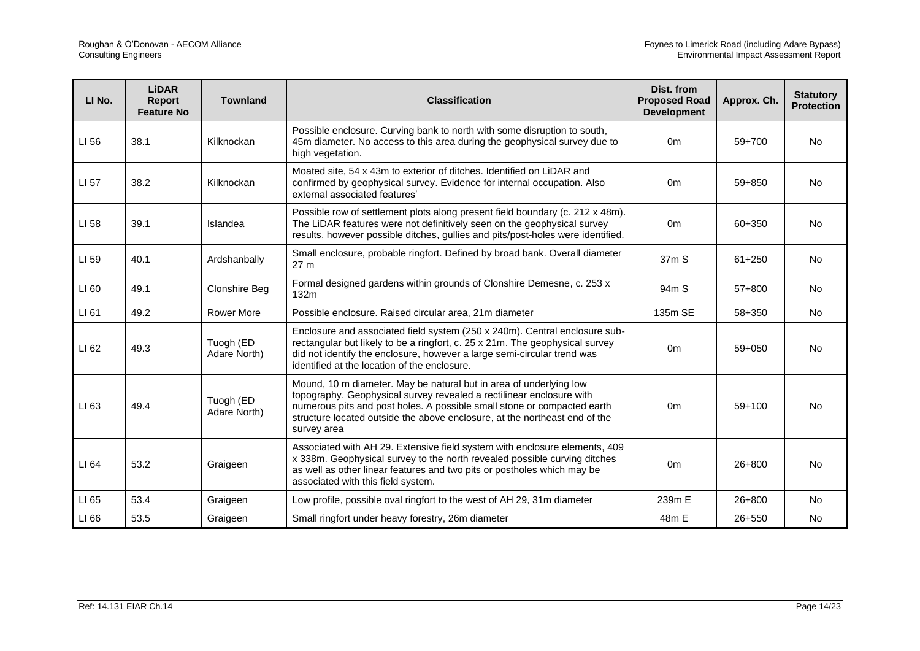| LI No. | LiDAR Report Feature No | Townland | Classification | Dist. from Proposed Road Development | Approx. Ch. | Statutory Protection |
|---|---|---|---|---|---|---|
| LI 56 | 38.1 | Kilknockan | Possible enclosure. Curving bank to north with some disruption to south, 45m diameter. No access to this area during the geophysical survey due to high vegetation. | 0m | 59+700 | No |
| LI 57 | 38.2 | Kilknockan | Moated site, 54 x 43m to exterior of ditches. Identified on LiDAR and confirmed by geophysical survey. Evidence for internal occupation. Also external associated features' | 0m | 59+850 | No |
| LI 58 | 39.1 | Islandea | Possible row of settlement plots along present field boundary (c. 212 x 48m). The LiDAR features were not definitively seen on the geophysical survey results, however possible ditches, gullies and pits/post-holes were identified. | 0m | 60+350 | No |
| LI 59 | 40.1 | Ardshanbally | Small enclosure, probable ringfort. Defined by broad bank. Overall diameter 27 m | 37m S | 61+250 | No |
| LI 60 | 49.1 | Clonshire Beg | Formal designed gardens within grounds of Clonshire Demesne, c. 253 x 132m | 94m S | 57+800 | No |
| LI 61 | 49.2 | Rower More | Possible enclosure. Raised circular area, 21m diameter | 135m SE | 58+350 | No |
| LI 62 | 49.3 | Tuogh (ED Adare North) | Enclosure and associated field system (250 x 240m). Central enclosure sub-rectangular but likely to be a ringfort, c. 25 x 21m. The geophysical survey did not identify the enclosure, however a large semi-circular trend was identified at the location of the enclosure. | 0m | 59+050 | No |
| LI 63 | 49.4 | Tuogh (ED Adare North) | Mound, 10 m diameter. May be natural but in area of underlying low topography. Geophysical survey revealed a rectilinear enclosure with numerous pits and post holes. A possible small stone or compacted earth structure located outside the above enclosure, at the northeast end of the survey area | 0m | 59+100 | No |
| LI 64 | 53.2 | Graigeen | Associated with AH 29. Extensive field system with enclosure elements, 409 x 338m. Geophysical survey to the north revealed possible curving ditches as well as other linear features and two pits or postholes which may be associated with this field system. | 0m | 26+800 | No |
| LI 65 | 53.4 | Graigeen | Low profile, possible oval ringfort to the west of AH 29, 31m diameter | 239m E | 26+800 | No |
| LI 66 | 53.5 | Graigeen | Small ringfort under heavy forestry, 26m diameter | 48m E | 26+550 | No |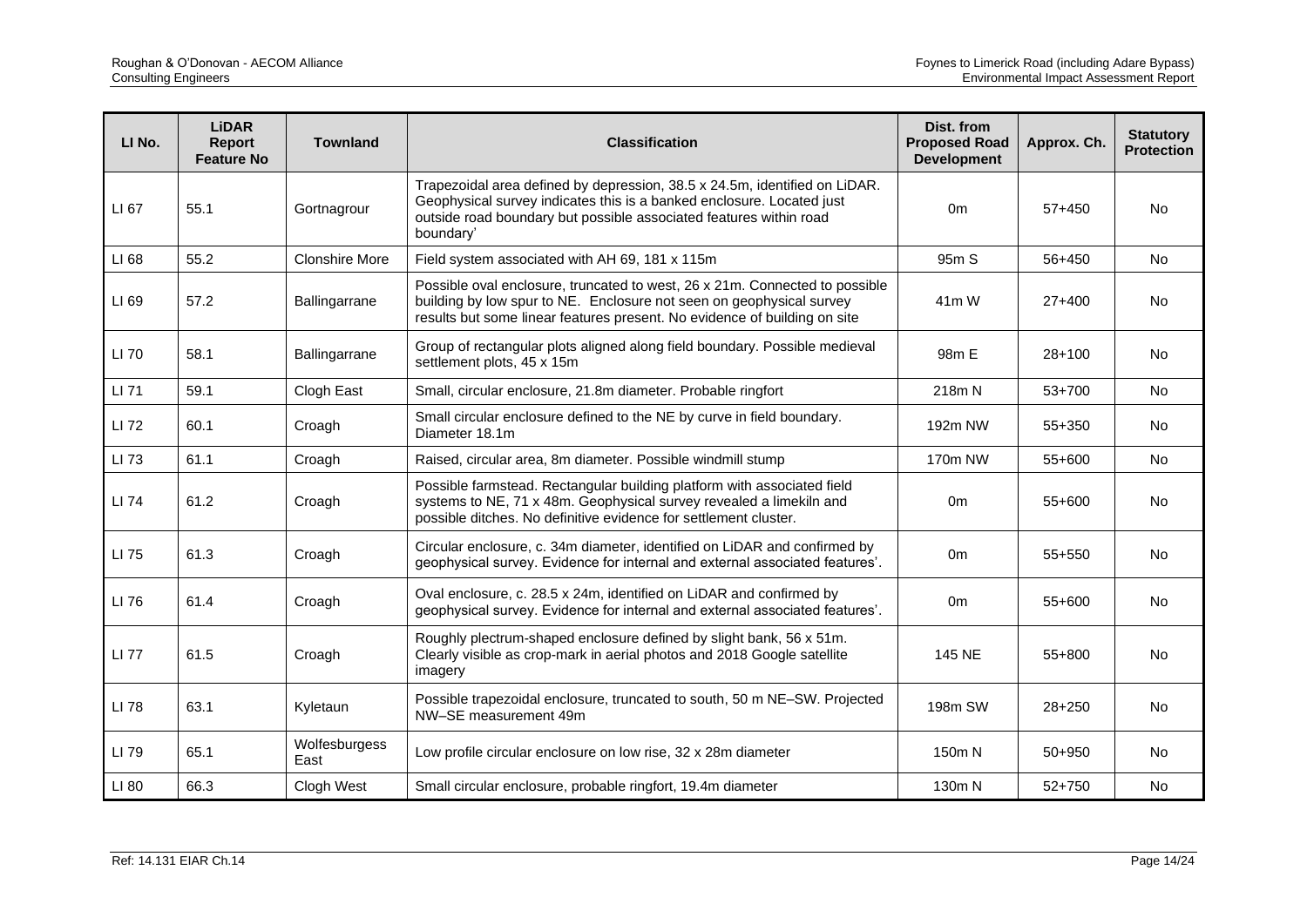| LI No. | LiDAR Report Feature No | Townland | Classification | Dist. from Proposed Road Development | Approx. Ch. | Statutory Protection |
|---|---|---|---|---|---|---|
| LI 67 | 55.1 | Gortnagrour | Trapezoidal area defined by depression, 38.5 x 24.5m, identified on LiDAR. Geophysical survey indicates this is a banked enclosure. Located just outside road boundary but possible associated features within road boundary' | 0m | 57+450 | No |
| LI 68 | 55.2 | Clonshire More | Field system associated with AH 69, 181 x 115m | 95m S | 56+450 | No |
| LI 69 | 57.2 | Ballingarrane | Possible oval enclosure, truncated to west, 26 x 21m. Connected to possible building by low spur to NE. Enclosure not seen on geophysical survey results but some linear features present. No evidence of building on site | 41m W | 27+400 | No |
| LI 70 | 58.1 | Ballingarrane | Group of rectangular plots aligned along field boundary. Possible medieval settlement plots, 45 x 15m | 98m E | 28+100 | No |
| LI 71 | 59.1 | Clogh East | Small, circular enclosure, 21.8m diameter. Probable ringfort | 218m N | 53+700 | No |
| LI 72 | 60.1 | Croagh | Small circular enclosure defined to the NE by curve in field boundary. Diameter 18.1m | 192m NW | 55+350 | No |
| LI 73 | 61.1 | Croagh | Raised, circular area, 8m diameter. Possible windmill stump | 170m NW | 55+600 | No |
| LI 74 | 61.2 | Croagh | Possible farmstead. Rectangular building platform with associated field systems to NE, 71 x 48m. Geophysical survey revealed a limekiln and possible ditches. No definitive evidence for settlement cluster. | 0m | 55+600 | No |
| LI 75 | 61.3 | Croagh | Circular enclosure, c. 34m diameter, identified on LiDAR and confirmed by geophysical survey. Evidence for internal and external associated features'. | 0m | 55+550 | No |
| LI 76 | 61.4 | Croagh | Oval enclosure, c. 28.5 x 24m, identified on LiDAR and confirmed by geophysical survey. Evidence for internal and external associated features'. | 0m | 55+600 | No |
| LI 77 | 61.5 | Croagh | Roughly plectrum-shaped enclosure defined by slight bank, 56 x 51m. Clearly visible as crop-mark in aerial photos and 2018 Google satellite imagery | 145 NE | 55+800 | No |
| LI 78 | 63.1 | Kyletaun | Possible trapezoidal enclosure, truncated to south, 50 m NE–SW. Projected NW–SE measurement 49m | 198m SW | 28+250 | No |
| LI 79 | 65.1 | Wolfesburgess East | Low profile circular enclosure on low rise, 32 x 28m diameter | 150m N | 50+950 | No |
| LI 80 | 66.3 | Clogh West | Small circular enclosure, probable ringfort, 19.4m diameter | 130m N | 52+750 | No |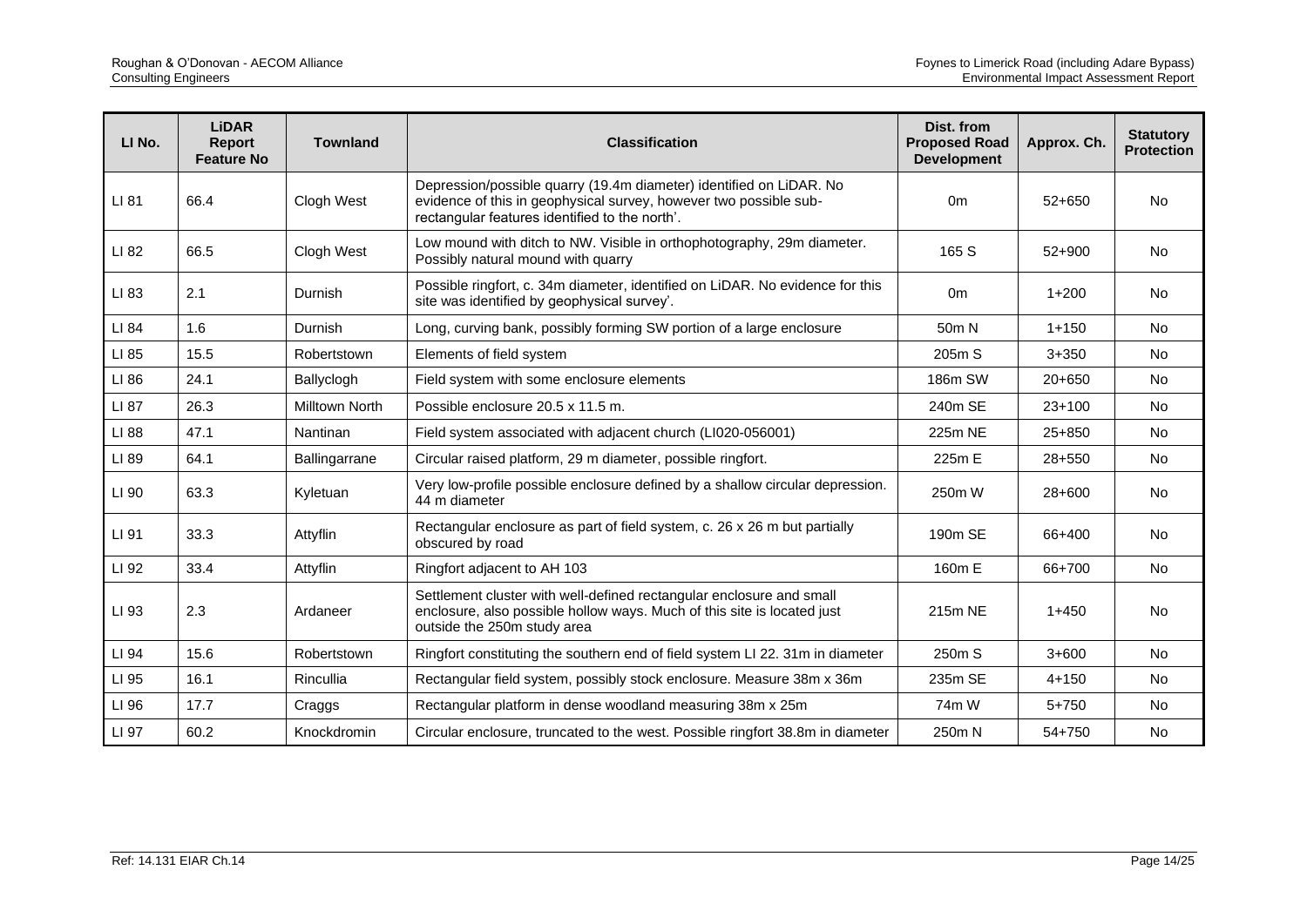| LI No. | LiDAR Report Feature No | Townland | Classification | Dist. from Proposed Road Development | Approx. Ch. | Statutory Protection |
|---|---|---|---|---|---|---|
| LI 81 | 66.4 | Clogh West | Depression/possible quarry (19.4m diameter) identified on LiDAR. No evidence of this in geophysical survey, however two possible sub-rectangular features identified to the north'. | 0m | 52+650 | No |
| LI 82 | 66.5 | Clogh West | Low mound with ditch to NW. Visible in orthophotography, 29m diameter. Possibly natural mound with quarry | 165 S | 52+900 | No |
| LI 83 | 2.1 | Durnish | Possible ringfort, c. 34m diameter, identified on LiDAR. No evidence for this site was identified by geophysical survey'. | 0m | 1+200 | No |
| LI 84 | 1.6 | Durnish | Long, curving bank, possibly forming SW portion of a large enclosure | 50m N | 1+150 | No |
| LI 85 | 15.5 | Robertstown | Elements of field system | 205m S | 3+350 | No |
| LI 86 | 24.1 | Ballyclogh | Field system with some enclosure elements | 186m SW | 20+650 | No |
| LI 87 | 26.3 | Milltown North | Possible enclosure 20.5 x 11.5 m. | 240m SE | 23+100 | No |
| LI 88 | 47.1 | Nantinan | Field system associated with adjacent church (LI020-056001) | 225m NE | 25+850 | No |
| LI 89 | 64.1 | Ballingarrane | Circular raised platform, 29 m diameter, possible ringfort. | 225m E | 28+550 | No |
| LI 90 | 63.3 | Kyletuan | Very low-profile possible enclosure defined by a shallow circular depression. 44 m diameter | 250m W | 28+600 | No |
| LI 91 | 33.3 | Attyflin | Rectangular enclosure as part of field system, c. 26 x 26 m but partially obscured by road | 190m SE | 66+400 | No |
| LI 92 | 33.4 | Attyflin | Ringfort adjacent to AH 103 | 160m E | 66+700 | No |
| LI 93 | 2.3 | Ardaneer | Settlement cluster with well-defined rectangular enclosure and small enclosure, also possible hollow ways. Much of this site is located just outside the 250m study area | 215m NE | 1+450 | No |
| LI 94 | 15.6 | Robertstown | Ringfort constituting the southern end of field system LI 22. 31m in diameter | 250m S | 3+600 | No |
| LI 95 | 16.1 | Rincullia | Rectangular field system, possibly stock enclosure. Measure 38m x 36m | 235m SE | 4+150 | No |
| LI 96 | 17.7 | Craggs | Rectangular platform in dense woodland measuring 38m x 25m | 74m W | 5+750 | No |
| LI 97 | 60.2 | Knockdromin | Circular enclosure, truncated to the west. Possible ringfort 38.8m in diameter | 250m N | 54+750 | No |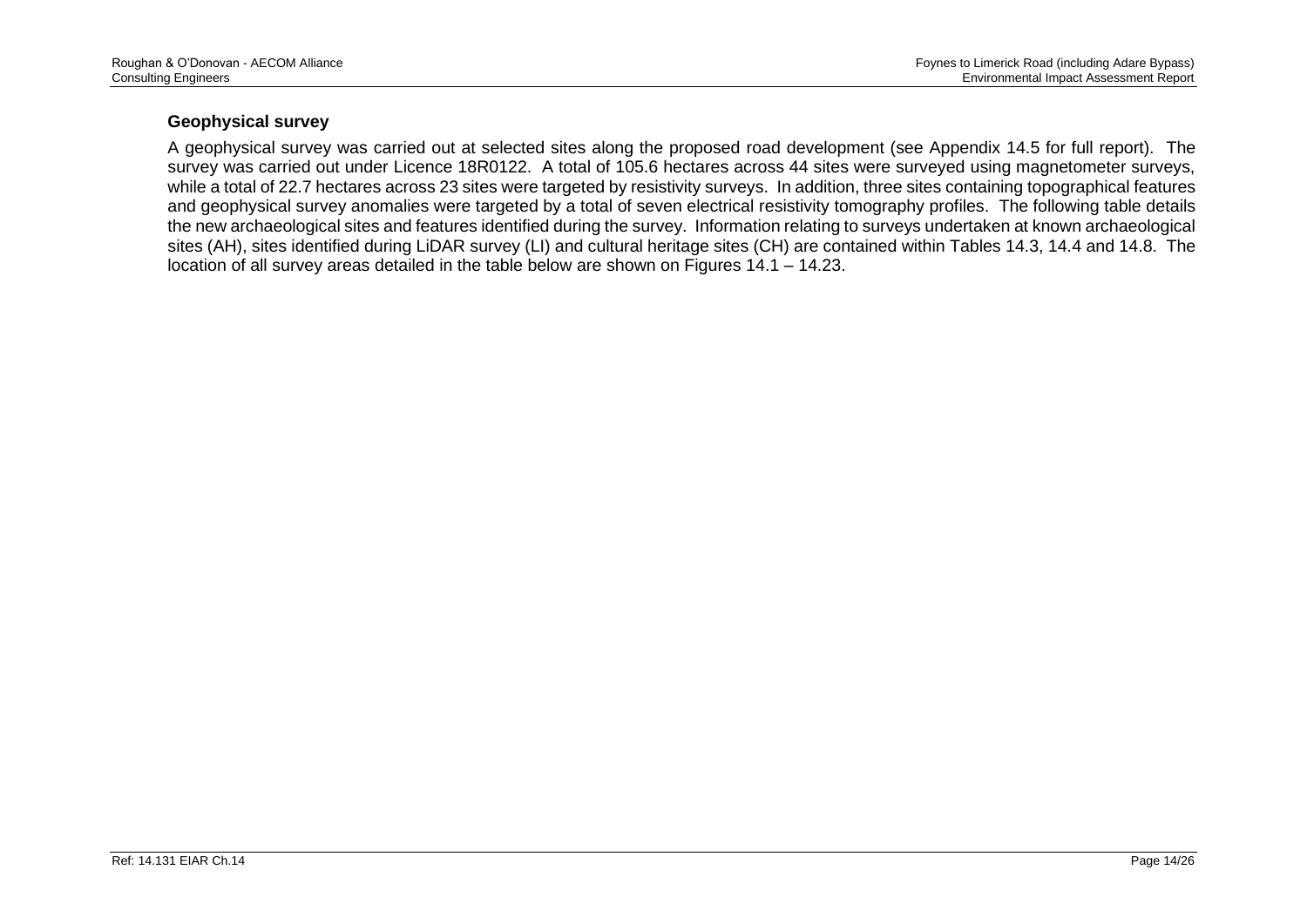### Geophysical survey

A geophysical survey was carried out at selected sites along the proposed road development (see Appendix 14.5 for full report). The survey was carried out under Licence 18R0122. A total of 105.6 hectares across 44 sites were surveyed using magnetometer surveys, while a total of 22.7 hectares across 23 sites were targeted by resistivity surveys. In addition, three sites containing topographical features and geophysical survey anomalies were targeted by a total of seven electrical resistivity tomography profiles. The following table details the new archaeological sites and features identified during the survey. Information relating to surveys undertaken at known archaeological sites (AH), sites identified during LiDAR survey (LI) and cultural heritage sites (CH) are contained within Tables 14.3, 14.4 and 14.8. The location of all survey areas detailed in the table below are shown on Figures 14.1 – 14.23.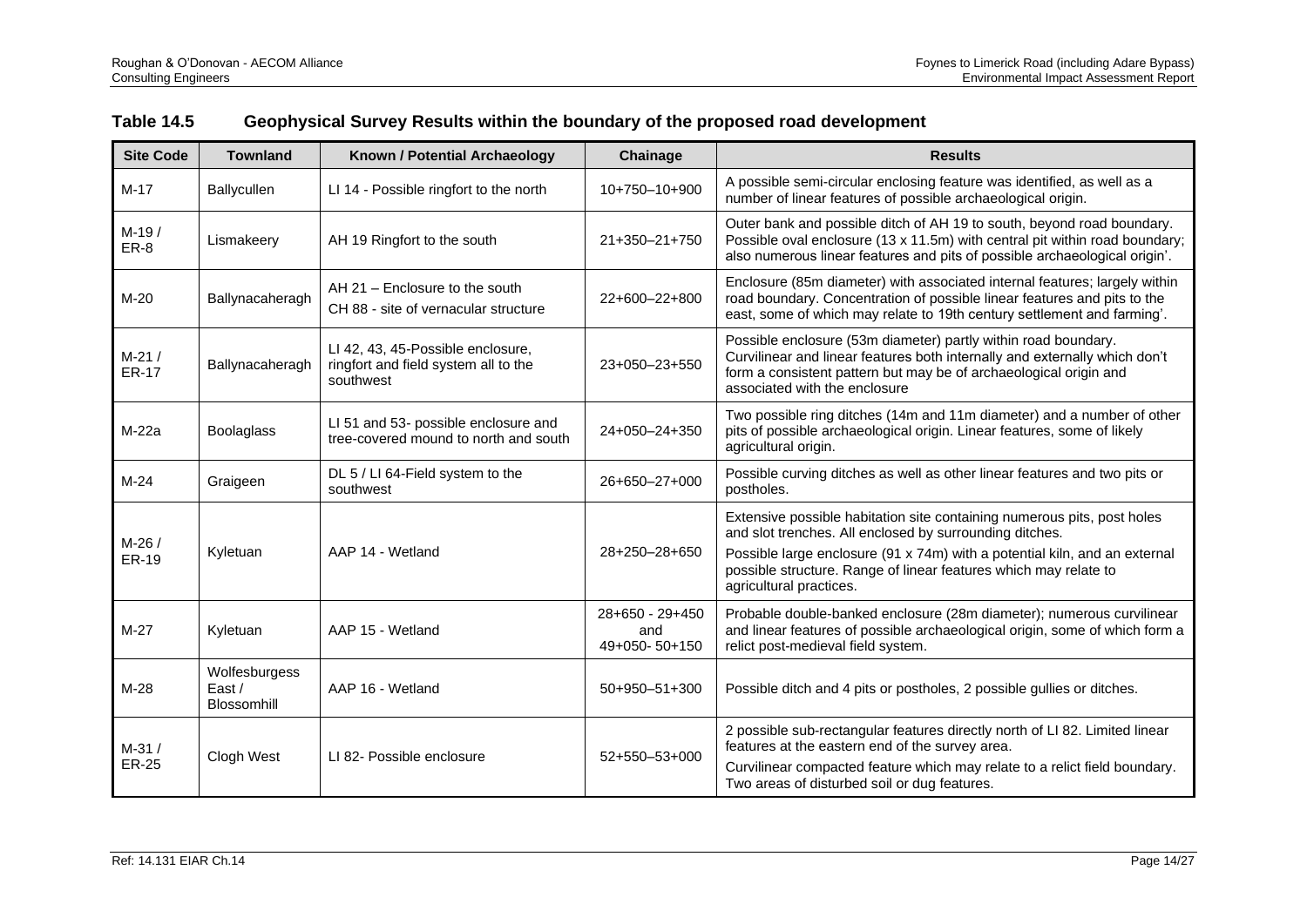**Table 14.5 Geophysical Survey Results within the boundary of the proposed road development**

| Site Code | Townland | Known / Potential Archaeology | Chainage | Results |
|---|---|---|---|---|
| M-17 | Ballycullen | LI 14 - Possible ringfort to the north | 10+750–10+900 | A possible semi-circular enclosing feature was identified, as well as a number of linear features of possible archaeological origin. |
| M-19 / ER-8 | Lismakeery | AH 19 Ringfort to the south | 21+350–21+750 | Outer bank and possible ditch of AH 19 to south, beyond road boundary. Possible oval enclosure (13 x 11.5m) with central pit within road boundary; also numerous linear features and pits of possible archaeological origin'. |
| M-20 | Ballynacaheragh | AH 21 – Enclosure to the south<br>CH 88 - site of vernacular structure | 22+600–22+800 | Enclosure (85m diameter) with associated internal features; largely within road boundary. Concentration of possible linear features and pits to the east, some of which may relate to 19th century settlement and farming'. |
| M-21 / ER-17 | Ballynacaheragh | LI 42, 43, 45-Possible enclosure, ringfort and field system all to the southwest | 23+050–23+550 | Possible enclosure (53m diameter) partly within road boundary. Curvilinear and linear features both internally and externally which don't form a consistent pattern but may be of archaeological origin and associated with the enclosure |
| M-22a | Boolaglass | LI 51 and 53- possible enclosure and tree-covered mound to north and south | 24+050–24+350 | Two possible ring ditches (14m and 11m diameter) and a number of other pits of possible archaeological origin. Linear features, some of likely agricultural origin. |
| M-24 | Graigeen | DL 5 / LI 64-Field system to the southwest | 26+650–27+000 | Possible curving ditches as well as other linear features and two pits or postholes. |
| M-26 / ER-19 | Kyletuan | AAP 14 - Wetland | 28+250–28+650 | Extensive possible habitation site containing numerous pits, post holes and slot trenches. All enclosed by surrounding ditches.<br>Possible large enclosure (91 x 74m) with a potential kiln, and an external possible structure. Range of linear features which may relate to agricultural practices. |
| M-27 | Kyletuan | AAP 15 - Wetland | 28+650 - 29+450 and 49+050- 50+150 | Probable double-banked enclosure (28m diameter); numerous curvilinear and linear features of possible archaeological origin, some of which form a relict post-medieval field system. |
| M-28 | Wolfesburgess East / Blossomhill | AAP 16 - Wetland | 50+950–51+300 | Possible ditch and 4 pits or postholes, 2 possible gullies or ditches. |
| M-31 / ER-25 | Clogh West | LI 82- Possible enclosure | 52+550–53+000 | 2 possible sub-rectangular features directly north of LI 82. Limited linear features at the eastern end of the survey area.<br>Curvilinear compacted feature which may relate to a relict field boundary. Two areas of disturbed soil or dug features. |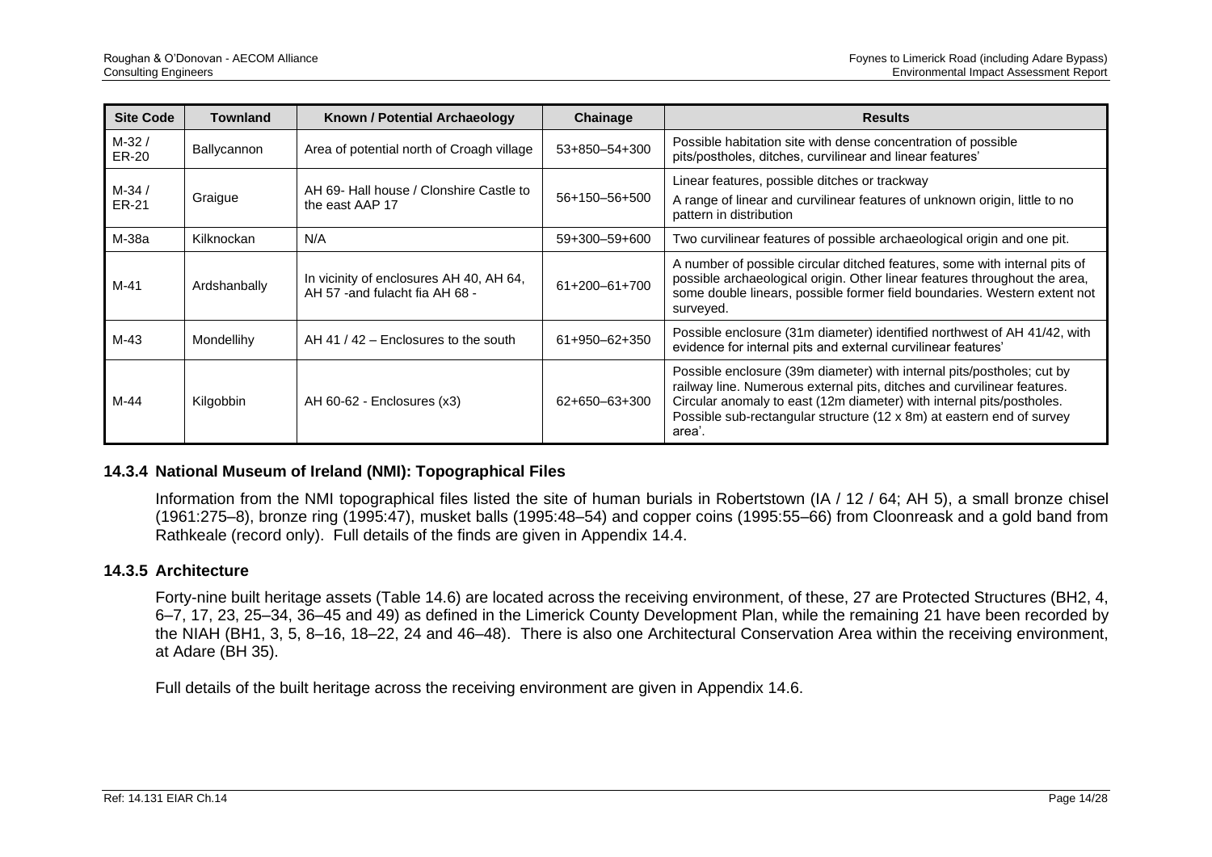| Site Code | Townland | Known / Potential Archaeology | Chainage | Results |
|---|---|---|---|---|
| M-32 / ER-20 | Ballycannon | Area of potential north of Croagh village | 53+850–54+300 | Possible habitation site with dense concentration of possible pits/postholes, ditches, curvilinear and linear features' |
| M-34 / ER-21 | Graigue | AH 69- Hall house / Clonshire Castle to the east AAP 17 | 56+150–56+500 | Linear features, possible ditches or trackway<br>A range of linear and curvilinear features of unknown origin, little to no pattern in distribution |
| M-38a | Kilknockan | N/A | 59+300–59+600 | Two curvilinear features of possible archaeological origin and one pit. |
| M-41 | Ardshanbally | In vicinity of enclosures AH 40, AH 64, AH 57 -and fulacht fia AH 68 - | 61+200–61+700 | A number of possible circular ditched features, some with internal pits of possible archaeological origin. Other linear features throughout the area, some double linears, possible former field boundaries. Western extent not surveyed. |
| M-43 | Mondellihy | AH 41 / 42 – Enclosures to the south | 61+950–62+350 | Possible enclosure (31m diameter) identified northwest of AH 41/42, with evidence for internal pits and external curvilinear features' |
| M-44 | Kilgobbin | AH 60-62 - Enclosures (x3) | 62+650–63+300 | Possible enclosure (39m diameter) with internal pits/postholes; cut by railway line. Numerous external pits, ditches and curvilinear features. Circular anomaly to east (12m diameter) with internal pits/postholes. Possible sub-rectangular structure (12 x 8m) at eastern end of survey area'. |

### 14.3.4 National Museum of Ireland (NMI): Topographical Files

Information from the NMI topographical files listed the site of human burials in Robertstown (IA / 12 / 64; AH 5), a small bronze chisel (1961:275–8), bronze ring (1995:47), musket balls (1995:48–54) and copper coins (1995:55–66) from Cloonreask and a gold band from Rathkeale (record only). Full details of the finds are given in Appendix 14.4.

### 14.3.5 Architecture

Forty-nine built heritage assets (Table 14.6) are located across the receiving environment, of these, 27 are Protected Structures (BH2, 4, 6–7, 17, 23, 25–34, 36–45 and 49) as defined in the Limerick County Development Plan, while the remaining 21 have been recorded by the NIAH (BH1, 3, 5, 8–16, 18–22, 24 and 46–48). There is also one Architectural Conservation Area within the receiving environment, at Adare (BH 35).

Full details of the built heritage across the receiving environment are given in Appendix 14.6.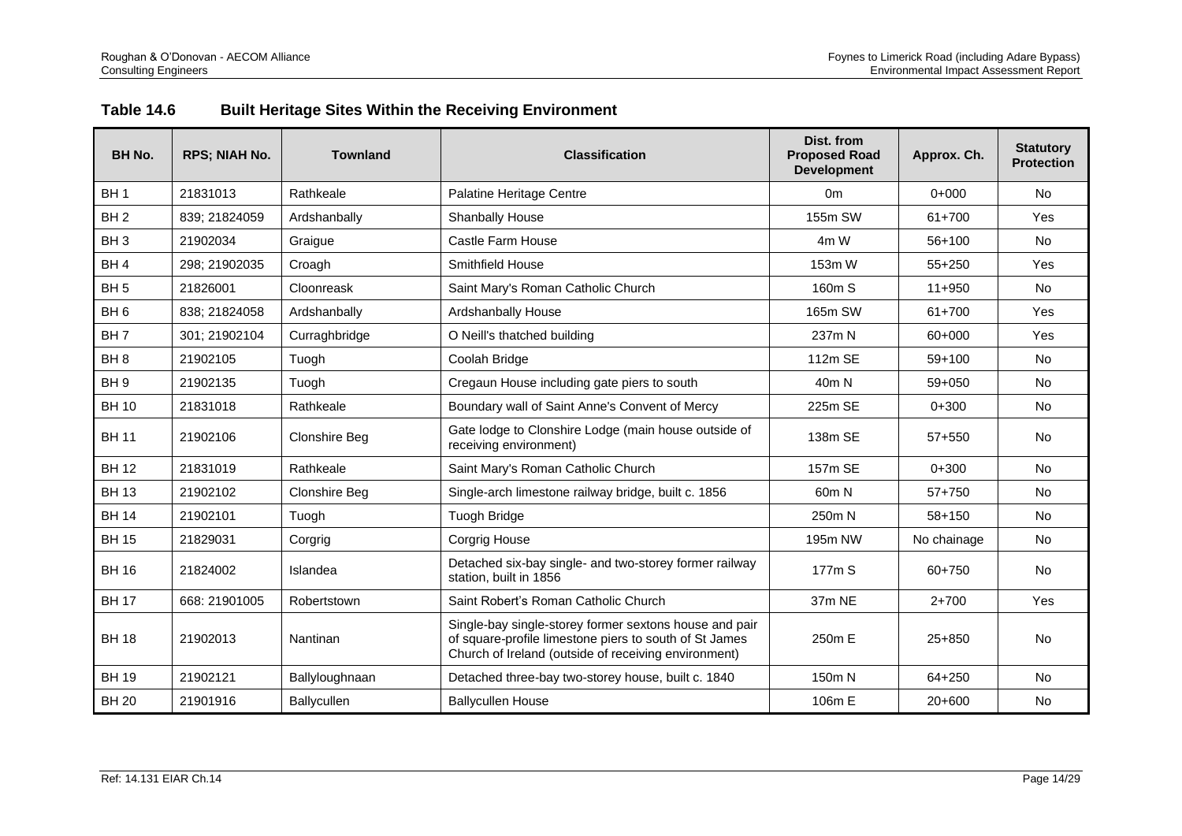## Table 14.6 Built Heritage Sites Within the Receiving Environment

| BH No. | RPS; NIAH No. | Townland | Classification | Dist. from Proposed Road Development | Approx. Ch. | Statutory Protection |
|---|---|---|---|---|---|---|
| BH 1 | 21831013 | Rathkeale | Palatine Heritage Centre | 0m | 0+000 | No |
| BH 2 | 839; 21824059 | Ardshanbally | Shanbally House | 155m SW | 61+700 | Yes |
| BH 3 | 21902034 | Graigue | Castle Farm House | 4m W | 56+100 | No |
| BH 4 | 298; 21902035 | Croagh | Smithfield House | 153m W | 55+250 | Yes |
| BH 5 | 21826001 | Cloonreask | Saint Mary's Roman Catholic Church | 160m S | 11+950 | No |
| BH 6 | 838; 21824058 | Ardshanbally | Ardshanbally House | 165m SW | 61+700 | Yes |
| BH 7 | 301; 21902104 | Curraghbridge | O Neill's thatched building | 237m N | 60+000 | Yes |
| BH 8 | 21902105 | Tuogh | Coolah Bridge | 112m SE | 59+100 | No |
| BH 9 | 21902135 | Tuogh | Cregaun House including gate piers to south | 40m N | 59+050 | No |
| BH 10 | 21831018 | Rathkeale | Boundary wall of Saint Anne's Convent of Mercy | 225m SE | 0+300 | No |
| BH 11 | 21902106 | Clonshire Beg | Gate lodge to Clonshire Lodge (main house outside of receiving environment) | 138m SE | 57+550 | No |
| BH 12 | 21831019 | Rathkeale | Saint Mary's Roman Catholic Church | 157m SE | 0+300 | No |
| BH 13 | 21902102 | Clonshire Beg | Single-arch limestone railway bridge, built c. 1856 | 60m N | 57+750 | No |
| BH 14 | 21902101 | Tuogh | Tuogh Bridge | 250m N | 58+150 | No |
| BH 15 | 21829031 | Corgrig | Corgrig House | 195m NW | No chainage | No |
| BH 16 | 21824002 | Islandea | Detached six-bay single- and two-storey former railway station, built in 1856 | 177m S | 60+750 | No |
| BH 17 | 668: 21901005 | Robertstown | Saint Robert's Roman Catholic Church | 37m NE | 2+700 | Yes |
| BH 18 | 21902013 | Nantinan | Single-bay single-storey former sextons house and pair of square-profile limestone piers to south of St James Church of Ireland (outside of receiving environment) | 250m E | 25+850 | No |
| BH 19 | 21902121 | Ballyloughnaan | Detached three-bay two-storey house, built c. 1840 | 150m N | 64+250 | No |
| BH 20 | 21901916 | Ballycullen | Ballycullen House | 106m E | 20+600 | No |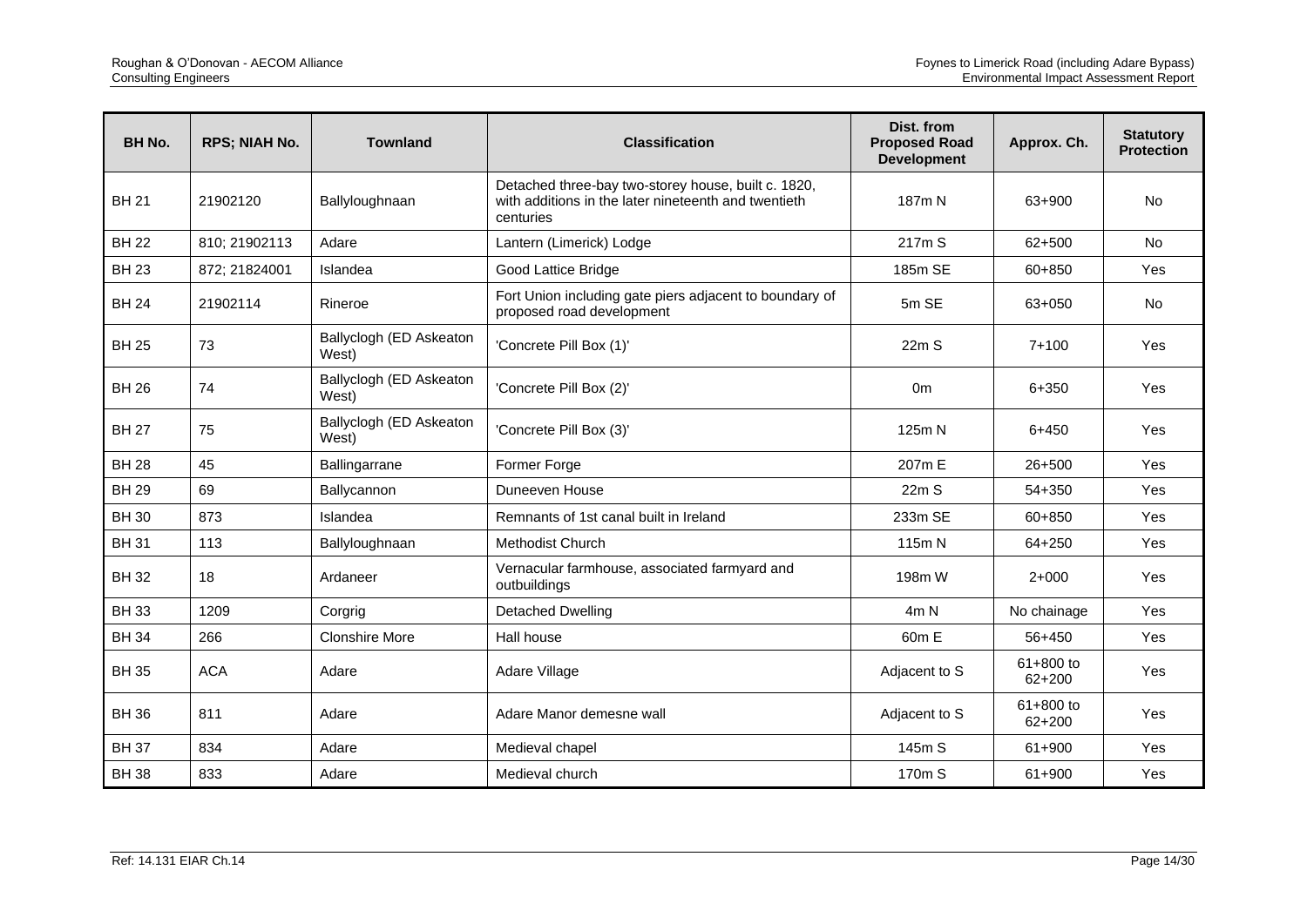| BH No. | RPS; NIAH No. | Townland | Classification | Dist. from Proposed Road Development | Approx. Ch. | Statutory Protection |
|---|---|---|---|---|---|---|
| BH 21 | 21902120 | Ballyloughnaan | Detached three-bay two-storey house, built c. 1820, with additions in the later nineteenth and twentieth centuries | 187m N | 63+900 | No |
| BH 22 | 810; 21902113 | Adare | Lantern (Limerick) Lodge | 217m S | 62+500 | No |
| BH 23 | 872; 21824001 | Islandea | Good Lattice Bridge | 185m SE | 60+850 | Yes |
| BH 24 | 21902114 | Rineroe | Fort Union including gate piers adjacent to boundary of proposed road development | 5m SE | 63+050 | No |
| BH 25 | 73 | Ballyclogh (ED Askeaton West) | 'Concrete Pill Box (1)' | 22m S | 7+100 | Yes |
| BH 26 | 74 | Ballyclogh (ED Askeaton West) | 'Concrete Pill Box (2)' | 0m | 6+350 | Yes |
| BH 27 | 75 | Ballyclogh (ED Askeaton West) | 'Concrete Pill Box (3)' | 125m N | 6+450 | Yes |
| BH 28 | 45 | Ballingarrane | Former Forge | 207m E | 26+500 | Yes |
| BH 29 | 69 | Ballycannon | Duneeven House | 22m S | 54+350 | Yes |
| BH 30 | 873 | Islandea | Remnants of 1st canal built in Ireland | 233m SE | 60+850 | Yes |
| BH 31 | 113 | Ballyloughnaan | Methodist Church | 115m N | 64+250 | Yes |
| BH 32 | 18 | Ardaneer | Vernacular farmhouse, associated farmyard and outbuildings | 198m W | 2+000 | Yes |
| BH 33 | 1209 | Corgrig | Detached Dwelling | 4m N | No chainage | Yes |
| BH 34 | 266 | Clonshire More | Hall house | 60m E | 56+450 | Yes |
| BH 35 | ACA | Adare | Adare Village | Adjacent to S | 61+800 to 62+200 | Yes |
| BH 36 | 811 | Adare | Adare Manor demesne wall | Adjacent to S | 61+800 to 62+200 | Yes |
| BH 37 | 834 | Adare | Medieval chapel | 145m S | 61+900 | Yes |
| BH 38 | 833 | Adare | Medieval church | 170m S | 61+900 | Yes |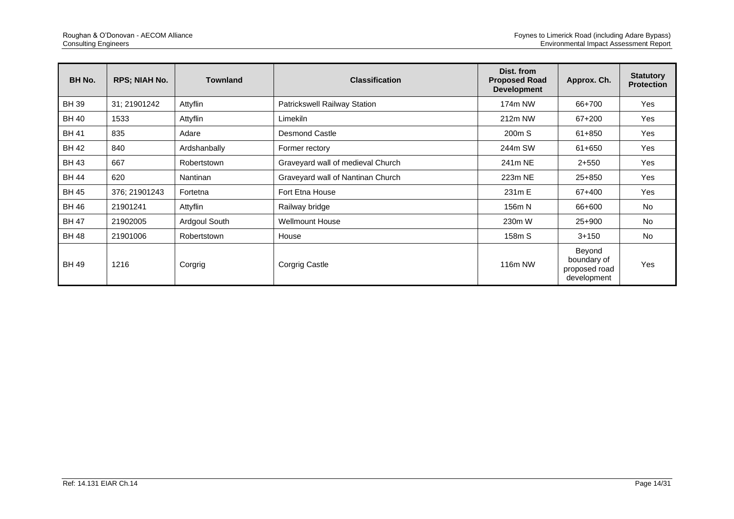| BH No. | RPS; NIAH No. | Townland | Classification | Dist. from Proposed Road Development | Approx. Ch. | Statutory Protection |
|---|---|---|---|---|---|---|
| BH 39 | 31; 21901242 | Attyflin | Patrickswell Railway Station | 174m NW | 66+700 | Yes |
| BH 40 | 1533 | Attyflin | Limekiln | 212m NW | 67+200 | Yes |
| BH 41 | 835 | Adare | Desmond Castle | 200m S | 61+850 | Yes |
| BH 42 | 840 | Ardshanbally | Former rectory | 244m SW | 61+650 | Yes |
| BH 43 | 667 | Robertstown | Graveyard wall of medieval Church | 241m NE | 2+550 | Yes |
| BH 44 | 620 | Nantinan | Graveyard wall of Nantinan Church | 223m NE | 25+850 | Yes |
| BH 45 | 376; 21901243 | Fortetna | Fort Etna House | 231m E | 67+400 | Yes |
| BH 46 | 21901241 | Attyflin | Railway bridge | 156m N | 66+600 | No |
| BH 47 | 21902005 | Ardgoul South | Wellmount House | 230m W | 25+900 | No |
| BH 48 | 21901006 | Robertstown | House | 158m S | 3+150 | No |
| BH 49 | 1216 | Corgrig | Corgrig Castle | 116m NW | Beyond boundary of proposed road development | Yes |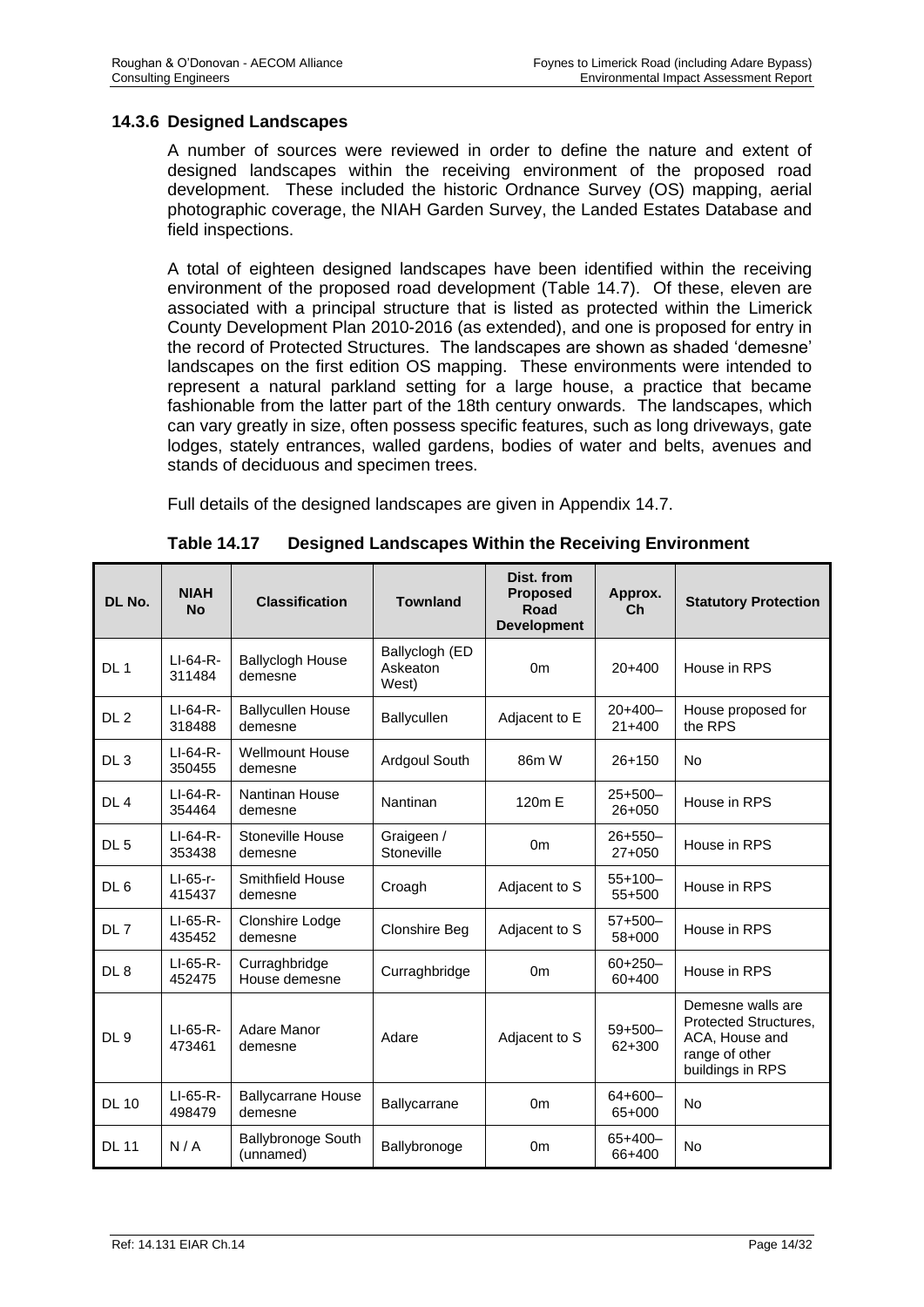### 14.3.6 Designed Landscapes

A number of sources were reviewed in order to define the nature and extent of designed landscapes within the receiving environment of the proposed road development. These included the historic Ordnance Survey (OS) mapping, aerial photographic coverage, the NIAH Garden Survey, the Landed Estates Database and field inspections.

A total of eighteen designed landscapes have been identified within the receiving environment of the proposed road development (Table 14.7). Of these, eleven are associated with a principal structure that is listed as protected within the Limerick County Development Plan 2010-2016 (as extended), and one is proposed for entry in the record of Protected Structures. The landscapes are shown as shaded 'demesne' landscapes on the first edition OS mapping. These environments were intended to represent a natural parkland setting for a large house, a practice that became fashionable from the latter part of the 18th century onwards. The landscapes, which can vary greatly in size, often possess specific features, such as long driveways, gate lodges, stately entrances, walled gardens, bodies of water and belts, avenues and stands of deciduous and specimen trees.

Full details of the designed landscapes are given in Appendix 14.7.

**Table 14.17 Designed Landscapes Within the Receiving Environment**

| DL No. | NIAH No | Classification | Townland | Dist. from Proposed Road Development | Approx. Ch | Statutory Protection |
|---|---|---|---|---|---|---|
| DL 1 | LI-64-R-311484 | Ballyclogh House demesne | Ballyclogh (ED Askeaton West) | 0m | 20+400 | House in RPS |
| DL 2 | LI-64-R-318488 | Ballycullen House demesne | Ballycullen | Adjacent to E | 20+400–21+400 | House proposed for the RPS |
| DL 3 | LI-64-R-350455 | Wellmount House demesne | Ardgoul South | 86m W | 26+150 | No |
| DL 4 | LI-64-R-354464 | Nantinan House demesne | Nantinan | 120m E | 25+500–26+050 | House in RPS |
| DL 5 | LI-64-R-353438 | Stoneville House demesne | Graigeen / Stoneville | 0m | 26+550–27+050 | House in RPS |
| DL 6 | LI-65-r-415437 | Smithfield House demesne | Croagh | Adjacent to S | 55+100–55+500 | House in RPS |
| DL 7 | LI-65-R-435452 | Clonshire Lodge demesne | Clonshire Beg | Adjacent to S | 57+500–58+000 | House in RPS |
| DL 8 | LI-65-R-452475 | Curraghbridge House demesne | Curraghbridge | 0m | 60+250–60+400 | House in RPS |
| DL 9 | LI-65-R-473461 | Adare Manor demesne | Adare | Adjacent to S | 59+500–62+300 | Demesne walls are Protected Structures, ACA, House and range of other buildings in RPS |
| DL 10 | LI-65-R-498479 | Ballycarrane House demesne | Ballycarrane | 0m | 64+600–65+000 | No |
| DL 11 | N / A | Ballybronoge South (unnamed) | Ballybronoge | 0m | 65+400–66+400 | No |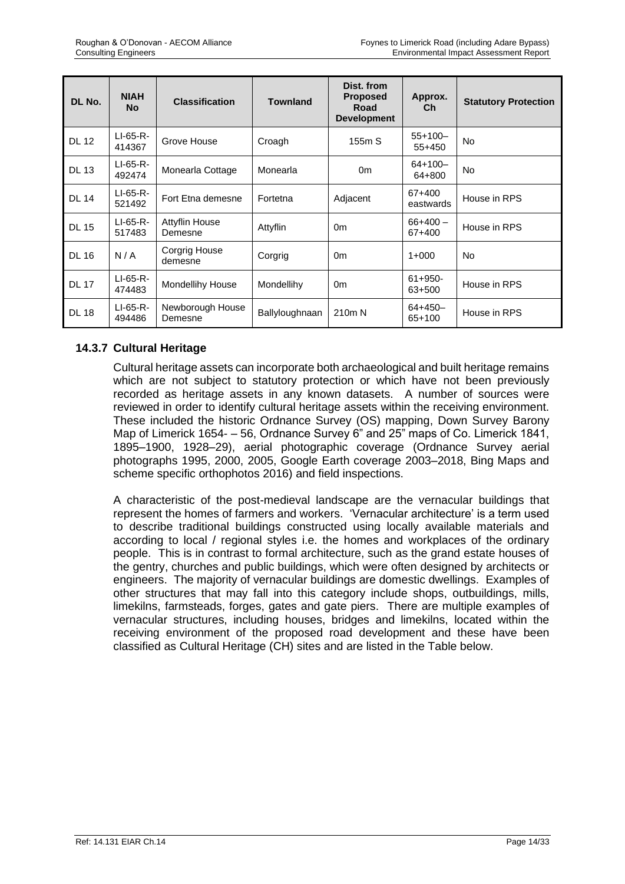| DL No. | NIAH No | Classification | Townland | Dist. from Proposed Road Development | Approx. Ch | Statutory Protection |
|---|---|---|---|---|---|---|
| DL 12 | LI-65-R-414367 | Grove House | Croagh | 155m S | 55+100–55+450 | No |
| DL 13 | LI-65-R-492474 | Monearla Cottage | Monearla | 0m | 64+100–64+800 | No |
| DL 14 | LI-65-R-521492 | Fort Etna demesne | Fortetna | Adjacent | 67+400 eastwards | House in RPS |
| DL 15 | LI-65-R-517483 | Attyflin House Demesne | Attyflin | 0m | 66+400 – 67+400 | House in RPS |
| DL 16 | N / A | Corgrig House demesne | Corgrig | 0m | 1+000 | No |
| DL 17 | LI-65-R-474483 | Mondellihy House | Mondellihy | 0m | 61+950-63+500 | House in RPS |
| DL 18 | LI-65-R-494486 | Newborough House Demesne | Ballyloughnaan | 210m N | 64+450–65+100 | House in RPS |

### 14.3.7 Cultural Heritage

Cultural heritage assets can incorporate both archaeological and built heritage remains which are not subject to statutory protection or which have not been previously recorded as heritage assets in any known datasets. A number of sources were reviewed in order to identify cultural heritage assets within the receiving environment. These included the historic Ordnance Survey (OS) mapping, Down Survey Barony Map of Limerick 1654- – 56, Ordnance Survey 6" and 25" maps of Co. Limerick 1841, 1895–1900, 1928–29), aerial photographic coverage (Ordnance Survey aerial photographs 1995, 2000, 2005, Google Earth coverage 2003–2018, Bing Maps and scheme specific orthophotos 2016) and field inspections.

A characteristic of the post-medieval landscape are the vernacular buildings that represent the homes of farmers and workers. 'Vernacular architecture' is a term used to describe traditional buildings constructed using locally available materials and according to local / regional styles i.e. the homes and workplaces of the ordinary people. This is in contrast to formal architecture, such as the grand estate houses of the gentry, churches and public buildings, which were often designed by architects or engineers. The majority of vernacular buildings are domestic dwellings. Examples of other structures that may fall into this category include shops, outbuildings, mills, limekilns, farmsteads, forges, gates and gate piers. There are multiple examples of vernacular structures, including houses, bridges and limekilns, located within the receiving environment of the proposed road development and these have been classified as Cultural Heritage (CH) sites and are listed in the Table below.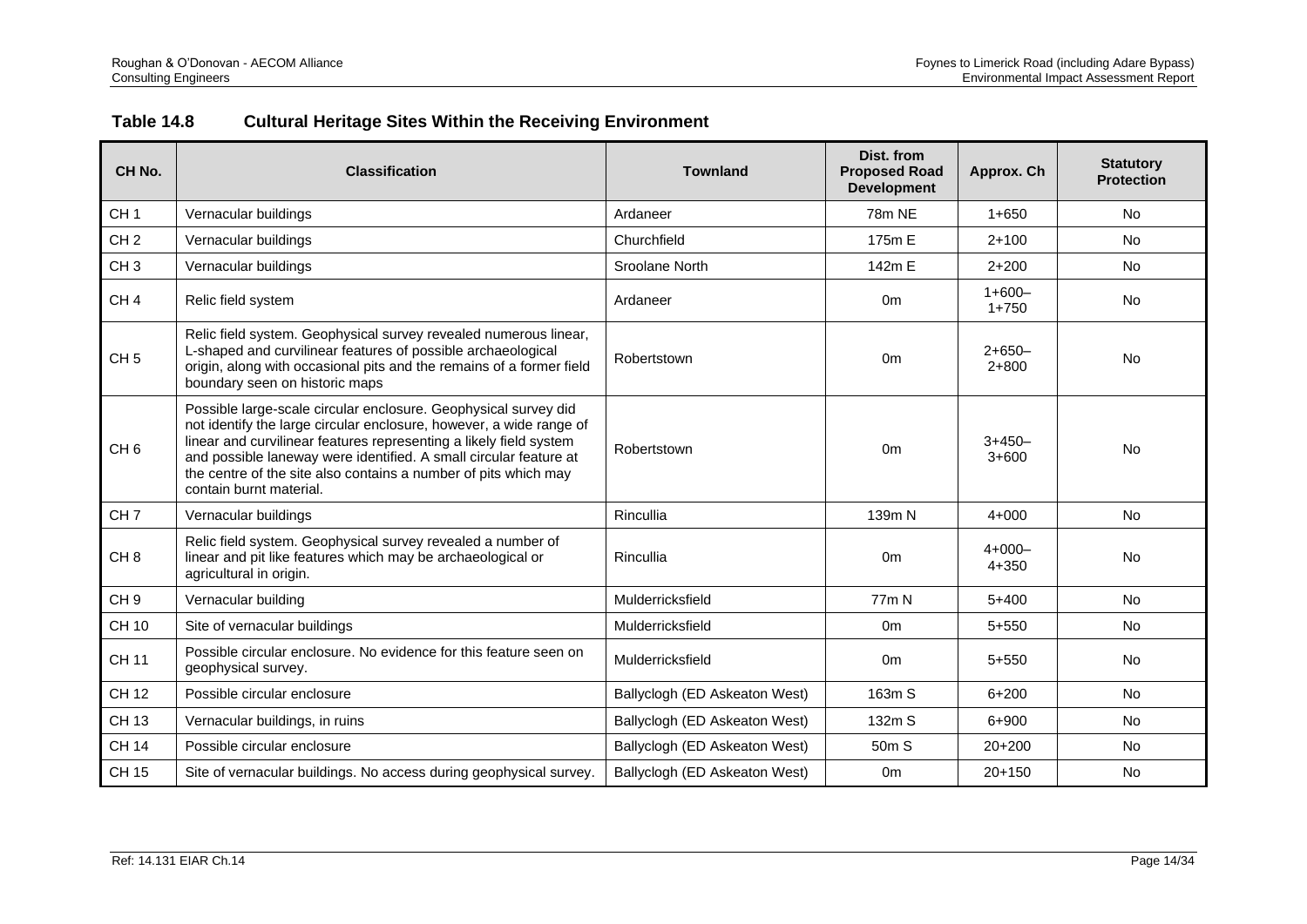## Table 14.8 Cultural Heritage Sites Within the Receiving Environment

| CH No. | Classification | Townland | Dist. from Proposed Road Development | Approx. Ch | Statutory Protection |
|---|---|---|---|---|---|
| CH 1 | Vernacular buildings | Ardaneer | 78m NE | 1+650 | No |
| CH 2 | Vernacular buildings | Churchfield | 175m E | 2+100 | No |
| CH 3 | Vernacular buildings | Sroolane North | 142m E | 2+200 | No |
| CH 4 | Relic field system | Ardaneer | 0m | 1+600–1+750 | No |
| CH 5 | Relic field system. Geophysical survey revealed numerous linear, L-shaped and curvilinear features of possible archaeological origin, along with occasional pits and the remains of a former field boundary seen on historic maps | Robertstown | 0m | 2+650–2+800 | No |
| CH 6 | Possible large-scale circular enclosure. Geophysical survey did not identify the large circular enclosure, however, a wide range of linear and curvilinear features representing a likely field system and possible laneway were identified. A small circular feature at the centre of the site also contains a number of pits which may contain burnt material. | Robertstown | 0m | 3+450–3+600 | No |
| CH 7 | Vernacular buildings | Rincullia | 139m N | 4+000 | No |
| CH 8 | Relic field system. Geophysical survey revealed a number of linear and pit like features which may be archaeological or agricultural in origin. | Rincullia | 0m | 4+000–4+350 | No |
| CH 9 | Vernacular building | Mulderricksfield | 77m N | 5+400 | No |
| CH 10 | Site of vernacular buildings | Mulderricksfield | 0m | 5+550 | No |
| CH 11 | Possible circular enclosure. No evidence for this feature seen on geophysical survey. | Mulderricksfield | 0m | 5+550 | No |
| CH 12 | Possible circular enclosure | Ballyclogh (ED Askeaton West) | 163m S | 6+200 | No |
| CH 13 | Vernacular buildings, in ruins | Ballyclogh (ED Askeaton West) | 132m S | 6+900 | No |
| CH 14 | Possible circular enclosure | Ballyclogh (ED Askeaton West) | 50m S | 20+200 | No |
| CH 15 | Site of vernacular buildings. No access during geophysical survey. | Ballyclogh (ED Askeaton West) | 0m | 20+150 | No |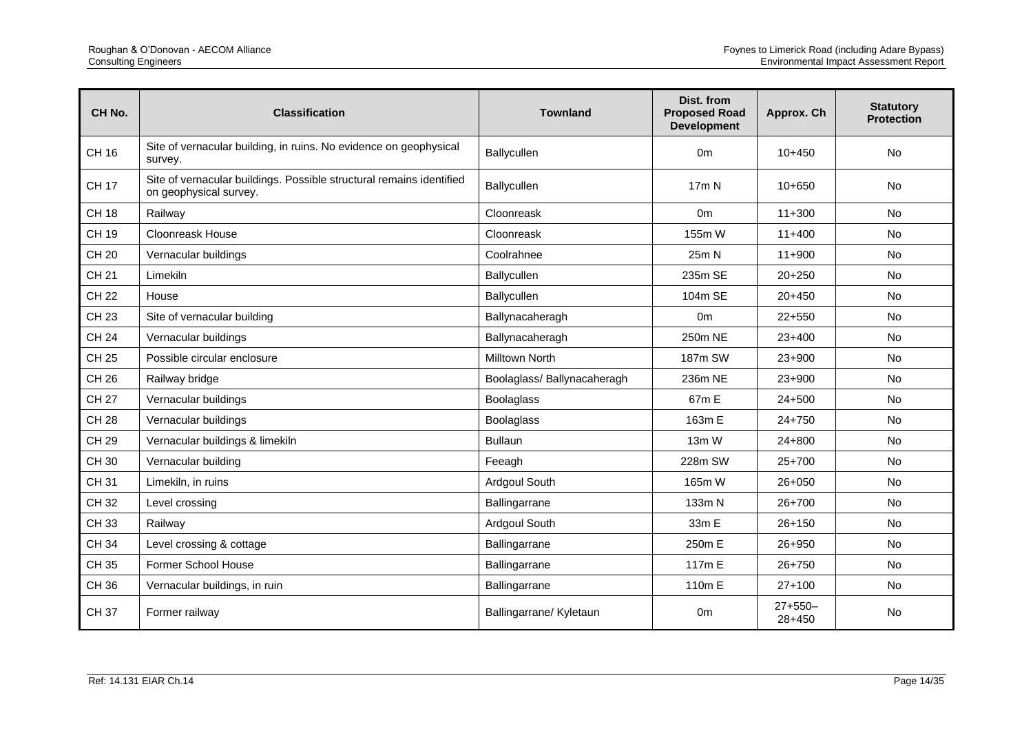| CH No. | Classification | Townland | Dist. from Proposed Road Development | Approx. Ch | Statutory Protection |
|---|---|---|---|---|---|
| CH 16 | Site of vernacular building, in ruins. No evidence on geophysical survey. | Ballycullen | 0m | 10+450 | No |
| CH 17 | Site of vernacular buildings. Possible structural remains identified on geophysical survey. | Ballycullen | 17m N | 10+650 | No |
| CH 18 | Railway | Cloonreask | 0m | 11+300 | No |
| CH 19 | Cloonreask House | Cloonreask | 155m W | 11+400 | No |
| CH 20 | Vernacular buildings | Coolrahnee | 25m N | 11+900 | No |
| CH 21 | Limekiln | Ballycullen | 235m SE | 20+250 | No |
| CH 22 | House | Ballycullen | 104m SE | 20+450 | No |
| CH 23 | Site of vernacular building | Ballynacaheragh | 0m | 22+550 | No |
| CH 24 | Vernacular buildings | Ballynacaheragh | 250m NE | 23+400 | No |
| CH 25 | Possible circular enclosure | Milltown North | 187m SW | 23+900 | No |
| CH 26 | Railway bridge | Boolaglass/ Ballynacaheragh | 236m NE | 23+900 | No |
| CH 27 | Vernacular buildings | Boolaglass | 67m E | 24+500 | No |
| CH 28 | Vernacular buildings | Boolaglass | 163m E | 24+750 | No |
| CH 29 | Vernacular buildings & limekiln | Bullaun | 13m W | 24+800 | No |
| CH 30 | Vernacular building | Feeagh | 228m SW | 25+700 | No |
| CH 31 | Limekiln, in ruins | Ardgoul South | 165m W | 26+050 | No |
| CH 32 | Level crossing | Ballingarrane | 133m N | 26+700 | No |
| CH 33 | Railway | Ardgoul South | 33m E | 26+150 | No |
| CH 34 | Level crossing & cottage | Ballingarrane | 250m E | 26+950 | No |
| CH 35 | Former School House | Ballingarrane | 117m E | 26+750 | No |
| CH 36 | Vernacular buildings, in ruin | Ballingarrane | 110m E | 27+100 | No |
| CH 37 | Former railway | Ballingarrane/ Kyletaun | 0m | 27+550–28+450 | No |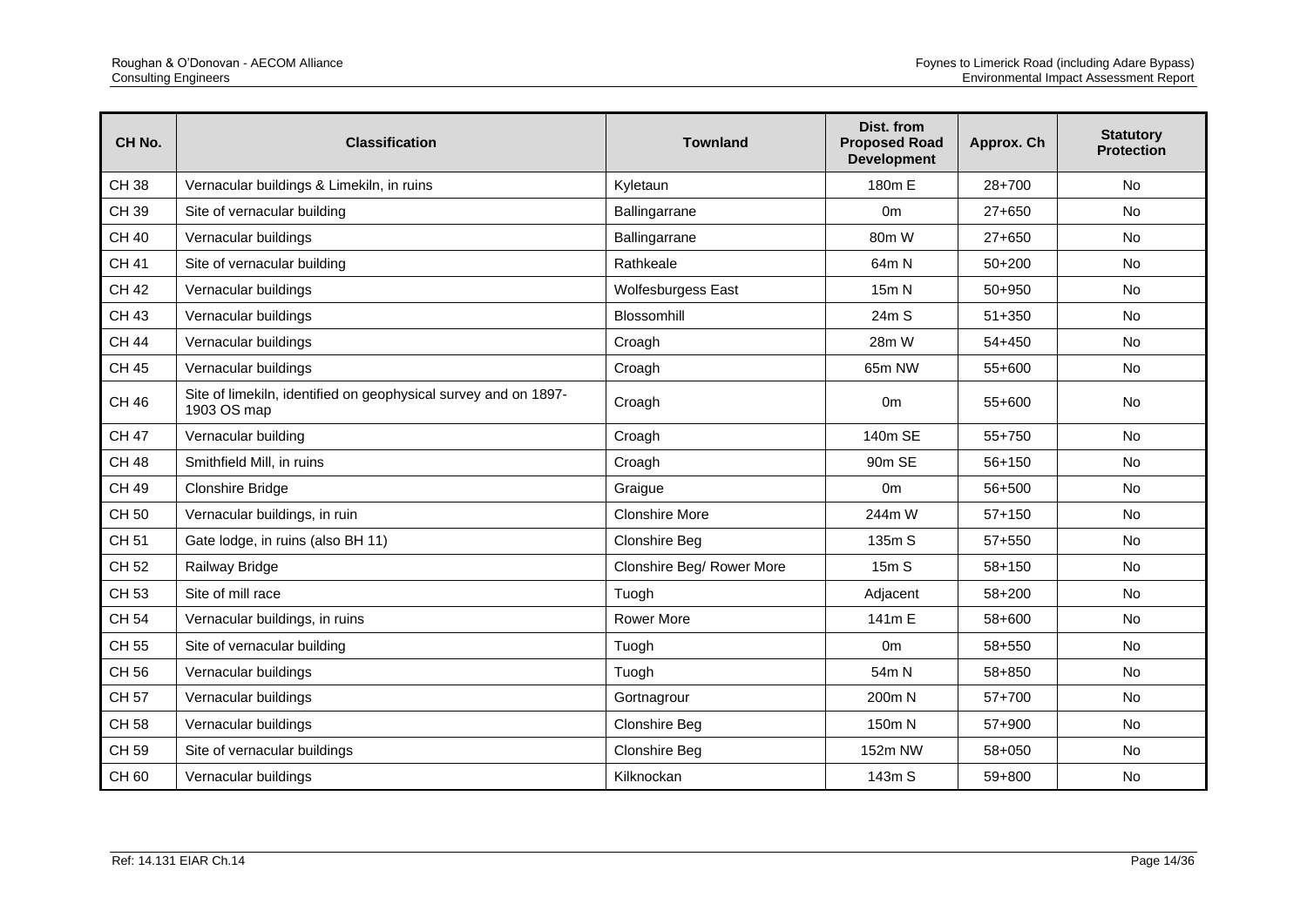| CH No. | Classification | Townland | Dist. from Proposed Road Development | Approx. Ch | Statutory Protection |
|---|---|---|---|---|---|
| CH 38 | Vernacular buildings & Limekiln, in ruins | Kyletaun | 180m E | 28+700 | No |
| CH 39 | Site of vernacular building | Ballingarrane | 0m | 27+650 | No |
| CH 40 | Vernacular buildings | Ballingarrane | 80m W | 27+650 | No |
| CH 41 | Site of vernacular building | Rathkeale | 64m N | 50+200 | No |
| CH 42 | Vernacular buildings | Wolfesburgess East | 15m N | 50+950 | No |
| CH 43 | Vernacular buildings | Blossomhill | 24m S | 51+350 | No |
| CH 44 | Vernacular buildings | Croagh | 28m W | 54+450 | No |
| CH 45 | Vernacular buildings | Croagh | 65m NW | 55+600 | No |
| CH 46 | Site of limekiln, identified on geophysical survey and on 1897-1903 OS map | Croagh | 0m | 55+600 | No |
| CH 47 | Vernacular building | Croagh | 140m SE | 55+750 | No |
| CH 48 | Smithfield Mill, in ruins | Croagh | 90m SE | 56+150 | No |
| CH 49 | Clonshire Bridge | Graigue | 0m | 56+500 | No |
| CH 50 | Vernacular buildings, in ruin | Clonshire More | 244m W | 57+150 | No |
| CH 51 | Gate lodge, in ruins (also BH 11) | Clonshire Beg | 135m S | 57+550 | No |
| CH 52 | Railway Bridge | Clonshire Beg/ Rower More | 15m S | 58+150 | No |
| CH 53 | Site of mill race | Tuogh | Adjacent | 58+200 | No |
| CH 54 | Vernacular buildings, in ruins | Rower More | 141m E | 58+600 | No |
| CH 55 | Site of vernacular building | Tuogh | 0m | 58+550 | No |
| CH 56 | Vernacular buildings | Tuogh | 54m N | 58+850 | No |
| CH 57 | Vernacular buildings | Gortnagrour | 200m N | 57+700 | No |
| CH 58 | Vernacular buildings | Clonshire Beg | 150m N | 57+900 | No |
| CH 59 | Site of vernacular buildings | Clonshire Beg | 152m NW | 58+050 | No |
| CH 60 | Vernacular buildings | Kilknockan | 143m S | 59+800 | No |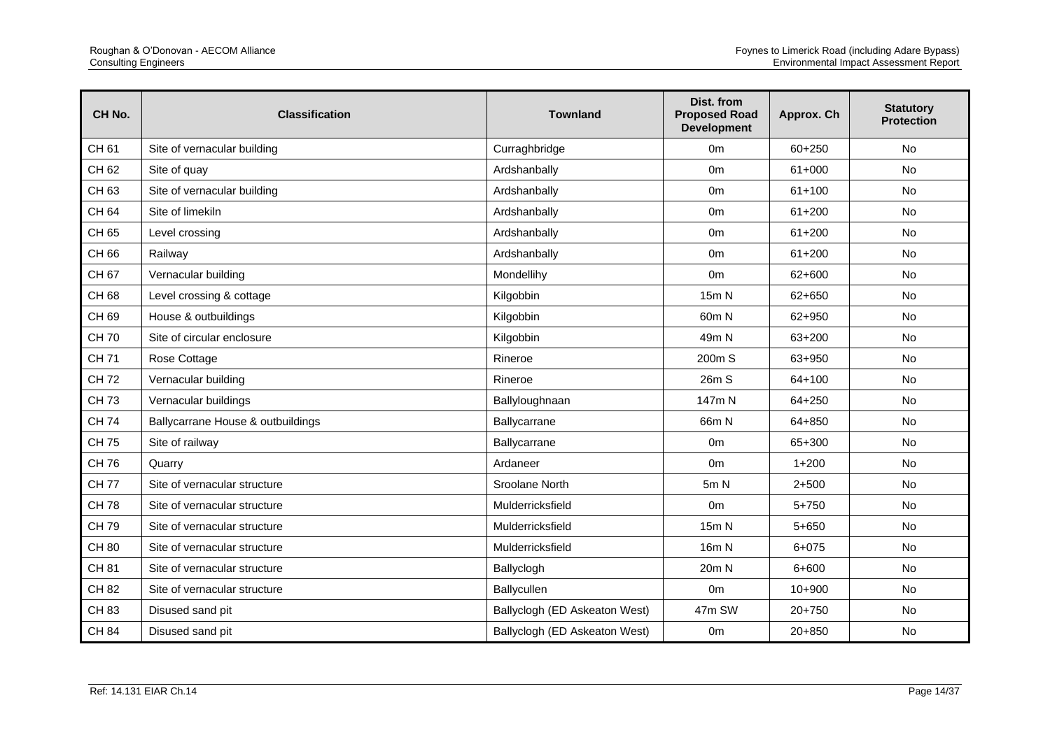| CH No. | Classification | Townland | Dist. from Proposed Road Development | Approx. Ch | Statutory Protection |
|---|---|---|---|---|---|
| CH 61 | Site of vernacular building | Curraghbridge | 0m | 60+250 | No |
| CH 62 | Site of quay | Ardshanbally | 0m | 61+000 | No |
| CH 63 | Site of vernacular building | Ardshanbally | 0m | 61+100 | No |
| CH 64 | Site of limekiln | Ardshanbally | 0m | 61+200 | No |
| CH 65 | Level crossing | Ardshanbally | 0m | 61+200 | No |
| CH 66 | Railway | Ardshanbally | 0m | 61+200 | No |
| CH 67 | Vernacular building | Mondellihy | 0m | 62+600 | No |
| CH 68 | Level crossing & cottage | Kilgobbin | 15m N | 62+650 | No |
| CH 69 | House & outbuildings | Kilgobbin | 60m N | 62+950 | No |
| CH 70 | Site of circular enclosure | Kilgobbin | 49m N | 63+200 | No |
| CH 71 | Rose Cottage | Rineroe | 200m S | 63+950 | No |
| CH 72 | Vernacular building | Rineroe | 26m S | 64+100 | No |
| CH 73 | Vernacular buildings | Ballyloughnaan | 147m N | 64+250 | No |
| CH 74 | Ballycarrane House & outbuildings | Ballycarrane | 66m N | 64+850 | No |
| CH 75 | Site of railway | Ballycarrane | 0m | 65+300 | No |
| CH 76 | Quarry | Ardaneer | 0m | 1+200 | No |
| CH 77 | Site of vernacular structure | Sroolane North | 5m N | 2+500 | No |
| CH 78 | Site of vernacular structure | Mulderricksfield | 0m | 5+750 | No |
| CH 79 | Site of vernacular structure | Mulderricksfield | 15m N | 5+650 | No |
| CH 80 | Site of vernacular structure | Mulderricksfield | 16m N | 6+075 | No |
| CH 81 | Site of vernacular structure | Ballyclogh | 20m N | 6+600 | No |
| CH 82 | Site of vernacular structure | Ballycullen | 0m | 10+900 | No |
| CH 83 | Disused sand pit | Ballyclogh (ED Askeaton West) | 47m SW | 20+750 | No |
| CH 84 | Disused sand pit | Ballyclogh (ED Askeaton West) | 0m | 20+850 | No |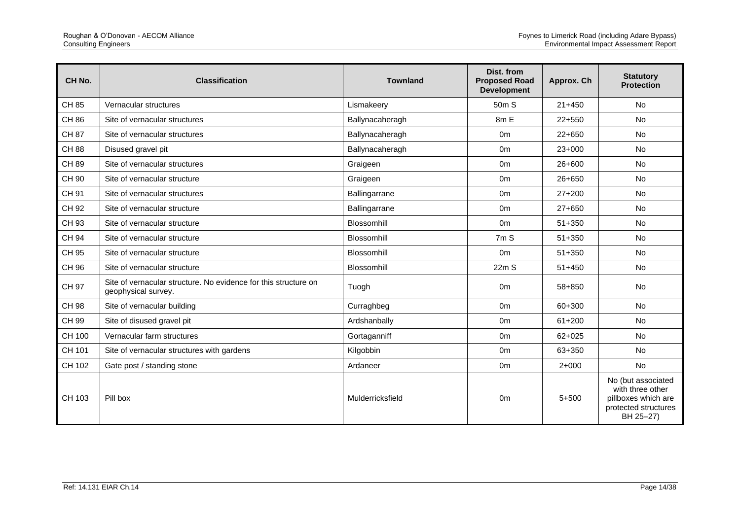| CH No. | Classification | Townland | Dist. from Proposed Road Development | Approx. Ch | Statutory Protection |
|---|---|---|---|---|---|
| CH 85 | Vernacular structures | Lismakeery | 50m S | 21+450 | No |
| CH 86 | Site of vernacular structures | Ballynacaheragh | 8m E | 22+550 | No |
| CH 87 | Site of vernacular structures | Ballynacaheragh | 0m | 22+650 | No |
| CH 88 | Disused gravel pit | Ballynacaheragh | 0m | 23+000 | No |
| CH 89 | Site of vernacular structures | Graigeen | 0m | 26+600 | No |
| CH 90 | Site of vernacular structure | Graigeen | 0m | 26+650 | No |
| CH 91 | Site of vernacular structures | Ballingarrane | 0m | 27+200 | No |
| CH 92 | Site of vernacular structure | Ballingarrane | 0m | 27+650 | No |
| CH 93 | Site of vernacular structure | Blossomhill | 0m | 51+350 | No |
| CH 94 | Site of vernacular structure | Blossomhill | 7m S | 51+350 | No |
| CH 95 | Site of vernacular structure | Blossomhill | 0m | 51+350 | No |
| CH 96 | Site of vernacular structure | Blossomhill | 22m S | 51+450 | No |
| CH 97 | Site of vernacular structure. No evidence for this structure on geophysical survey. | Tuogh | 0m | 58+850 | No |
| CH 98 | Site of vernacular building | Curraghbeg | 0m | 60+300 | No |
| CH 99 | Site of disused gravel pit | Ardshanbally | 0m | 61+200 | No |
| CH 100 | Vernacular farm structures | Gortaganniff | 0m | 62+025 | No |
| CH 101 | Site of vernacular structures with gardens | Kilgobbin | 0m | 63+350 | No |
| CH 102 | Gate post / standing stone | Ardaneer | 0m | 2+000 | No |
| CH 103 | Pill box | Mulderricksfield | 0m | 5+500 | No (but associated with three other pillboxes which are protected structures BH 25–27) |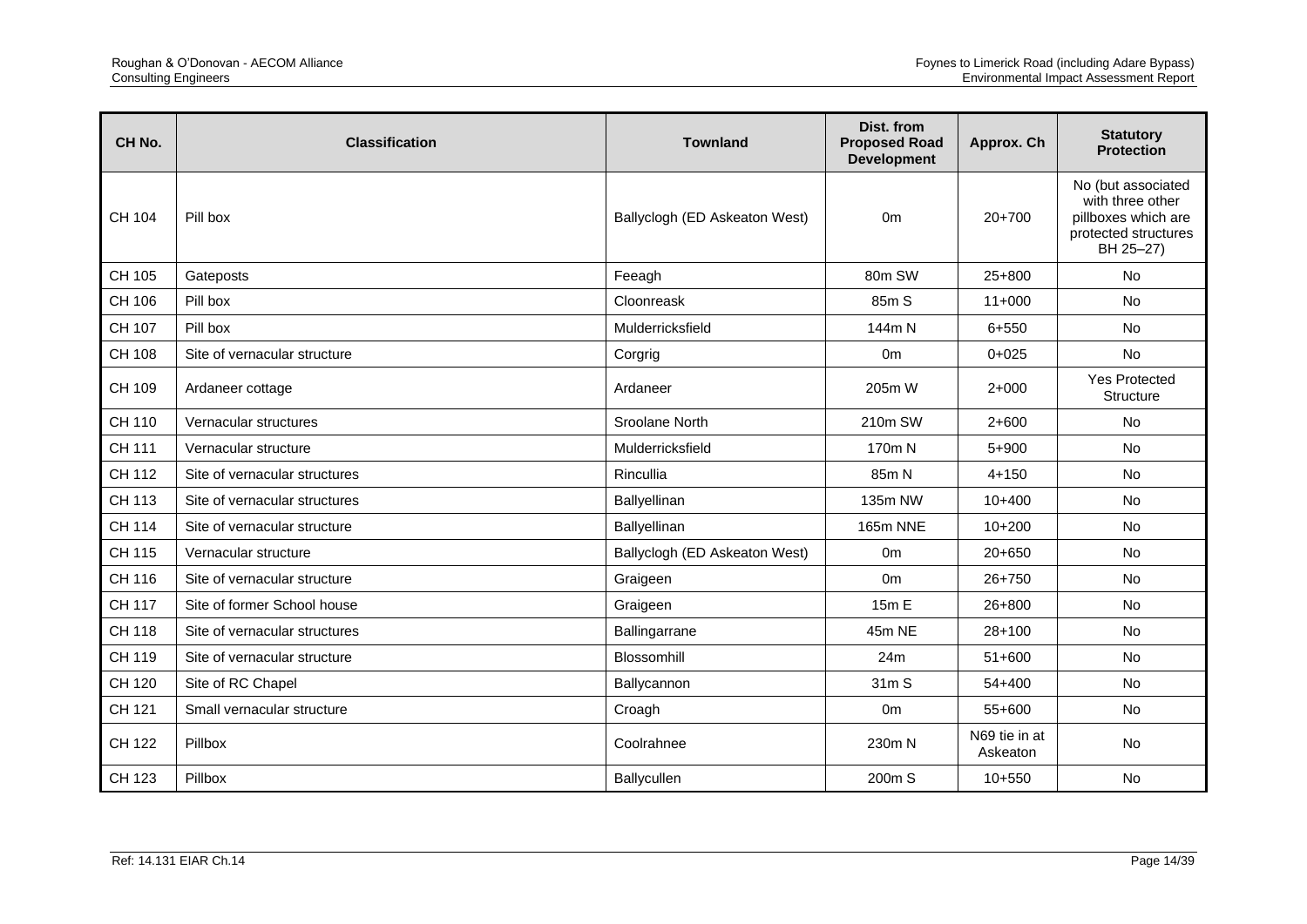| CH No. | Classification | Townland | Dist. from Proposed Road Development | Approx. Ch | Statutory Protection |
|---|---|---|---|---|---|
| CH 104 | Pill box | Ballyclogh (ED Askeaton West) | 0m | 20+700 | No (but associated with three other pillboxes which are protected structures BH 25–27) |
| CH 105 | Gateposts | Feeagh | 80m SW | 25+800 | No |
| CH 106 | Pill box | Cloonreask | 85m S | 11+000 | No |
| CH 107 | Pill box | Mulderricksfield | 144m N | 6+550 | No |
| CH 108 | Site of vernacular structure | Corgrig | 0m | 0+025 | No |
| CH 109 | Ardaneer cottage | Ardaneer | 205m W | 2+000 | Yes Protected Structure |
| CH 110 | Vernacular structures | Sroolane North | 210m SW | 2+600 | No |
| CH 111 | Vernacular structure | Mulderricksfield | 170m N | 5+900 | No |
| CH 112 | Site of vernacular structures | Rincullia | 85m N | 4+150 | No |
| CH 113 | Site of vernacular structures | Ballyellinan | 135m NW | 10+400 | No |
| CH 114 | Site of vernacular structure | Ballyellinan | 165m NNE | 10+200 | No |
| CH 115 | Vernacular structure | Ballyclogh (ED Askeaton West) | 0m | 20+650 | No |
| CH 116 | Site of vernacular structure | Graigeen | 0m | 26+750 | No |
| CH 117 | Site of former School house | Graigeen | 15m E | 26+800 | No |
| CH 118 | Site of vernacular structures | Ballingarrane | 45m NE | 28+100 | No |
| CH 119 | Site of vernacular structure | Blossomhill | 24m | 51+600 | No |
| CH 120 | Site of RC Chapel | Ballycannon | 31m S | 54+400 | No |
| CH 121 | Small vernacular structure | Croagh | 0m | 55+600 | No |
| CH 122 | Pillbox | Coolrahnee | 230m N | N69 tie in at Askeaton | No |
| CH 123 | Pillbox | Ballycullen | 200m S | 10+550 | No |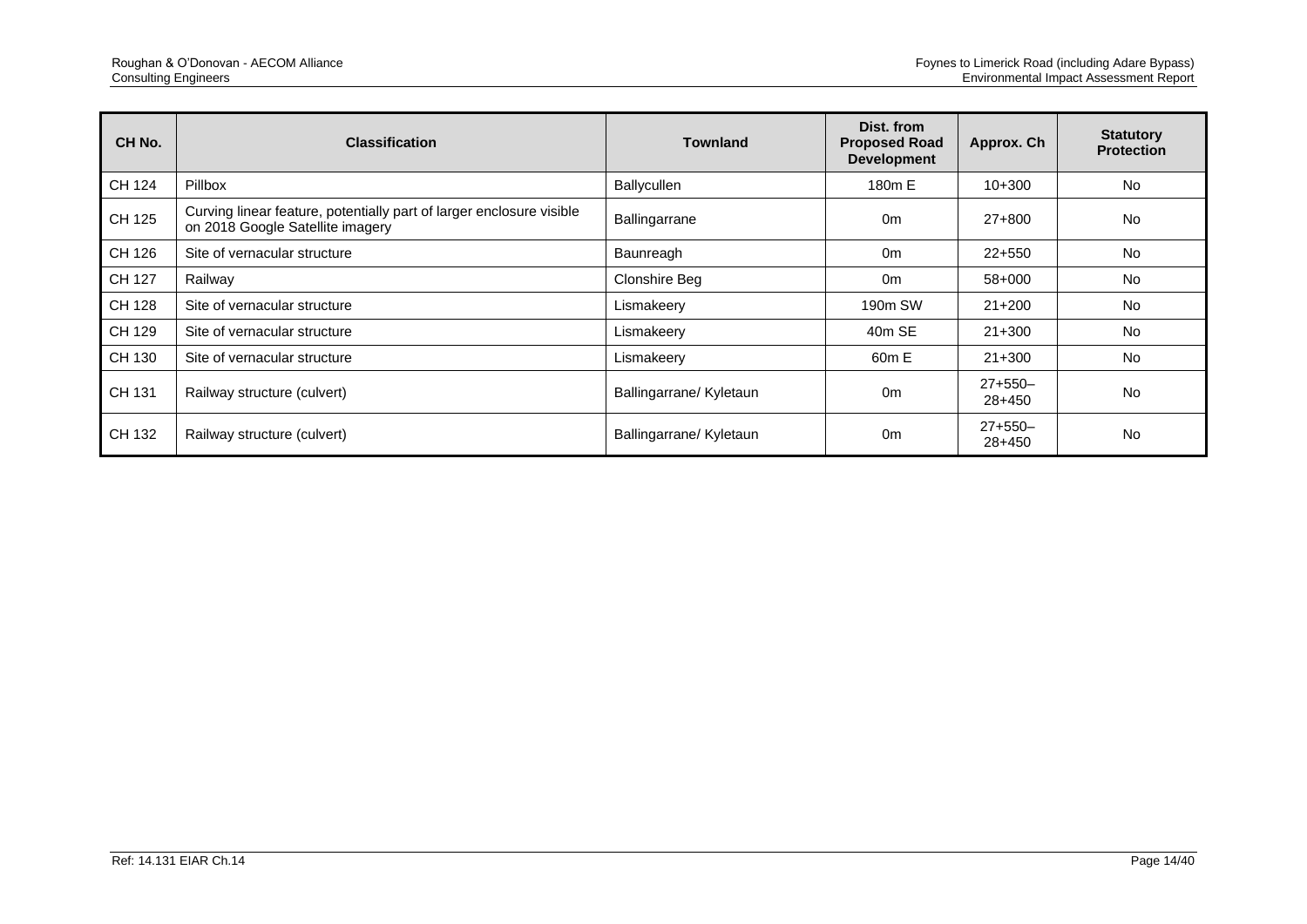| CH No. | Classification | Townland | Dist. from Proposed Road Development | Approx. Ch | Statutory Protection |
|---|---|---|---|---|---|
| CH 124 | Pillbox | Ballycullen | 180m E | 10+300 | No |
| CH 125 | Curving linear feature, potentially part of larger enclosure visible on 2018 Google Satellite imagery | Ballingarrane | 0m | 27+800 | No |
| CH 126 | Site of vernacular structure | Baunreagh | 0m | 22+550 | No |
| CH 127 | Railway | Clonshire Beg | 0m | 58+000 | No |
| CH 128 | Site of vernacular structure | Lismakeery | 190m SW | 21+200 | No |
| CH 129 | Site of vernacular structure | Lismakeery | 40m SE | 21+300 | No |
| CH 130 | Site of vernacular structure | Lismakeery | 60m E | 21+300 | No |
| CH 131 | Railway structure (culvert) | Ballingarrane/ Kyletaun | 0m | 27+550–28+450 | No |
| CH 132 | Railway structure (culvert) | Ballingarrane/ Kyletaun | 0m | 27+550–28+450 | No |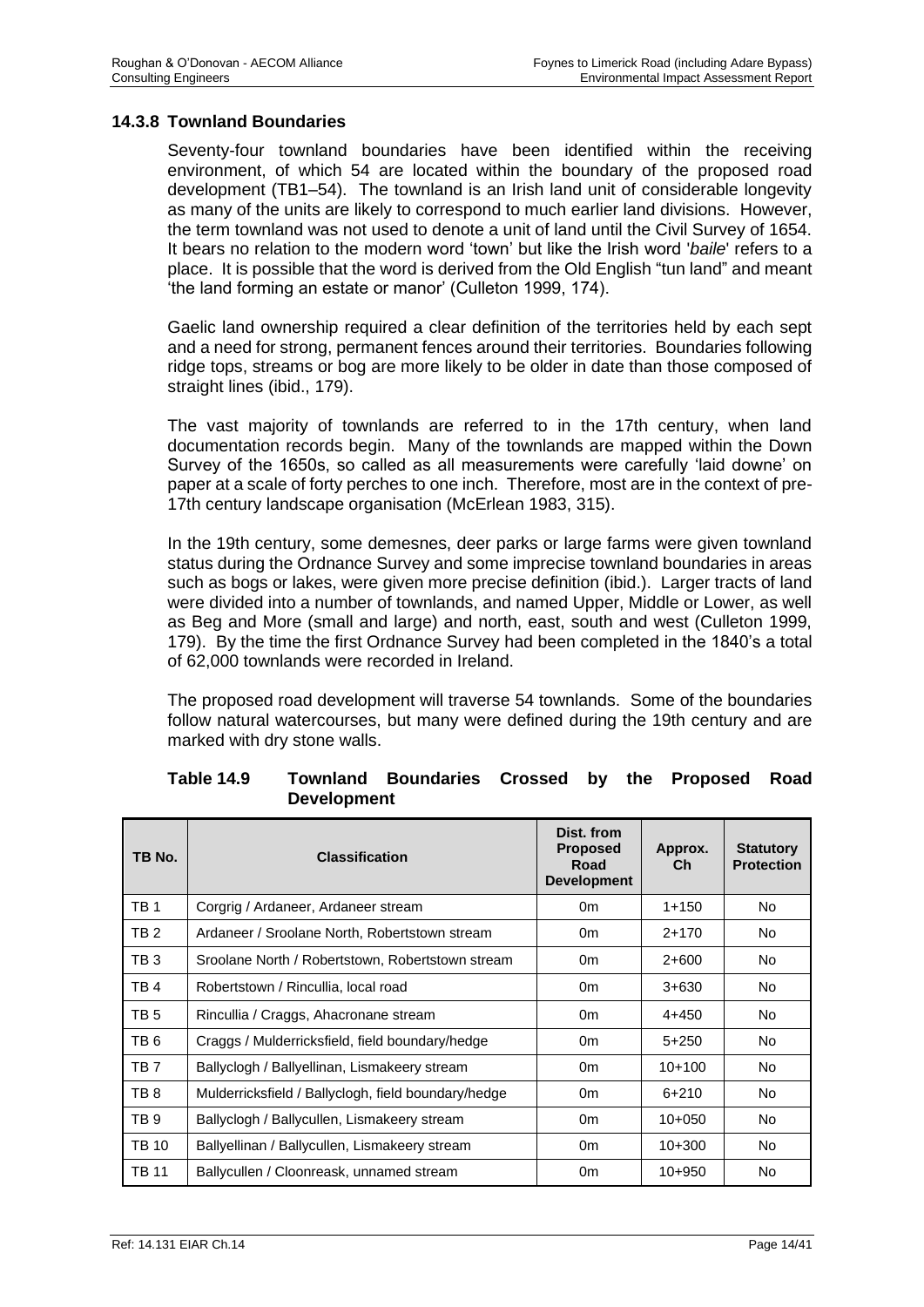### 14.3.8 Townland Boundaries

Seventy-four townland boundaries have been identified within the receiving environment, of which 54 are located within the boundary of the proposed road development (TB1–54). The townland is an Irish land unit of considerable longevity as many of the units are likely to correspond to much earlier land divisions. However, the term townland was not used to denote a unit of land until the Civil Survey of 1654. It bears no relation to the modern word 'town' but like the Irish word '*baile*' refers to a place. It is possible that the word is derived from the Old English "tun land" and meant 'the land forming an estate or manor' (Culleton 1999, 174).

Gaelic land ownership required a clear definition of the territories held by each sept and a need for strong, permanent fences around their territories. Boundaries following ridge tops, streams or bog are more likely to be older in date than those composed of straight lines (ibid., 179).

The vast majority of townlands are referred to in the 17th century, when land documentation records begin. Many of the townlands are mapped within the Down Survey of the 1650s, so called as all measurements were carefully 'laid downe' on paper at a scale of forty perches to one inch. Therefore, most are in the context of pre-17th century landscape organisation (McErlean 1983, 315).

In the 19th century, some demesnes, deer parks or large farms were given townland status during the Ordnance Survey and some imprecise townland boundaries in areas such as bogs or lakes, were given more precise definition (ibid.). Larger tracts of land were divided into a number of townlands, and named Upper, Middle or Lower, as well as Beg and More (small and large) and north, east, south and west (Culleton 1999, 179). By the time the first Ordnance Survey had been completed in the 1840's a total of 62,000 townlands were recorded in Ireland.

The proposed road development will traverse 54 townlands. Some of the boundaries follow natural watercourses, but many were defined during the 19th century and are marked with dry stone walls.

**Table 14.9 Townland Boundaries Crossed by the Proposed Road Development**

| TB No. | Classification | Dist. from Proposed Road Development | Approx. Ch | Statutory Protection |
|---|---|---|---|---|
| TB 1 | Corgrig / Ardaneer, Ardaneer stream | 0m | 1+150 | No |
| TB 2 | Ardaneer / Sroolane North, Robertstown stream | 0m | 2+170 | No |
| TB 3 | Sroolane North / Robertstown, Robertstown stream | 0m | 2+600 | No |
| TB 4 | Robertstown / Rincullia, local road | 0m | 3+630 | No |
| TB 5 | Rincullia / Craggs, Ahacronane stream | 0m | 4+450 | No |
| TB 6 | Craggs / Mulderricksfield, field boundary/hedge | 0m | 5+250 | No |
| TB 7 | Ballyclogh / Ballyellinan, Lismakeery stream | 0m | 10+100 | No |
| TB 8 | Mulderricksfield / Ballyclogh, field boundary/hedge | 0m | 6+210 | No |
| TB 9 | Ballyclogh / Ballycullen, Lismakeery stream | 0m | 10+050 | No |
| TB 10 | Ballyellinan / Ballycullen, Lismakeery stream | 0m | 10+300 | No |
| TB 11 | Ballycullen / Cloonreask, unnamed stream | 0m | 10+950 | No |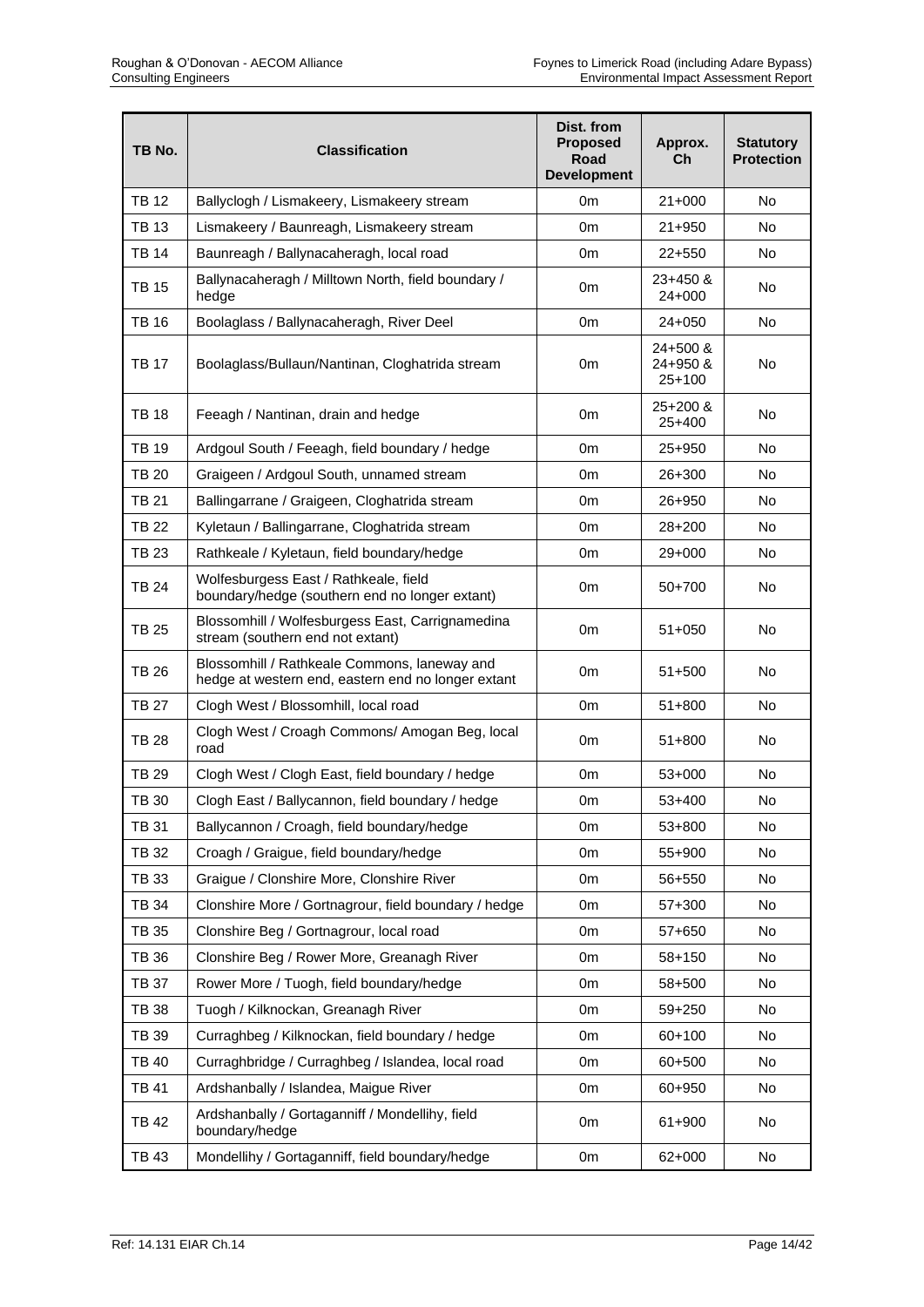| TB No. | Classification | Dist. from Proposed Road Development | Approx. Ch | Statutory Protection |
|---|---|---|---|---|
| TB 12 | Ballyclogh / Lismakeery, Lismakeery stream | 0m | 21+000 | No |
| TB 13 | Lismakeery / Baunreagh, Lismakeery stream | 0m | 21+950 | No |
| TB 14 | Baunreagh / Ballynacaheragh, local road | 0m | 22+550 | No |
| TB 15 | Ballynacaheragh / Milltown North, field boundary / hedge | 0m | 23+450 & 24+000 | No |
| TB 16 | Boolaglass / Ballynacaheragh, River Deel | 0m | 24+050 | No |
| TB 17 | Boolaglass/Bullaun/Nantinan, Cloghatrida stream | 0m | 24+500 & 24+950 & 25+100 | No |
| TB 18 | Feeagh / Nantinan, drain and hedge | 0m | 25+200 & 25+400 | No |
| TB 19 | Ardgoul South / Feeagh, field boundary / hedge | 0m | 25+950 | No |
| TB 20 | Graigeen / Ardgoul South, unnamed stream | 0m | 26+300 | No |
| TB 21 | Ballingarrane / Graigeen, Cloghatrida stream | 0m | 26+950 | No |
| TB 22 | Kyletaun / Ballingarrane, Cloghatrida stream | 0m | 28+200 | No |
| TB 23 | Rathkeale / Kyletaun, field boundary/hedge | 0m | 29+000 | No |
| TB 24 | Wolfesburgess East / Rathkeale, field boundary/hedge (southern end no longer extant) | 0m | 50+700 | No |
| TB 25 | Blossomhill / Wolfesburgess East, Carrignamedina stream (southern end not extant) | 0m | 51+050 | No |
| TB 26 | Blossomhill / Rathkeale Commons, laneway and hedge at western end, eastern end no longer extant | 0m | 51+500 | No |
| TB 27 | Clogh West / Blossomhill, local road | 0m | 51+800 | No |
| TB 28 | Clogh West / Croagh Commons/ Amogan Beg, local road | 0m | 51+800 | No |
| TB 29 | Clogh West / Clogh East, field boundary / hedge | 0m | 53+000 | No |
| TB 30 | Clogh East / Ballycannon, field boundary / hedge | 0m | 53+400 | No |
| TB 31 | Ballycannon / Croagh, field boundary/hedge | 0m | 53+800 | No |
| TB 32 | Croagh / Graigue, field boundary/hedge | 0m | 55+900 | No |
| TB 33 | Graigue / Clonshire More, Clonshire River | 0m | 56+550 | No |
| TB 34 | Clonshire More / Gortnagrour, field boundary / hedge | 0m | 57+300 | No |
| TB 35 | Clonshire Beg / Gortnagrour, local road | 0m | 57+650 | No |
| TB 36 | Clonshire Beg / Rower More, Greanagh River | 0m | 58+150 | No |
| TB 37 | Rower More / Tuogh, field boundary/hedge | 0m | 58+500 | No |
| TB 38 | Tuogh / Kilknockan, Greanagh River | 0m | 59+250 | No |
| TB 39 | Curraghbeg / Kilknockan, field boundary / hedge | 0m | 60+100 | No |
| TB 40 | Curraghbridge / Curraghbeg / Islandea, local road | 0m | 60+500 | No |
| TB 41 | Ardshanbally / Islandea, Maigue River | 0m | 60+950 | No |
| TB 42 | Ardshanbally / Gortaganniff / Mondellihy, field boundary/hedge | 0m | 61+900 | No |
| TB 43 | Mondellihy / Gortaganniff, field boundary/hedge | 0m | 62+000 | No |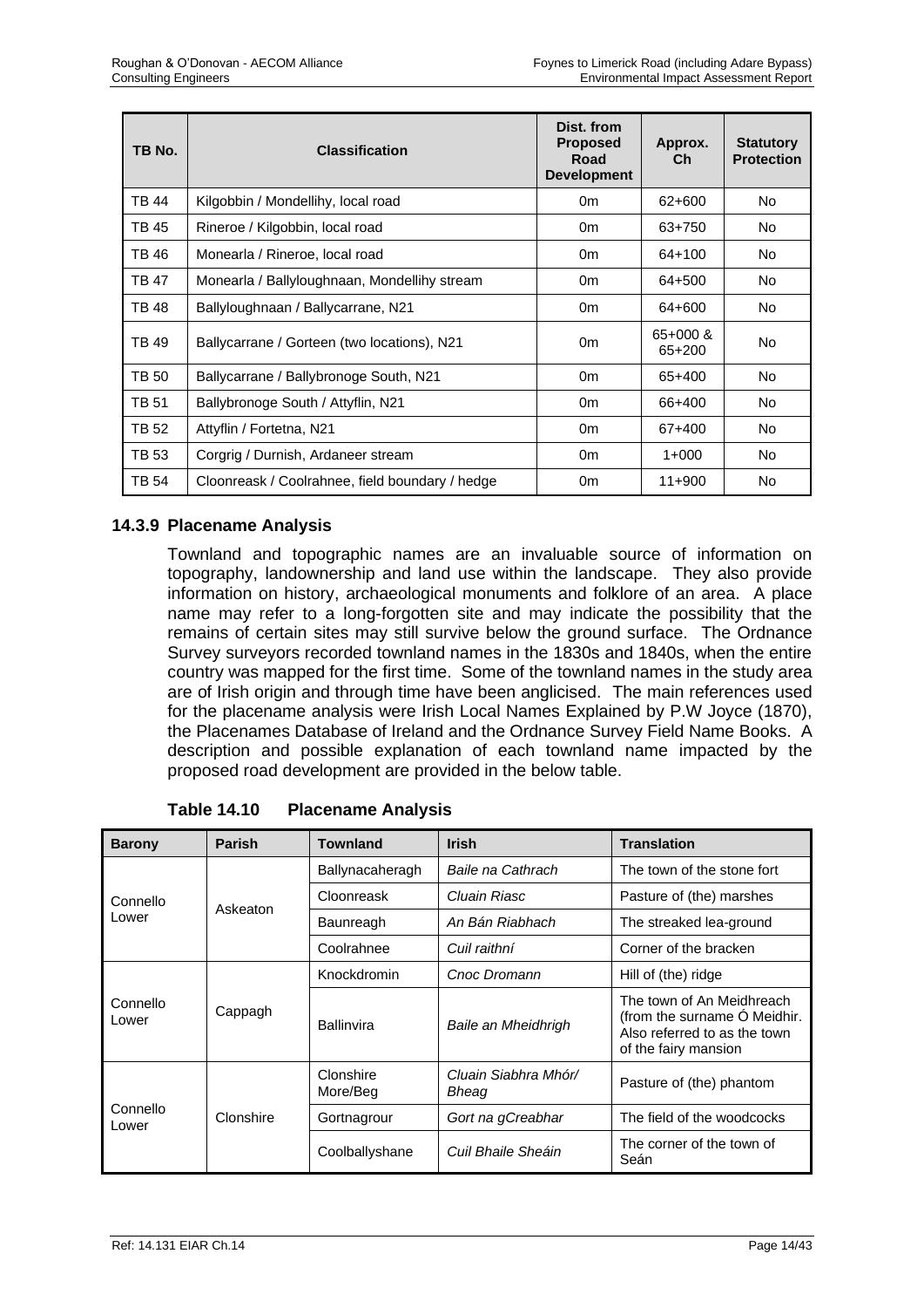| TB No. | Classification | Dist. from Proposed Road Development | Approx. Ch | Statutory Protection |
|---|---|---|---|---|
| TB 44 | Kilgobbin / Mondellihy, local road | 0m | 62+600 | No |
| TB 45 | Rineroe / Kilgobbin, local road | 0m | 63+750 | No |
| TB 46 | Monearla / Rineroe, local road | 0m | 64+100 | No |
| TB 47 | Monearla / Ballyloughnaan, Mondellihy stream | 0m | 64+500 | No |
| TB 48 | Ballyloughnaan / Ballycarrane, N21 | 0m | 64+600 | No |
| TB 49 | Ballycarrane / Gorteen (two locations), N21 | 0m | 65+000 & 65+200 | No |
| TB 50 | Ballycarrane / Ballybronoge South, N21 | 0m | 65+400 | No |
| TB 51 | Ballybronoge South / Attyflin, N21 | 0m | 66+400 | No |
| TB 52 | Attyflin / Fortetna, N21 | 0m | 67+400 | No |
| TB 53 | Corgrig / Durnish, Ardaneer stream | 0m | 1+000 | No |
| TB 54 | Cloonreask / Coolrahnee, field boundary / hedge | 0m | 11+900 | No |

### 14.3.9 Placename Analysis

Townland and topographic names are an invaluable source of information on topography, landownership and land use within the landscape. They also provide information on history, archaeological monuments and folklore of an area. A place name may refer to a long-forgotten site and may indicate the possibility that the remains of certain sites may still survive below the ground surface. The Ordnance Survey surveyors recorded townland names in the 1830s and 1840s, when the entire country was mapped for the first time. Some of the townland names in the study area are of Irish origin and through time have been anglicised. The main references used for the placename analysis were Irish Local Names Explained by P.W Joyce (1870), the Placenames Database of Ireland and the Ordnance Survey Field Name Books. A description and possible explanation of each townland name impacted by the proposed road development are provided in the below table.

**Table 14.10 Placename Analysis**

| Barony | Parish | Townland | Irish | Translation |
|---|---|---|---|---|
| Connello Lower | Askeaton | Ballynacaheragh | *Baile na Cathrach* | The town of the stone fort |
| | | Cloonreask | *Cluain Riasc* | Pasture of (the) marshes |
| | | Baunreagh | *An Bán Riabhach* | The streaked lea-ground |
| | | Coolrahnee | *Cuil raithní* | Corner of the bracken |
| Connello Lower | Cappagh | Knockdromin | *Cnoc Dromann* | Hill of (the) ridge |
| | | Ballinvira | *Baile an Mheidhrigh* | The town of An Meidhreach (from the surname Ó Meidhir. Also referred to as the town of the fairy mansion |
| Connello Lower | Clonshire | Clonshire More/Beg | *Cluain Siabhra Mhór/ Bheag* | Pasture of (the) phantom |
| | | Gortnagrour | *Gort na gCreabhar* | The field of the woodcocks |
| | | Coolballyshane | *Cuil Bhaile Sheáin* | The corner of the town of Seán |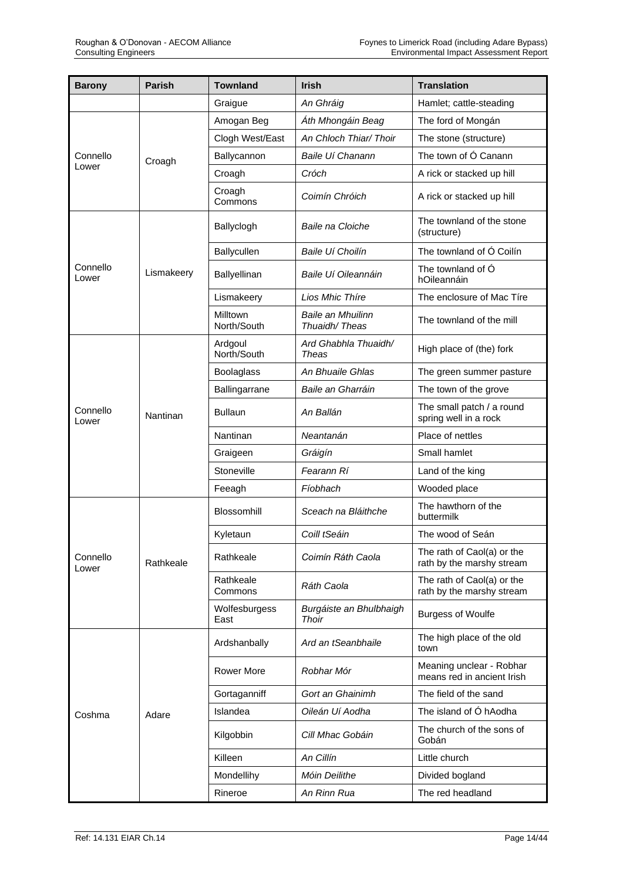| Barony | Parish | Townland | Irish | Translation |
|---|---|---|---|---|
| | | Graigue | *An Ghráig* | Hamlet; cattle-steading |
| Connello Lower | Croagh | Amogan Beg | *Áth Mhongáin Beag* | The ford of Mongán |
| | | Clogh West/East | *An Chloch Thiar/ Thoir* | The stone (structure) |
| | | Ballycannon | *Baile Uí Chanann* | The town of Ó Canann |
| | | Croagh | *Cróch* | A rick or stacked up hill |
| | | Croagh Commons | *Coimín Chróich* | A rick or stacked up hill |
| Connello Lower | Lismakeery | Ballyclogh | *Baile na Cloiche* | The townland of the stone (structure) |
| | | Ballycullen | *Baile Uí Choilín* | The townland of Ó Coilín |
| | | Ballyellinan | *Baile Uí Oileannáin* | The townland of Ó hOileannáin |
| | | Lismakeery | *Lios Mhic Thíre* | The enclosure of Mac Tíre |
| | | Milltown North/South | *Baile an Mhuilinn Thuaidh/ Theas* | The townland of the mill |
| Connello Lower | Nantinan | Ardgoul North/South | *Ard Ghabhla Thuaidh/ Theas* | High place of (the) fork |
| | | Boolaglass | *An Bhuaile Ghlas* | The green summer pasture |
| | | Ballingarrane | *Baile an Gharráin* | The town of the grove |
| | | Bullaun | *An Ballán* | The small patch / a round spring well in a rock |
| | | Nantinan | *Neantanán* | Place of nettles |
| | | Graigeen | *Gráigín* | Small hamlet |
| | | Stoneville | *Fearann Rí* | Land of the king |
| | | Feeagh | *Fíobhach* | Wooded place |
| Connello Lower | Rathkeale | Blossomhill | *Sceach na Bláithche* | The hawthorn of the buttermilk |
| | | Kyletaun | *Coill tSeáin* | The wood of Seán |
| | | Rathkeale | *Coimín Ráth Caola* | The rath of Caol(a) or the rath by the marshy stream |
| | | Rathkeale Commons | *Ráth Caola* | The rath of Caol(a) or the rath by the marshy stream |
| | | Wolfesburgess East | *Burgáiste an Bhulbhaigh Thoir* | Burgess of Woulfe |
| Coshma | Adare | Ardshanbally | *Ard an tSeanbhaile* | The high place of the old town |
| | | Rower More | *Robhar Mór* | Meaning unclear - Robhar means red in ancient Irish |
| | | Gortaganniff | *Gort an Ghainimh* | The field of the sand |
| | | Islandea | *Oileán Uí Aodha* | The island of Ó hAodha |
| | | Kilgobbin | *Cill Mhac Gobáin* | The church of the sons of Gobán |
| | | Killeen | *An Cillín* | Little church |
| | | Mondellihy | *Móin Deilithe* | Divided bogland |
| | | Rineroe | *An Rinn Rua* | The red headland |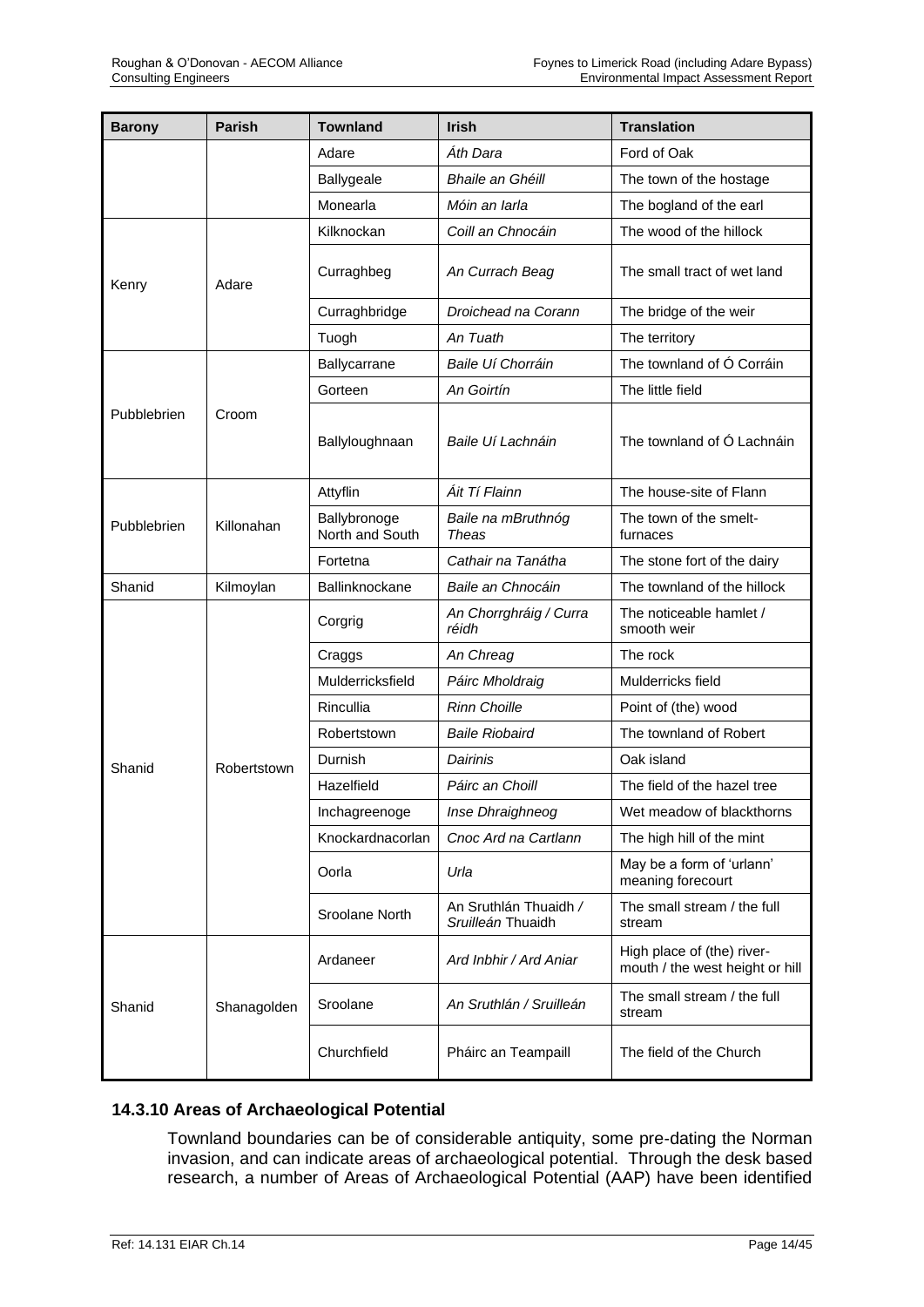| Barony | Parish | Townland | Irish | Translation |
|---|---|---|---|---|
| | | Adare | *Áth Dara* | Ford of Oak |
| | | Ballygeale | *Bhaile an Ghéill* | The town of the hostage |
| | | Monearla | *Móin an Iarla* | The bogland of the earl |
| Kenry | Adare | Kilknockan | *Coill an Chnocáin* | The wood of the hillock |
| | | Curraghbeg | *An Currach Beag* | The small tract of wet land |
| | | Curraghbridge | *Droichead na Corann* | The bridge of the weir |
| | | Tuogh | *An Tuath* | The territory |
| Pubblebrien | Croom | Ballycarrane | *Baile Uí Chorráin* | The townland of Ó Corráin |
| | | Gorteen | *An Goirtín* | The little field |
| | | Ballyloughnaan | *Baile Uí Lachnáin* | The townland of Ó Lachnáin |
| Pubblebrien | Killonahan | Attyflin | *Áit Tí Flainn* | The house-site of Flann |
| | | Ballybronoge North and South | *Baile na mBruthnóg Theas* | The town of the smelt-furnaces |
| | | Fortetna | *Cathair na Tanátha* | The stone fort of the dairy |
| Shanid | Kilmoylan | Ballinknockane | *Baile an Chnocáin* | The townland of the hillock |
| Shanid | Robertstown | Corgrig | *An Chorrghráig / Curra réidh* | The noticeable hamlet / smooth weir |
| | | Craggs | *An Chreag* | The rock |
| | | Mulderricksfield | *Páirc Mholdraig* | Mulderricks field |
| | | Rincullia | *Rinn Choille* | Point of (the) wood |
| | | Robertstown | *Baile Riobaird* | The townland of Robert |
| | | Durnish | *Dairinis* | Oak island |
| | | Hazelfield | *Páirc an Choill* | The field of the hazel tree |
| | | Inchagreenoge | *Inse Dhraighneog* | Wet meadow of blackthorns |
| | | Knockardnacorlan | *Cnoc Ard na Cartlann* | The high hill of the mint |
| | | Oorla | *Urla* | May be a form of 'urlann' meaning forecourt |
| | | Sroolane North | An Sruthlán Thuaidh / *Sruilleán* Thuaidh | The small stream / the full stream |
| Shanid | Shanagolden | Ardaneer | *Ard Inbhir / Ard Aniar* | High place of (the) river-mouth / the west height or hill |
| | | Sroolane | *An Sruthlán / Sruilleán* | The small stream / the full stream |
| | | Churchfield | Pháirc an Teampaill | The field of the Church |

### 14.3.10 Areas of Archaeological Potential

Townland boundaries can be of considerable antiquity, some pre-dating the Norman invasion, and can indicate areas of archaeological potential. Through the desk based research, a number of Areas of Archaeological Potential (AAP) have been identified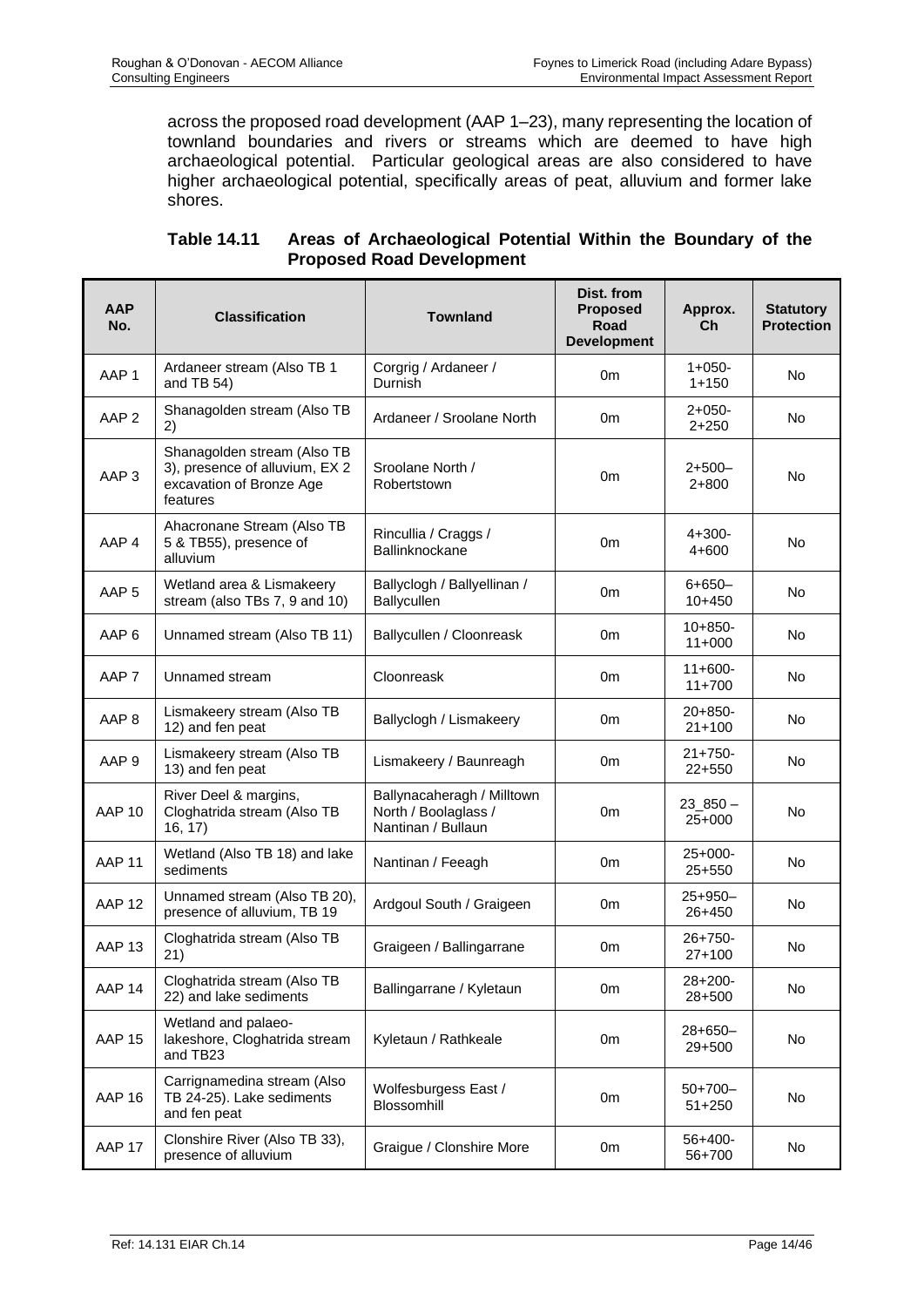across the proposed road development (AAP 1–23), many representing the location of townland boundaries and rivers or streams which are deemed to have high archaeological potential. Particular geological areas are also considered to have higher archaeological potential, specifically areas of peat, alluvium and former lake shores.

**Table 14.11 Areas of Archaeological Potential Within the Boundary of the Proposed Road Development**

| AAP No. | Classification | Townland | Dist. from Proposed Road Development | Approx. Ch | Statutory Protection |
|---|---|---|---|---|---|
| AAP 1 | Ardaneer stream (Also TB 1 and TB 54) | Corgrig / Ardaneer / Durnish | 0m | 1+050-1+150 | No |
| AAP 2 | Shanagolden stream (Also TB 2) | Ardaneer / Sroolane North | 0m | 2+050-2+250 | No |
| AAP 3 | Shanagolden stream (Also TB 3), presence of alluvium, EX 2 excavation of Bronze Age features | Sroolane North / Robertstown | 0m | 2+500–2+800 | No |
| AAP 4 | Ahacronane Stream (Also TB 5 & TB55), presence of alluvium | Rincullia / Craggs / Ballinknockane | 0m | 4+300-4+600 | No |
| AAP 5 | Wetland area & Lismakeery stream (also TBs 7, 9 and 10) | Ballyclogh / Ballyellinan / Ballycullen | 0m | 6+650–10+450 | No |
| AAP 6 | Unnamed stream (Also TB 11) | Ballycullen / Cloonreask | 0m | 10+850-11+000 | No |
| AAP 7 | Unnamed stream | Cloonreask | 0m | 11+600-11+700 | No |
| AAP 8 | Lismakeery stream (Also TB 12) and fen peat | Ballyclogh / Lismakeery | 0m | 20+850-21+100 | No |
| AAP 9 | Lismakeery stream (Also TB 13) and fen peat | Lismakeery / Baunreagh | 0m | 21+750-22+550 | No |
| AAP 10 | River Deel & margins, Cloghatrida stream (Also TB 16, 17) | Ballynacaheragh / Milltown North / Boolaglass / Nantinan / Bullaun | 0m | 23_850 – 25+000 | No |
| AAP 11 | Wetland (Also TB 18) and lake sediments | Nantinan / Feeagh | 0m | 25+000-25+550 | No |
| AAP 12 | Unnamed stream (Also TB 20), presence of alluvium, TB 19 | Ardgoul South / Graigeen | 0m | 25+950–26+450 | No |
| AAP 13 | Cloghatrida stream (Also TB 21) | Graigeen / Ballingarrane | 0m | 26+750-27+100 | No |
| AAP 14 | Cloghatrida stream (Also TB 22) and lake sediments | Ballingarrane / Kyletaun | 0m | 28+200-28+500 | No |
| AAP 15 | Wetland and palaeo-lakeshore, Cloghatrida stream and TB23 | Kyletaun / Rathkeale | 0m | 28+650–29+500 | No |
| AAP 16 | Carrignamedina stream (Also TB 24-25). Lake sediments and fen peat | Wolfesburgess East / Blossomhill | 0m | 50+700–51+250 | No |
| AAP 17 | Clonshire River (Also TB 33), presence of alluvium | Graigue / Clonshire More | 0m | 56+400-56+700 | No |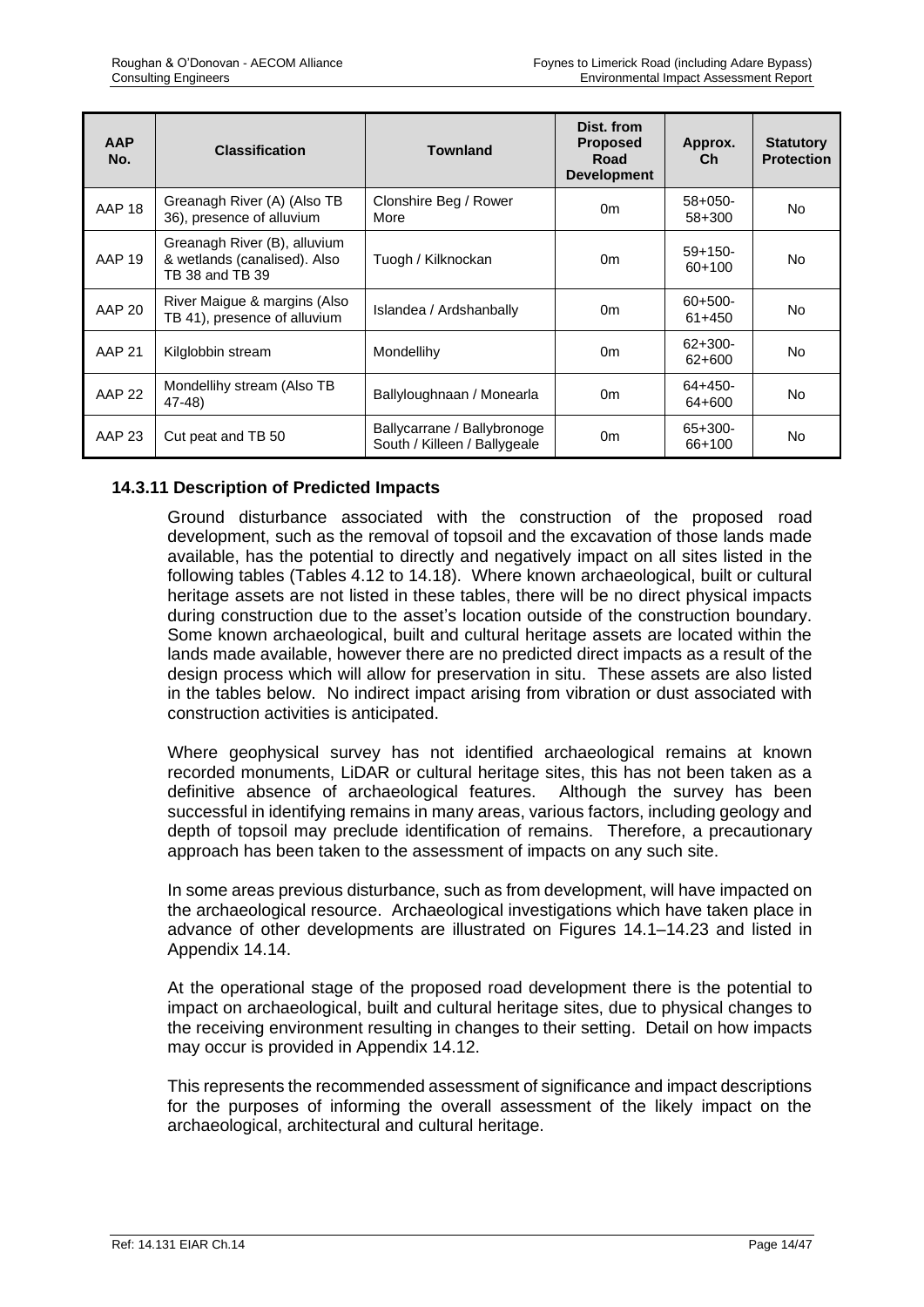| AAP No. | Classification | Townland | Dist. from Proposed Road Development | Approx. Ch | Statutory Protection |
|---|---|---|---|---|---|
| AAP 18 | Greanagh River (A) (Also TB 36), presence of alluvium | Clonshire Beg / Rower More | 0m | 58+050-58+300 | No |
| AAP 19 | Greanagh River (B), alluvium & wetlands (canalised). Also TB 38 and TB 39 | Tuogh / Kilknockan | 0m | 59+150-60+100 | No |
| AAP 20 | River Maigue & margins (Also TB 41), presence of alluvium | Islandea / Ardshanbally | 0m | 60+500-61+450 | No |
| AAP 21 | Kilglobbin stream | Mondellihy | 0m | 62+300-62+600 | No |
| AAP 22 | Mondellihy stream (Also TB 47-48) | Ballyloughnaan / Monearla | 0m | 64+450-64+600 | No |
| AAP 23 | Cut peat and TB 50 | Ballycarrane / Ballybronoge South / Killeen / Ballygeale | 0m | 65+300-66+100 | No |

### 14.3.11 Description of Predicted Impacts

Ground disturbance associated with the construction of the proposed road development, such as the removal of topsoil and the excavation of those lands made available, has the potential to directly and negatively impact on all sites listed in the following tables (Tables 4.12 to 14.18). Where known archaeological, built or cultural heritage assets are not listed in these tables, there will be no direct physical impacts during construction due to the asset's location outside of the construction boundary. Some known archaeological, built and cultural heritage assets are located within the lands made available, however there are no predicted direct impacts as a result of the design process which will allow for preservation in situ. These assets are also listed in the tables below. No indirect impact arising from vibration or dust associated with construction activities is anticipated.

Where geophysical survey has not identified archaeological remains at known recorded monuments, LiDAR or cultural heritage sites, this has not been taken as a definitive absence of archaeological features. Although the survey has been successful in identifying remains in many areas, various factors, including geology and depth of topsoil may preclude identification of remains. Therefore, a precautionary approach has been taken to the assessment of impacts on any such site.

In some areas previous disturbance, such as from development, will have impacted on the archaeological resource. Archaeological investigations which have taken place in advance of other developments are illustrated on Figures 14.1–14.23 and listed in Appendix 14.14.

At the operational stage of the proposed road development there is the potential to impact on archaeological, built and cultural heritage sites, due to physical changes to the receiving environment resulting in changes to their setting. Detail on how impacts may occur is provided in Appendix 14.12.

This represents the recommended assessment of significance and impact descriptions for the purposes of informing the overall assessment of the likely impact on the archaeological, architectural and cultural heritage.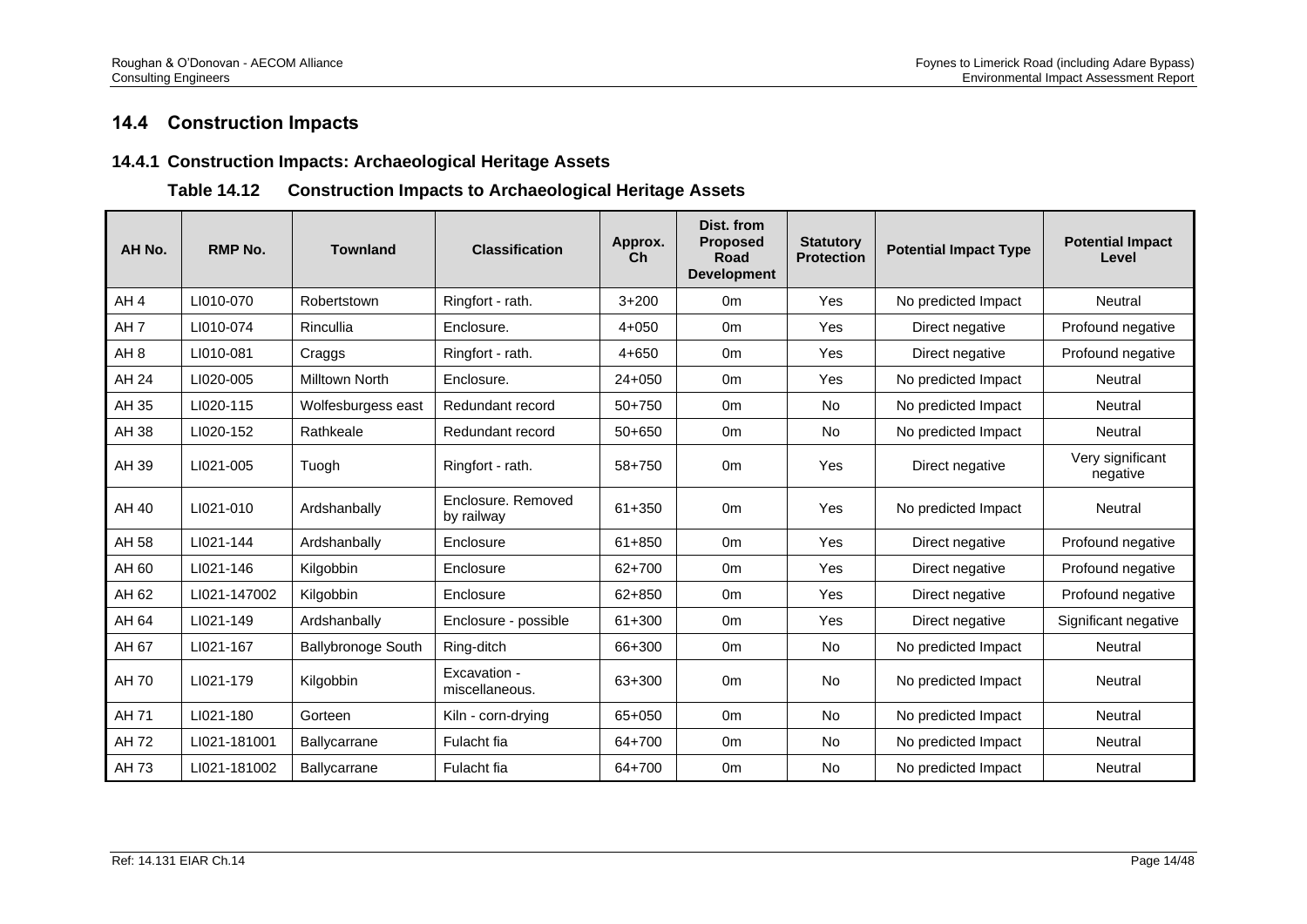## 14.4 Construction Impacts

### 14.4.1 Construction Impacts: Archaeological Heritage Assets

**Table 14.12 Construction Impacts to Archaeological Heritage Assets**

| AH No. | RMP No. | Townland | Classification | Approx. Ch | Dist. from Proposed Road Development | Statutory Protection | Potential Impact Type | Potential Impact Level |
|---|---|---|---|---|---|---|---|---|
| AH 4 | LI010-070 | Robertstown | Ringfort - rath. | 3+200 | 0m | Yes | No predicted Impact | Neutral |
| AH 7 | LI010-074 | Rincullia | Enclosure. | 4+050 | 0m | Yes | Direct negative | Profound negative |
| AH 8 | LI010-081 | Craggs | Ringfort - rath. | 4+650 | 0m | Yes | Direct negative | Profound negative |
| AH 24 | LI020-005 | Milltown North | Enclosure. | 24+050 | 0m | Yes | No predicted Impact | Neutral |
| AH 35 | LI020-115 | Wolfesburgess east | Redundant record | 50+750 | 0m | No | No predicted Impact | Neutral |
| AH 38 | LI020-152 | Rathkeale | Redundant record | 50+650 | 0m | No | No predicted Impact | Neutral |
| AH 39 | LI021-005 | Tuogh | Ringfort - rath. | 58+750 | 0m | Yes | Direct negative | Very significant negative |
| AH 40 | LI021-010 | Ardshanbally | Enclosure. Removed by railway | 61+350 | 0m | Yes | No predicted Impact | Neutral |
| AH 58 | LI021-144 | Ardshanbally | Enclosure | 61+850 | 0m | Yes | Direct negative | Profound negative |
| AH 60 | LI021-146 | Kilgobbin | Enclosure | 62+700 | 0m | Yes | Direct negative | Profound negative |
| AH 62 | LI021-147002 | Kilgobbin | Enclosure | 62+850 | 0m | Yes | Direct negative | Profound negative |
| AH 64 | LI021-149 | Ardshanbally | Enclosure - possible | 61+300 | 0m | Yes | Direct negative | Significant negative |
| AH 67 | LI021-167 | Ballybronoge South | Ring-ditch | 66+300 | 0m | No | No predicted Impact | Neutral |
| AH 70 | LI021-179 | Kilgobbin | Excavation - miscellaneous. | 63+300 | 0m | No | No predicted Impact | Neutral |
| AH 71 | LI021-180 | Gorteen | Kiln - corn-drying | 65+050 | 0m | No | No predicted Impact | Neutral |
| AH 72 | LI021-181001 | Ballycarrane | Fulacht fia | 64+700 | 0m | No | No predicted Impact | Neutral |
| AH 73 | LI021-181002 | Ballycarrane | Fulacht fia | 64+700 | 0m | No | No predicted Impact | Neutral |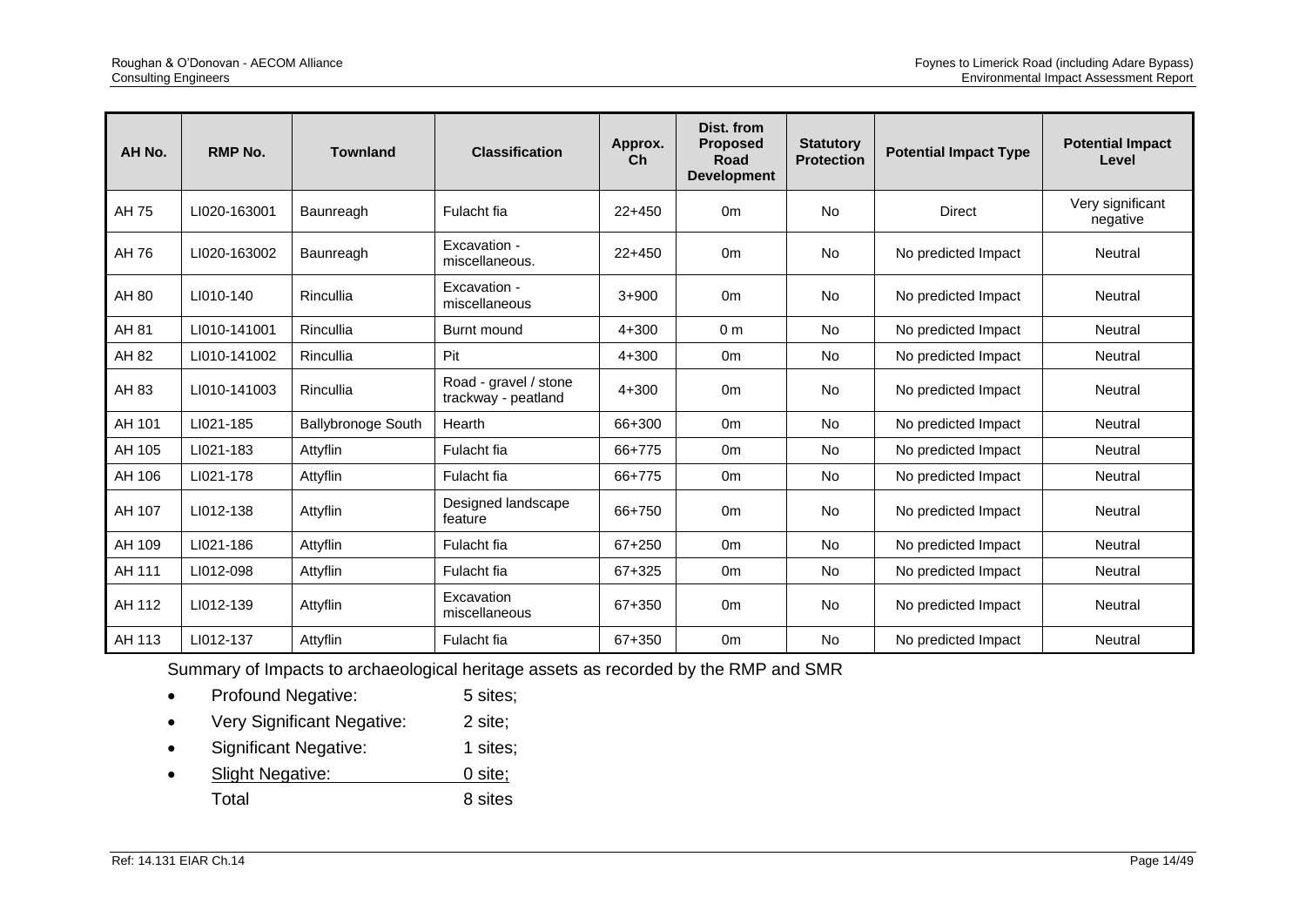| AH No. | RMP No. | Townland | Classification | Approx. Ch | Dist. from Proposed Road Development | Statutory Protection | Potential Impact Type | Potential Impact Level |
|---|---|---|---|---|---|---|---|---|
| AH 75 | LI020-163001 | Baunreagh | Fulacht fia | 22+450 | 0m | No | Direct | Very significant negative |
| AH 76 | LI020-163002 | Baunreagh | Excavation - miscellaneous. | 22+450 | 0m | No | No predicted Impact | Neutral |
| AH 80 | LI010-140 | Rincullia | Excavation - miscellaneous | 3+900 | 0m | No | No predicted Impact | Neutral |
| AH 81 | LI010-141001 | Rincullia | Burnt mound | 4+300 | 0 m | No | No predicted Impact | Neutral |
| AH 82 | LI010-141002 | Rincullia | Pit | 4+300 | 0m | No | No predicted Impact | Neutral |
| AH 83 | LI010-141003 | Rincullia | Road - gravel / stone trackway - peatland | 4+300 | 0m | No | No predicted Impact | Neutral |
| AH 101 | LI021-185 | Ballybronoge South | Hearth | 66+300 | 0m | No | No predicted Impact | Neutral |
| AH 105 | LI021-183 | Attyflin | Fulacht fia | 66+775 | 0m | No | No predicted Impact | Neutral |
| AH 106 | LI021-178 | Attyflin | Fulacht fia | 66+775 | 0m | No | No predicted Impact | Neutral |
| AH 107 | LI012-138 | Attyflin | Designed landscape feature | 66+750 | 0m | No | No predicted Impact | Neutral |
| AH 109 | LI021-186 | Attyflin | Fulacht fia | 67+250 | 0m | No | No predicted Impact | Neutral |
| AH 111 | LI012-098 | Attyflin | Fulacht fia | 67+325 | 0m | No | No predicted Impact | Neutral |
| AH 112 | LI012-139 | Attyflin | Excavation miscellaneous | 67+350 | 0m | No | No predicted Impact | Neutral |
| AH 113 | LI012-137 | Attyflin | Fulacht fia | 67+350 | 0m | No | No predicted Impact | Neutral |

Summary of Impacts to archaeological heritage assets as recorded by the RMP and SMR

- Profound Negative: 5 sites;
- Very Significant Negative: 2 site;
- Significant Negative: 1 sites;
- Slight Negative: 0 site;

Total 8 sites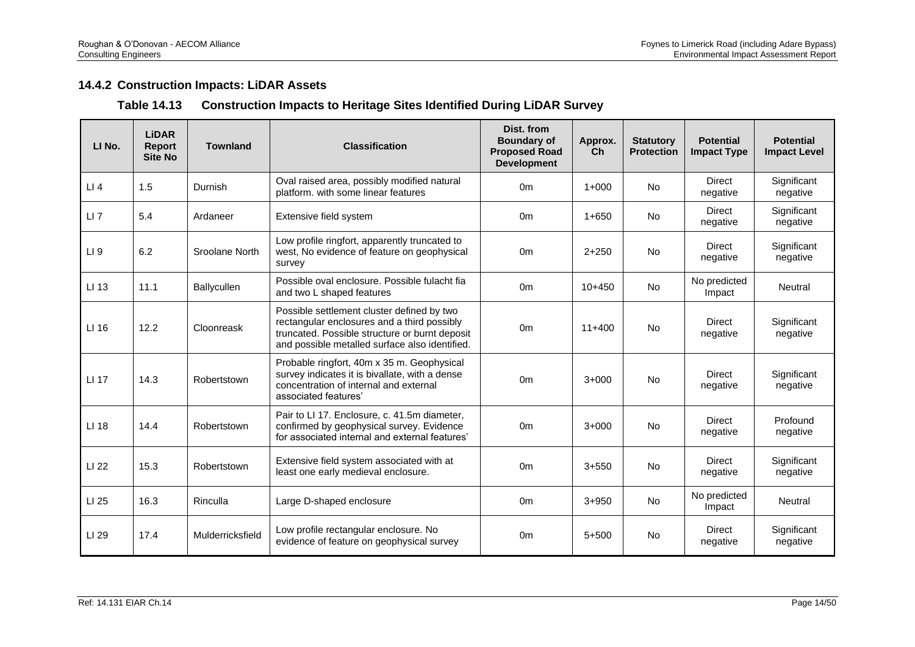### 14.4.2 Construction Impacts: LiDAR Assets

**Table 14.13 Construction Impacts to Heritage Sites Identified During LiDAR Survey**

| LI No. | LiDAR Report Site No | Townland | Classification | Dist. from Boundary of Proposed Road Development | Approx. Ch | Statutory Protection | Potential Impact Type | Potential Impact Level |
|---|---|---|---|---|---|---|---|---|
| LI 4 | 1.5 | Durnish | Oval raised area, possibly modified natural platform. with some linear features | 0m | 1+000 | No | Direct negative | Significant negative |
| LI 7 | 5.4 | Ardaneer | Extensive field system | 0m | 1+650 | No | Direct negative | Significant negative |
| LI 9 | 6.2 | Sroolane North | Low profile ringfort, apparently truncated to west, No evidence of feature on geophysical survey | 0m | 2+250 | No | Direct negative | Significant negative |
| LI 13 | 11.1 | Ballycullen | Possible oval enclosure. Possible fulacht fia and two L shaped features | 0m | 10+450 | No | No predicted Impact | Neutral |
| LI 16 | 12.2 | Cloonreask | Possible settlement cluster defined by two rectangular enclosures and a third possibly truncated. Possible structure or burnt deposit and possible metalled surface also identified. | 0m | 11+400 | No | Direct negative | Significant negative |
| LI 17 | 14.3 | Robertstown | Probable ringfort, 40m x 35 m. Geophysical survey indicates it is bivallate, with a dense concentration of internal and external associated features' | 0m | 3+000 | No | Direct negative | Significant negative |
| LI 18 | 14.4 | Robertstown | Pair to LI 17. Enclosure, c. 41.5m diameter, confirmed by geophysical survey. Evidence for associated internal and external features' | 0m | 3+000 | No | Direct negative | Profound negative |
| LI 22 | 15.3 | Robertstown | Extensive field system associated with at least one early medieval enclosure. | 0m | 3+550 | No | Direct negative | Significant negative |
| LI 25 | 16.3 | Rinculla | Large D-shaped enclosure | 0m | 3+950 | No | No predicted Impact | Neutral |
| LI 29 | 17.4 | Mulderricksfield | Low profile rectangular enclosure. No evidence of feature on geophysical survey | 0m | 5+500 | No | Direct negative | Significant negative |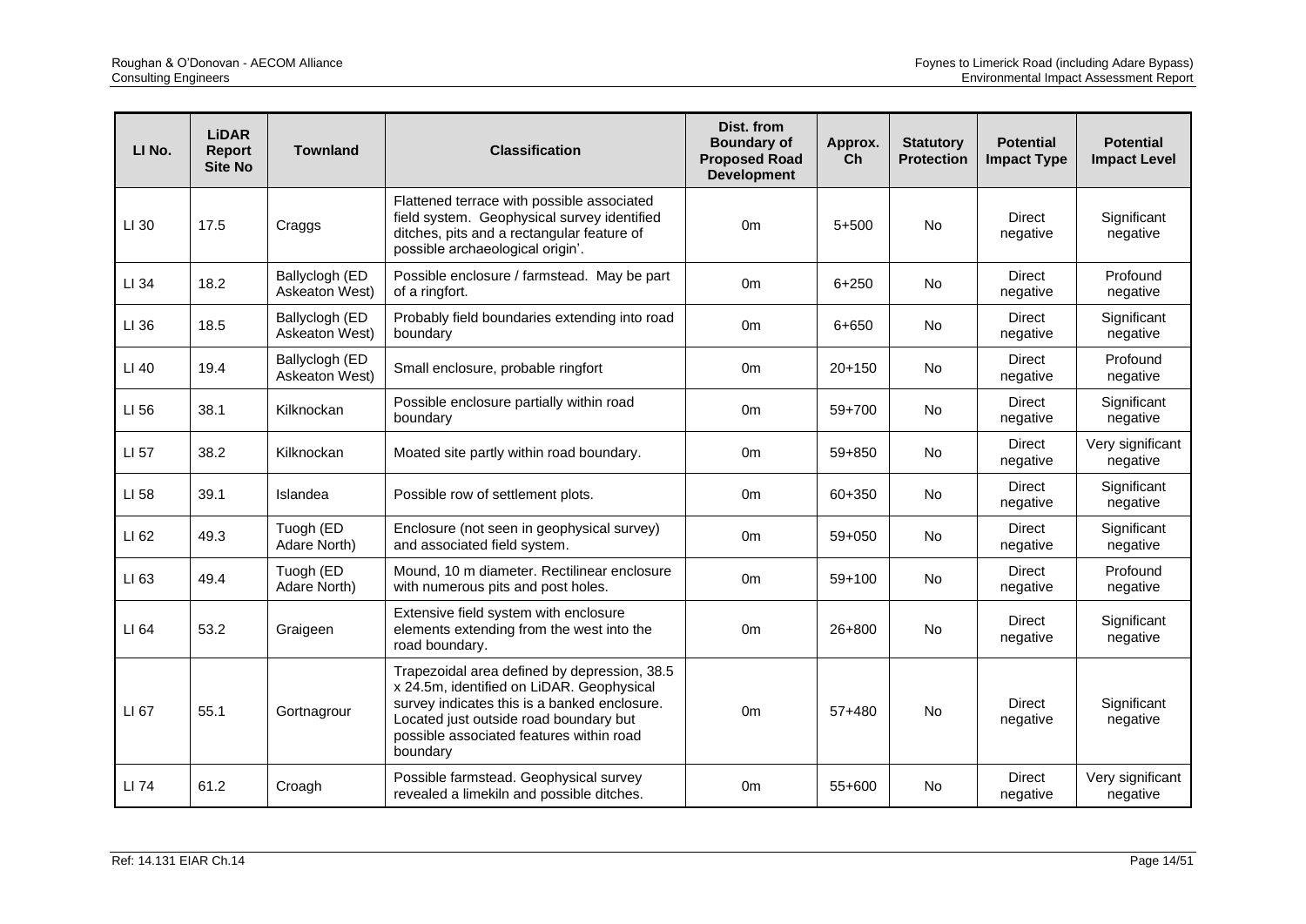| LI No. | LiDAR Report Site No | Townland | Classification | Dist. from Boundary of Proposed Road Development | Approx. Ch | Statutory Protection | Potential Impact Type | Potential Impact Level |
|---|---|---|---|---|---|---|---|---|
| LI 30 | 17.5 | Craggs | Flattened terrace with possible associated field system. Geophysical survey identified ditches, pits and a rectangular feature of possible archaeological origin'. | 0m | 5+500 | No | Direct negative | Significant negative |
| LI 34 | 18.2 | Ballyclogh (ED Askeaton West) | Possible enclosure / farmstead. May be part of a ringfort. | 0m | 6+250 | No | Direct negative | Profound negative |
| LI 36 | 18.5 | Ballyclogh (ED Askeaton West) | Probably field boundaries extending into road boundary | 0m | 6+650 | No | Direct negative | Significant negative |
| LI 40 | 19.4 | Ballyclogh (ED Askeaton West) | Small enclosure, probable ringfort | 0m | 20+150 | No | Direct negative | Profound negative |
| LI 56 | 38.1 | Kilknockan | Possible enclosure partially within road boundary | 0m | 59+700 | No | Direct negative | Significant negative |
| LI 57 | 38.2 | Kilknockan | Moated site partly within road boundary. | 0m | 59+850 | No | Direct negative | Very significant negative |
| LI 58 | 39.1 | Islandea | Possible row of settlement plots. | 0m | 60+350 | No | Direct negative | Significant negative |
| LI 62 | 49.3 | Tuogh (ED Adare North) | Enclosure (not seen in geophysical survey) and associated field system. | 0m | 59+050 | No | Direct negative | Significant negative |
| LI 63 | 49.4 | Tuogh (ED Adare North) | Mound, 10 m diameter. Rectilinear enclosure with numerous pits and post holes. | 0m | 59+100 | No | Direct negative | Profound negative |
| LI 64 | 53.2 | Graigeen | Extensive field system with enclosure elements extending from the west into the road boundary. | 0m | 26+800 | No | Direct negative | Significant negative |
| LI 67 | 55.1 | Gortnagrour | Trapezoidal area defined by depression, 38.5 x 24.5m, identified on LiDAR. Geophysical survey indicates this is a banked enclosure. Located just outside road boundary but possible associated features within road boundary | 0m | 57+480 | No | Direct negative | Significant negative |
| LI 74 | 61.2 | Croagh | Possible farmstead. Geophysical survey revealed a limekiln and possible ditches. | 0m | 55+600 | No | Direct negative | Very significant negative |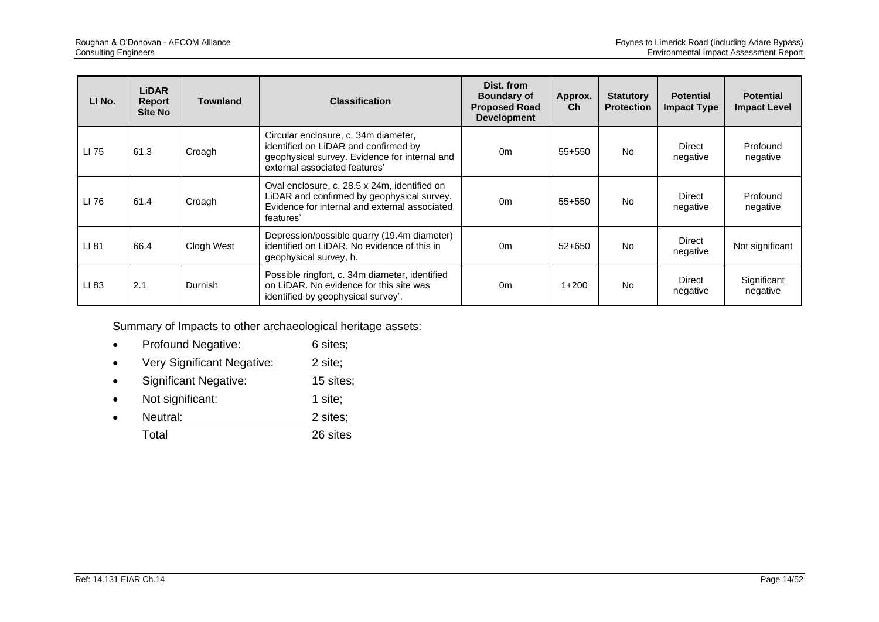| LI No. | LiDAR Report Site No | Townland | Classification | Dist. from Boundary of Proposed Road Development | Approx. Ch | Statutory Protection | Potential Impact Type | Potential Impact Level |
|---|---|---|---|---|---|---|---|---|
| LI 75 | 61.3 | Croagh | Circular enclosure, c. 34m diameter, identified on LiDAR and confirmed by geophysical survey. Evidence for internal and external associated features' | 0m | 55+550 | No | Direct negative | Profound negative |
| LI 76 | 61.4 | Croagh | Oval enclosure, c. 28.5 x 24m, identified on LiDAR and confirmed by geophysical survey. Evidence for internal and external associated features' | 0m | 55+550 | No | Direct negative | Profound negative |
| LI 81 | 66.4 | Clogh West | Depression/possible quarry (19.4m diameter) identified on LiDAR. No evidence of this in geophysical survey, h. | 0m | 52+650 | No | Direct negative | Not significant |
| LI 83 | 2.1 | Durnish | Possible ringfort, c. 34m diameter, identified on LiDAR. No evidence for this site was identified by geophysical survey'. | 0m | 1+200 | No | Direct negative | Significant negative |

Summary of Impacts to other archaeological heritage assets:

- Profound Negative: 6 sites;
- Very Significant Negative: 2 site;
- Significant Negative: 15 sites;
- Not significant: 1 site;
- Neutral: 2 sites;

Total 26 sites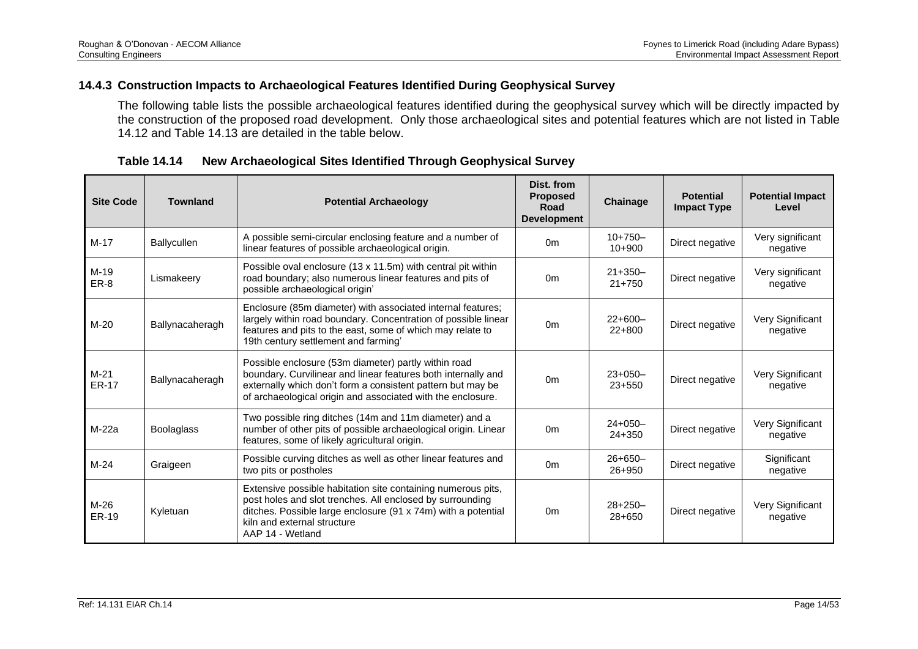### 14.4.3 Construction Impacts to Archaeological Features Identified During Geophysical Survey

The following table lists the possible archaeological features identified during the geophysical survey which will be directly impacted by the construction of the proposed road development. Only those archaeological sites and potential features which are not listed in Table 14.12 and Table 14.13 are detailed in the table below.

**Table 14.14 New Archaeological Sites Identified Through Geophysical Survey**

| Site Code | Townland | Potential Archaeology | Dist. from Proposed Road Development | Chainage | Potential Impact Type | Potential Impact Level |
|---|---|---|---|---|---|---|
| M-17 | Ballycullen | A possible semi-circular enclosing feature and a number of linear features of possible archaeological origin. | 0m | 10+750–10+900 | Direct negative | Very significant negative |
| M-19 ER-8 | Lismakeery | Possible oval enclosure (13 x 11.5m) with central pit within road boundary; also numerous linear features and pits of possible archaeological origin' | 0m | 21+350–21+750 | Direct negative | Very significant negative |
| M-20 | Ballynacaheragh | Enclosure (85m diameter) with associated internal features; largely within road boundary. Concentration of possible linear features and pits to the east, some of which may relate to 19th century settlement and farming' | 0m | 22+600–22+800 | Direct negative | Very Significant negative |
| M-21 ER-17 | Ballynacaheragh | Possible enclosure (53m diameter) partly within road boundary. Curvilinear and linear features both internally and externally which don't form a consistent pattern but may be of archaeological origin and associated with the enclosure. | 0m | 23+050–23+550 | Direct negative | Very Significant negative |
| M-22a | Boolaglass | Two possible ring ditches (14m and 11m diameter) and a number of other pits of possible archaeological origin. Linear features, some of likely agricultural origin. | 0m | 24+050–24+350 | Direct negative | Very Significant negative |
| M-24 | Graigeen | Possible curving ditches as well as other linear features and two pits or postholes | 0m | 26+650–26+950 | Direct negative | Significant negative |
| M-26 ER-19 | Kyletuan | Extensive possible habitation site containing numerous pits, post holes and slot trenches. All enclosed by surrounding ditches. Possible large enclosure (91 x 74m) with a potential kiln and external structure AAP 14 - Wetland | 0m | 28+250–28+650 | Direct negative | Very Significant negative |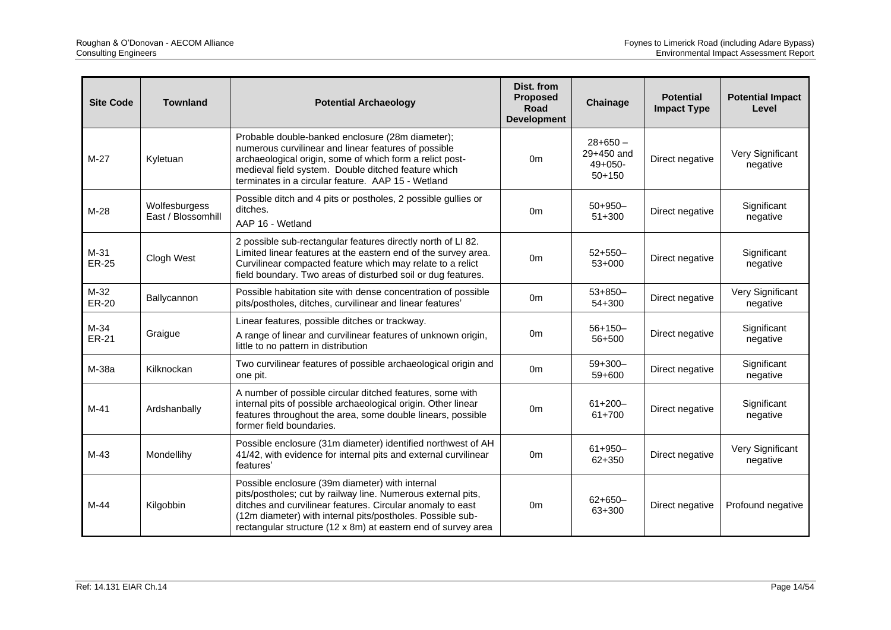| Site Code | Townland | Potential Archaeology | Dist. from Proposed Road Development | Chainage | Potential Impact Type | Potential Impact Level |
|---|---|---|---|---|---|---|
| M-27 | Kyletuan | Probable double-banked enclosure (28m diameter); numerous curvilinear and linear features of possible archaeological origin, some of which form a relict post-medieval field system. Double ditched feature which terminates in a circular feature. AAP 15 - Wetland | 0m | 28+650 – 29+450 and 49+050- 50+150 | Direct negative | Very Significant negative |
| M-28 | Wolfesburgess East / Blossomhill | Possible ditch and 4 pits or postholes, 2 possible gullies or ditches. AAP 16 - Wetland | 0m | 50+950– 51+300 | Direct negative | Significant negative |
| M-31 ER-25 | Clogh West | 2 possible sub-rectangular features directly north of LI 82. Limited linear features at the eastern end of the survey area. Curvilinear compacted feature which may relate to a relict field boundary. Two areas of disturbed soil or dug features. | 0m | 52+550– 53+000 | Direct negative | Significant negative |
| M-32 ER-20 | Ballycannon | Possible habitation site with dense concentration of possible pits/postholes, ditches, curvilinear and linear features' | 0m | 53+850– 54+300 | Direct negative | Very Significant negative |
| M-34 ER-21 | Graigue | Linear features, possible ditches or trackway. A range of linear and curvilinear features of unknown origin, little to no pattern in distribution | 0m | 56+150– 56+500 | Direct negative | Significant negative |
| M-38a | Kilknockan | Two curvilinear features of possible archaeological origin and one pit. | 0m | 59+300– 59+600 | Direct negative | Significant negative |
| M-41 | Ardshanbally | A number of possible circular ditched features, some with internal pits of possible archaeological origin. Other linear features throughout the area, some double linears, possible former field boundaries. | 0m | 61+200– 61+700 | Direct negative | Significant negative |
| M-43 | Mondellihy | Possible enclosure (31m diameter) identified northwest of AH 41/42, with evidence for internal pits and external curvilinear features' | 0m | 61+950– 62+350 | Direct negative | Very Significant negative |
| M-44 | Kilgobbin | Possible enclosure (39m diameter) with internal pits/postholes; cut by railway line. Numerous external pits, ditches and curvilinear features. Circular anomaly to east (12m diameter) with internal pits/postholes. Possible sub-rectangular structure (12 x 8m) at eastern end of survey area | 0m | 62+650– 63+300 | Direct negative | Profound negative |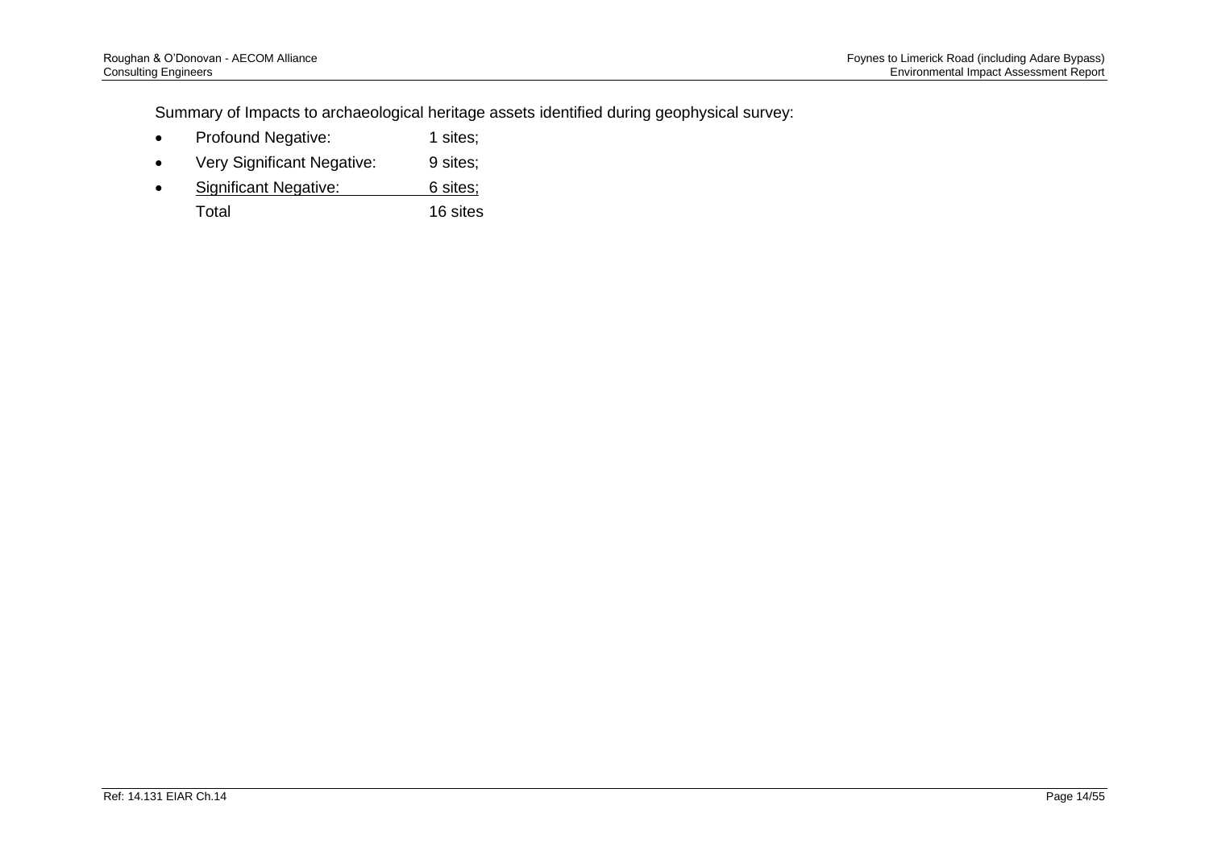Summary of Impacts to archaeological heritage assets identified during geophysical survey:

- Profound Negative: 1 sites;
- Very Significant Negative: 9 sites;
- Significant Negative: 6 sites;

Total 16 sites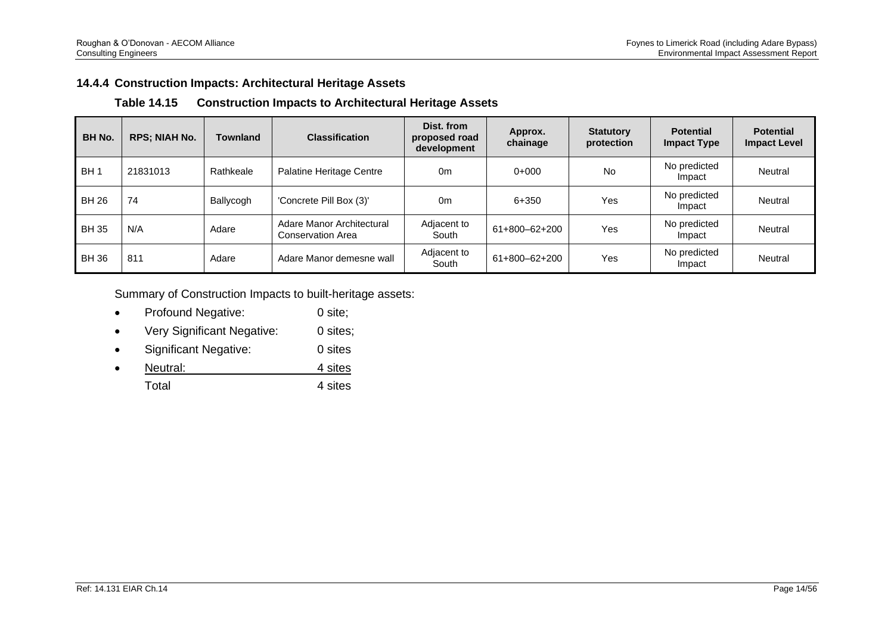### 14.4.4 Construction Impacts: Architectural Heritage Assets

**Table 14.15 Construction Impacts to Architectural Heritage Assets**

| BH No. | RPS; NIAH No. | Townland | Classification | Dist. from proposed road development | Approx. chainage | Statutory protection | Potential Impact Type | Potential Impact Level |
|---|---|---|---|---|---|---|---|---|
| BH 1 | 21831013 | Rathkeale | Palatine Heritage Centre | 0m | 0+000 | No | No predicted Impact | Neutral |
| BH 26 | 74 | Ballycogh | 'Concrete Pill Box (3)' | 0m | 6+350 | Yes | No predicted Impact | Neutral |
| BH 35 | N/A | Adare | Adare Manor Architectural Conservation Area | Adjacent to South | 61+800–62+200 | Yes | No predicted Impact | Neutral |
| BH 36 | 811 | Adare | Adare Manor demesne wall | Adjacent to South | 61+800–62+200 | Yes | No predicted Impact | Neutral |

Summary of Construction Impacts to built-heritage assets:

- Profound Negative: 0 site;
- Very Significant Negative: 0 sites;
- Significant Negative: 0 sites
- Neutral: 4 sites

Total 4 sites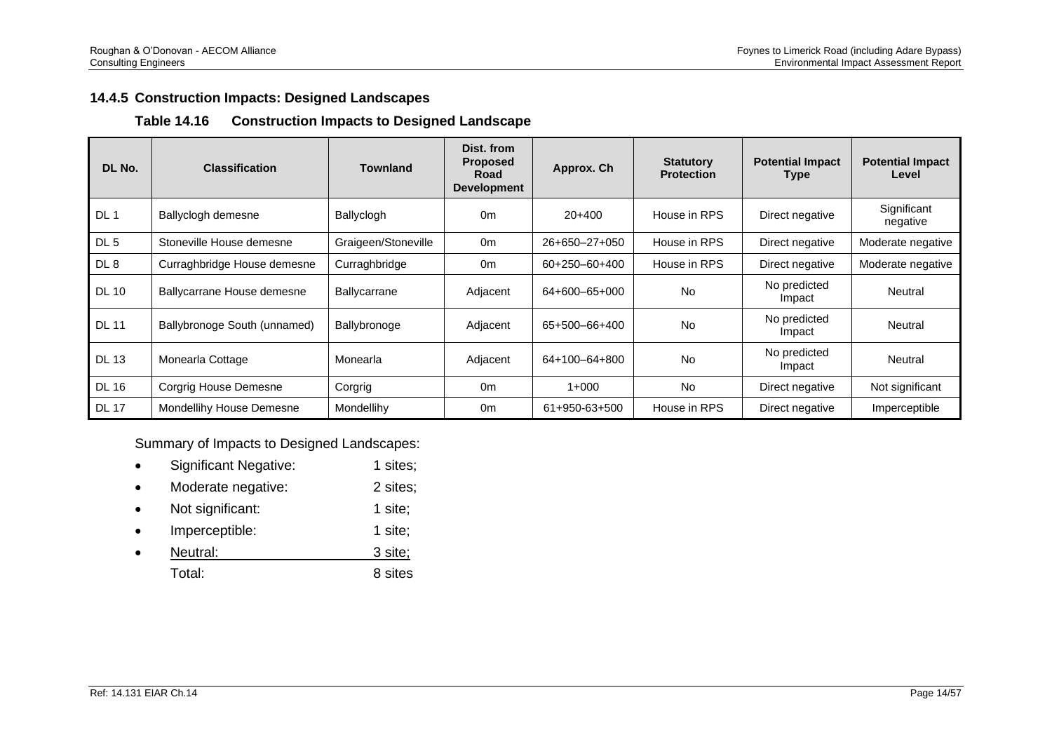### 14.4.5 Construction Impacts: Designed Landscapes

#### Table 14.16 Construction Impacts to Designed Landscape

| DL No. | Classification | Townland | Dist. from Proposed Road Development | Approx. Ch | Statutory Protection | Potential Impact Type | Potential Impact Level |
|---|---|---|---|---|---|---|---|
| DL 1 | Ballyclogh demesne | Ballyclogh | 0m | 20+400 | House in RPS | Direct negative | Significant negative |
| DL 5 | Stoneville House demesne | Graigeen/Stoneville | 0m | 26+650–27+050 | House in RPS | Direct negative | Moderate negative |
| DL 8 | Curraghbridge House demesne | Curraghbridge | 0m | 60+250–60+400 | House in RPS | Direct negative | Moderate negative |
| DL 10 | Ballycarrane House demesne | Ballycarrane | Adjacent | 64+600–65+000 | No | No predicted Impact | Neutral |
| DL 11 | Ballybronoge South (unnamed) | Ballybronoge | Adjacent | 65+500–66+400 | No | No predicted Impact | Neutral |
| DL 13 | Monearla Cottage | Monearla | Adjacent | 64+100–64+800 | No | No predicted Impact | Neutral |
| DL 16 | Corgrig House Demesne | Corgrig | 0m | 1+000 | No | Direct negative | Not significant |
| DL 17 | Mondellihy House Demesne | Mondellihy | 0m | 61+950-63+500 | House in RPS | Direct negative | Imperceptible |

Summary of Impacts to Designed Landscapes:

- Significant Negative: 1 sites;
- Moderate negative: 2 sites;
- Not significant: 1 site;
- Imperceptible: 1 site;
- Neutral: 3 site;

Total: 8 sites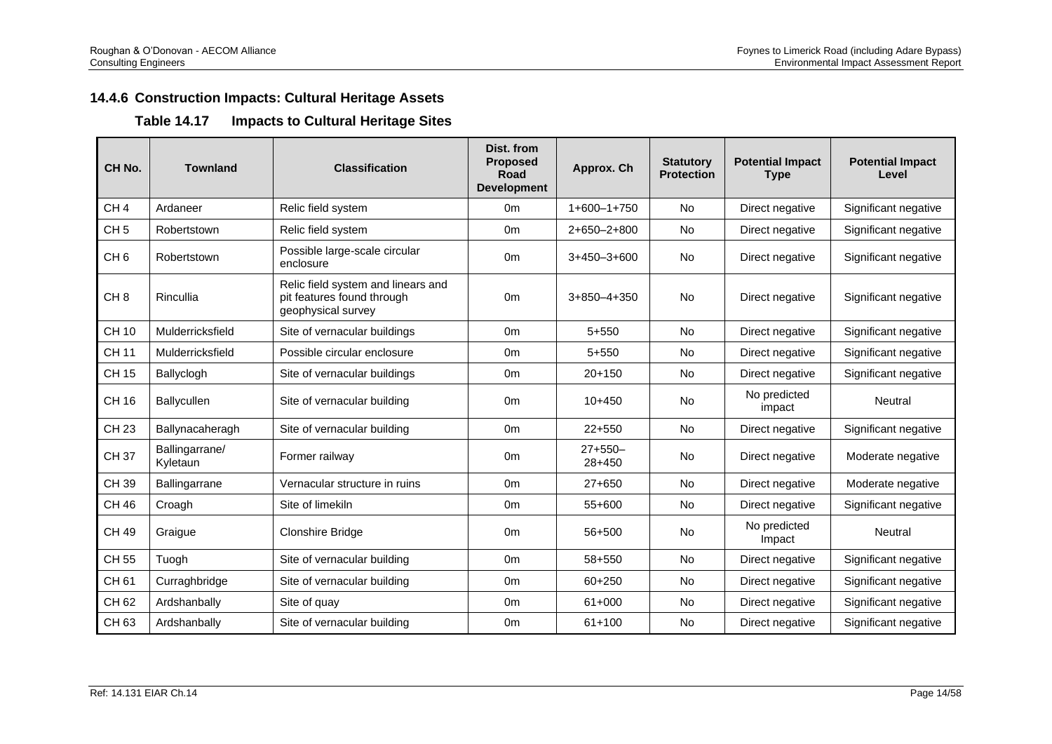### 14.4.6 Construction Impacts: Cultural Heritage Assets

#### Table 14.17 Impacts to Cultural Heritage Sites

| CH No. | Townland | Classification | Dist. from Proposed Road Development | Approx. Ch | Statutory Protection | Potential Impact Type | Potential Impact Level |
|---|---|---|---|---|---|---|---|
| CH 4 | Ardaneer | Relic field system | 0m | 1+600–1+750 | No | Direct negative | Significant negative |
| CH 5 | Robertstown | Relic field system | 0m | 2+650–2+800 | No | Direct negative | Significant negative |
| CH 6 | Robertstown | Possible large-scale circular enclosure | 0m | 3+450–3+600 | No | Direct negative | Significant negative |
| CH 8 | Rincullia | Relic field system and linears and pit features found through geophysical survey | 0m | 3+850–4+350 | No | Direct negative | Significant negative |
| CH 10 | Mulderricksfield | Site of vernacular buildings | 0m | 5+550 | No | Direct negative | Significant negative |
| CH 11 | Mulderricksfield | Possible circular enclosure | 0m | 5+550 | No | Direct negative | Significant negative |
| CH 15 | Ballyclogh | Site of vernacular buildings | 0m | 20+150 | No | Direct negative | Significant negative |
| CH 16 | Ballycullen | Site of vernacular building | 0m | 10+450 | No | No predicted impact | Neutral |
| CH 23 | Ballynacaheragh | Site of vernacular building | 0m | 22+550 | No | Direct negative | Significant negative |
| CH 37 | Ballingarrane/ Kyletaun | Former railway | 0m | 27+550–28+450 | No | Direct negative | Moderate negative |
| CH 39 | Ballingarrane | Vernacular structure in ruins | 0m | 27+650 | No | Direct negative | Moderate negative |
| CH 46 | Croagh | Site of limekiln | 0m | 55+600 | No | Direct negative | Significant negative |
| CH 49 | Graigue | Clonshire Bridge | 0m | 56+500 | No | No predicted Impact | Neutral |
| CH 55 | Tuogh | Site of vernacular building | 0m | 58+550 | No | Direct negative | Significant negative |
| CH 61 | Curraghbridge | Site of vernacular building | 0m | 60+250 | No | Direct negative | Significant negative |
| CH 62 | Ardshanbally | Site of quay | 0m | 61+000 | No | Direct negative | Significant negative |
| CH 63 | Ardshanbally | Site of vernacular building | 0m | 61+100 | No | Direct negative | Significant negative |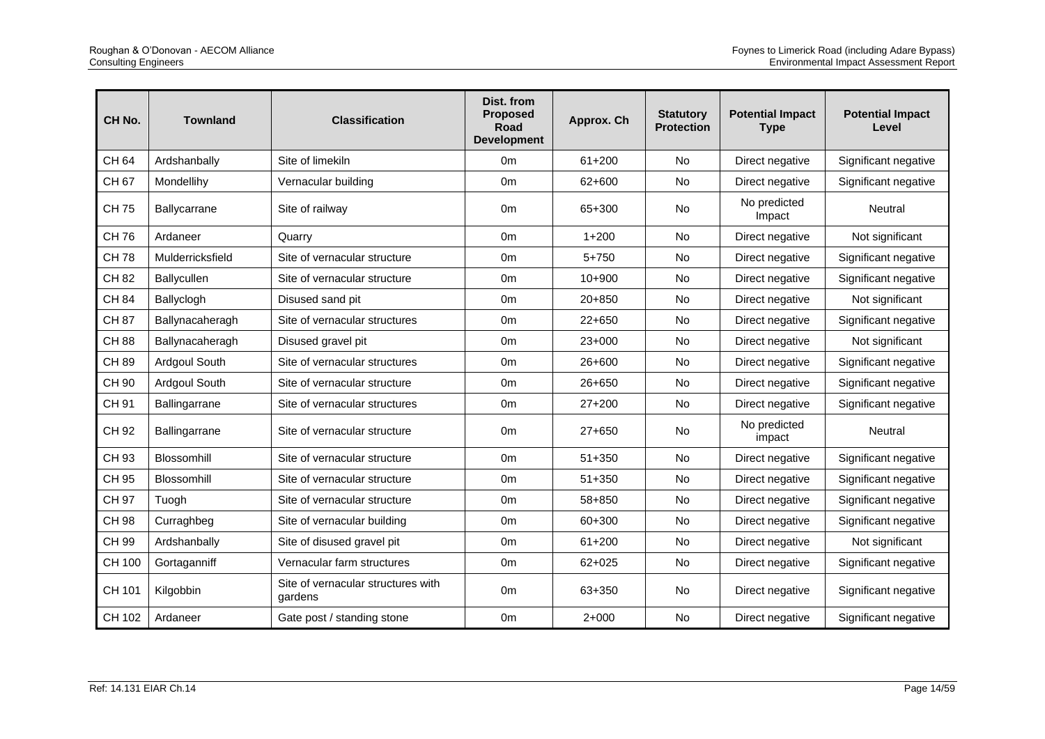| CH No. | Townland | Classification | Dist. from Proposed Road Development | Approx. Ch | Statutory Protection | Potential Impact Type | Potential Impact Level |
|---|---|---|---|---|---|---|---|
| CH 64 | Ardshanbally | Site of limekiln | 0m | 61+200 | No | Direct negative | Significant negative |
| CH 67 | Mondellihy | Vernacular building | 0m | 62+600 | No | Direct negative | Significant negative |
| CH 75 | Ballycarrane | Site of railway | 0m | 65+300 | No | No predicted Impact | Neutral |
| CH 76 | Ardaneer | Quarry | 0m | 1+200 | No | Direct negative | Not significant |
| CH 78 | Mulderricksfield | Site of vernacular structure | 0m | 5+750 | No | Direct negative | Significant negative |
| CH 82 | Ballycullen | Site of vernacular structure | 0m | 10+900 | No | Direct negative | Significant negative |
| CH 84 | Ballyclogh | Disused sand pit | 0m | 20+850 | No | Direct negative | Not significant |
| CH 87 | Ballynacaheragh | Site of vernacular structures | 0m | 22+650 | No | Direct negative | Significant negative |
| CH 88 | Ballynacaheragh | Disused gravel pit | 0m | 23+000 | No | Direct negative | Not significant |
| CH 89 | Ardgoul South | Site of vernacular structures | 0m | 26+600 | No | Direct negative | Significant negative |
| CH 90 | Ardgoul South | Site of vernacular structure | 0m | 26+650 | No | Direct negative | Significant negative |
| CH 91 | Ballingarrane | Site of vernacular structures | 0m | 27+200 | No | Direct negative | Significant negative |
| CH 92 | Ballingarrane | Site of vernacular structure | 0m | 27+650 | No | No predicted impact | Neutral |
| CH 93 | Blossomhill | Site of vernacular structure | 0m | 51+350 | No | Direct negative | Significant negative |
| CH 95 | Blossomhill | Site of vernacular structure | 0m | 51+350 | No | Direct negative | Significant negative |
| CH 97 | Tuogh | Site of vernacular structure | 0m | 58+850 | No | Direct negative | Significant negative |
| CH 98 | Curraghbeg | Site of vernacular building | 0m | 60+300 | No | Direct negative | Significant negative |
| CH 99 | Ardshanbally | Site of disused gravel pit | 0m | 61+200 | No | Direct negative | Not significant |
| CH 100 | Gortaganniff | Vernacular farm structures | 0m | 62+025 | No | Direct negative | Significant negative |
| CH 101 | Kilgobbin | Site of vernacular structures with gardens | 0m | 63+350 | No | Direct negative | Significant negative |
| CH 102 | Ardaneer | Gate post / standing stone | 0m | 2+000 | No | Direct negative | Significant negative |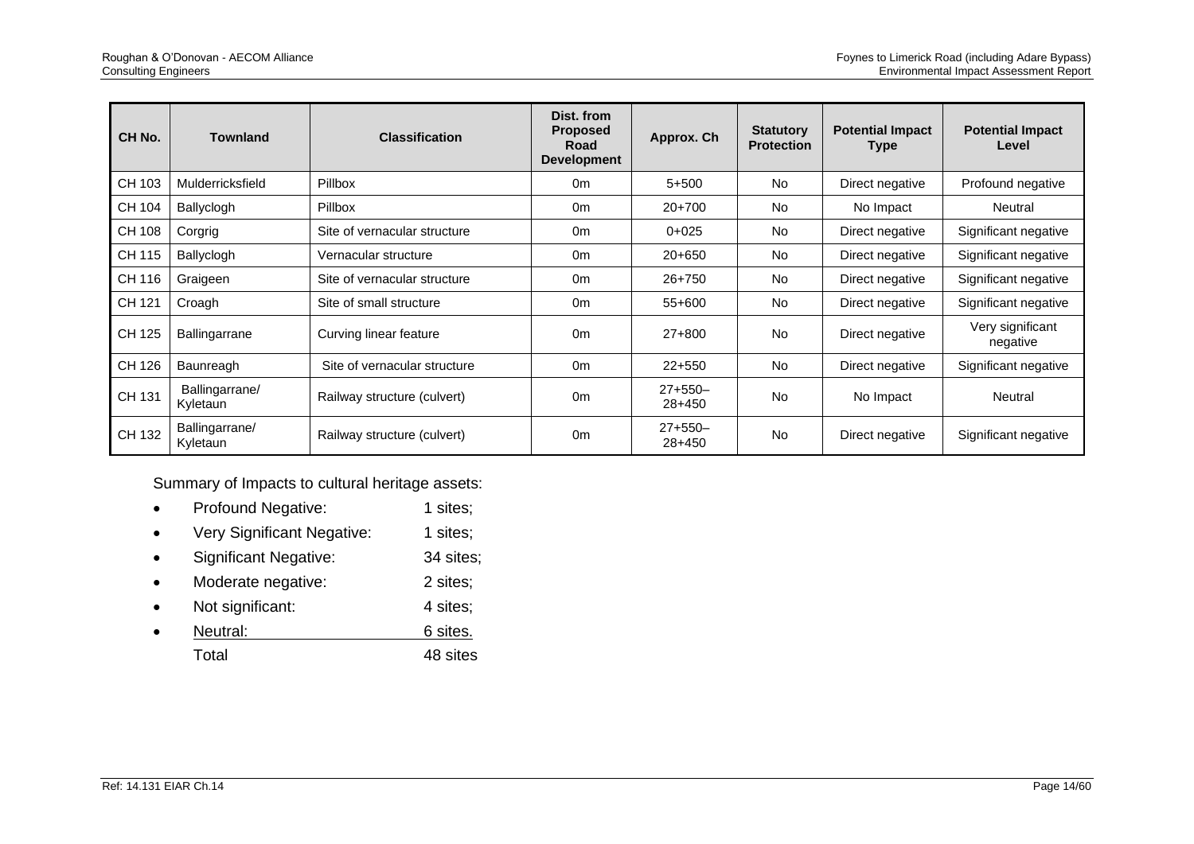| CH No. | Townland | Classification | Dist. from Proposed Road Development | Approx. Ch | Statutory Protection | Potential Impact Type | Potential Impact Level |
|---|---|---|---|---|---|---|---|
| CH 103 | Mulderricksfield | Pillbox | 0m | 5+500 | No | Direct negative | Profound negative |
| CH 104 | Ballyclogh | Pillbox | 0m | 20+700 | No | No Impact | Neutral |
| CH 108 | Corgrig | Site of vernacular structure | 0m | 0+025 | No | Direct negative | Significant negative |
| CH 115 | Ballyclogh | Vernacular structure | 0m | 20+650 | No | Direct negative | Significant negative |
| CH 116 | Graigeen | Site of vernacular structure | 0m | 26+750 | No | Direct negative | Significant negative |
| CH 121 | Croagh | Site of small structure | 0m | 55+600 | No | Direct negative | Significant negative |
| CH 125 | Ballingarrane | Curving linear feature | 0m | 27+800 | No | Direct negative | Very significant negative |
| CH 126 | Baunreagh | Site of vernacular structure | 0m | 22+550 | No | Direct negative | Significant negative |
| CH 131 | Ballingarrane/ Kyletaun | Railway structure (culvert) | 0m | 27+550–28+450 | No | No Impact | Neutral |
| CH 132 | Ballingarrane/ Kyletaun | Railway structure (culvert) | 0m | 27+550–28+450 | No | Direct negative | Significant negative |

Summary of Impacts to cultural heritage assets:

- Profound Negative: 1 sites;
- Very Significant Negative: 1 sites;
- Significant Negative: 34 sites;
- Moderate negative: 2 sites;
- Not significant: 4 sites;
- Neutral: 6 sites.

Total 48 sites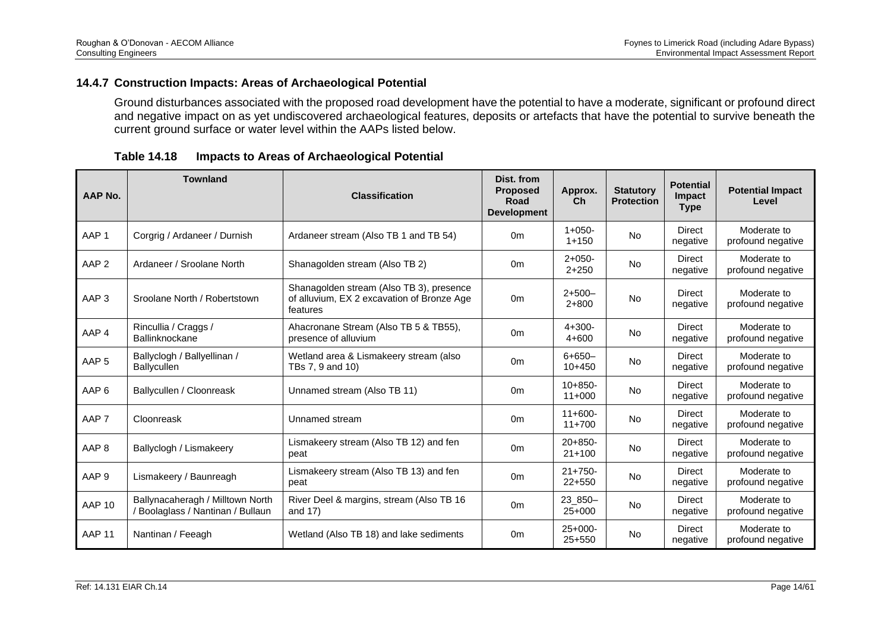### 14.4.7 Construction Impacts: Areas of Archaeological Potential

Ground disturbances associated with the proposed road development have the potential to have a moderate, significant or profound direct and negative impact on as yet undiscovered archaeological features, deposits or artefacts that have the potential to survive beneath the current ground surface or water level within the AAPs listed below.

**Table 14.18 Impacts to Areas of Archaeological Potential**

| AAP No. | Townland | Classification | Dist. from Proposed Road Development | Approx. Ch | Statutory Protection | Potential Impact Type | Potential Impact Level |
|---|---|---|---|---|---|---|---|
| AAP 1 | Corgrig / Ardaneer / Durnish | Ardaneer stream (Also TB 1 and TB 54) | 0m | 1+050-1+150 | No | Direct negative | Moderate to profound negative |
| AAP 2 | Ardaneer / Sroolane North | Shanagolden stream (Also TB 2) | 0m | 2+050-2+250 | No | Direct negative | Moderate to profound negative |
| AAP 3 | Sroolane North / Robertstown | Shanagolden stream (Also TB 3), presence of alluvium, EX 2 excavation of Bronze Age features | 0m | 2+500–2+800 | No | Direct negative | Moderate to profound negative |
| AAP 4 | Rincullia / Craggs / Ballinknockane | Ahacronane Stream (Also TB 5 & TB55), presence of alluvium | 0m | 4+300-4+600 | No | Direct negative | Moderate to profound negative |
| AAP 5 | Ballyclogh / Ballyellinan / Ballycullen | Wetland area & Lismakeery stream (also TBs 7, 9 and 10) | 0m | 6+650–10+450 | No | Direct negative | Moderate to profound negative |
| AAP 6 | Ballycullen / Cloonreask | Unnamed stream (Also TB 11) | 0m | 10+850-11+000 | No | Direct negative | Moderate to profound negative |
| AAP 7 | Cloonreask | Unnamed stream | 0m | 11+600-11+700 | No | Direct negative | Moderate to profound negative |
| AAP 8 | Ballyclogh / Lismakeery | Lismakeery stream (Also TB 12) and fen peat | 0m | 20+850-21+100 | No | Direct negative | Moderate to profound negative |
| AAP 9 | Lismakeery / Baunreagh | Lismakeery stream (Also TB 13) and fen peat | 0m | 21+750-22+550 | No | Direct negative | Moderate to profound negative |
| AAP 10 | Ballynacaheragh / Milltown North / Boolaglass / Nantinan / Bullaun | River Deel & margins, stream (Also TB 16 and 17) | 0m | 23_850–25+000 | No | Direct negative | Moderate to profound negative |
| AAP 11 | Nantinan / Feeagh | Wetland (Also TB 18) and lake sediments | 0m | 25+000-25+550 | No | Direct negative | Moderate to profound negative |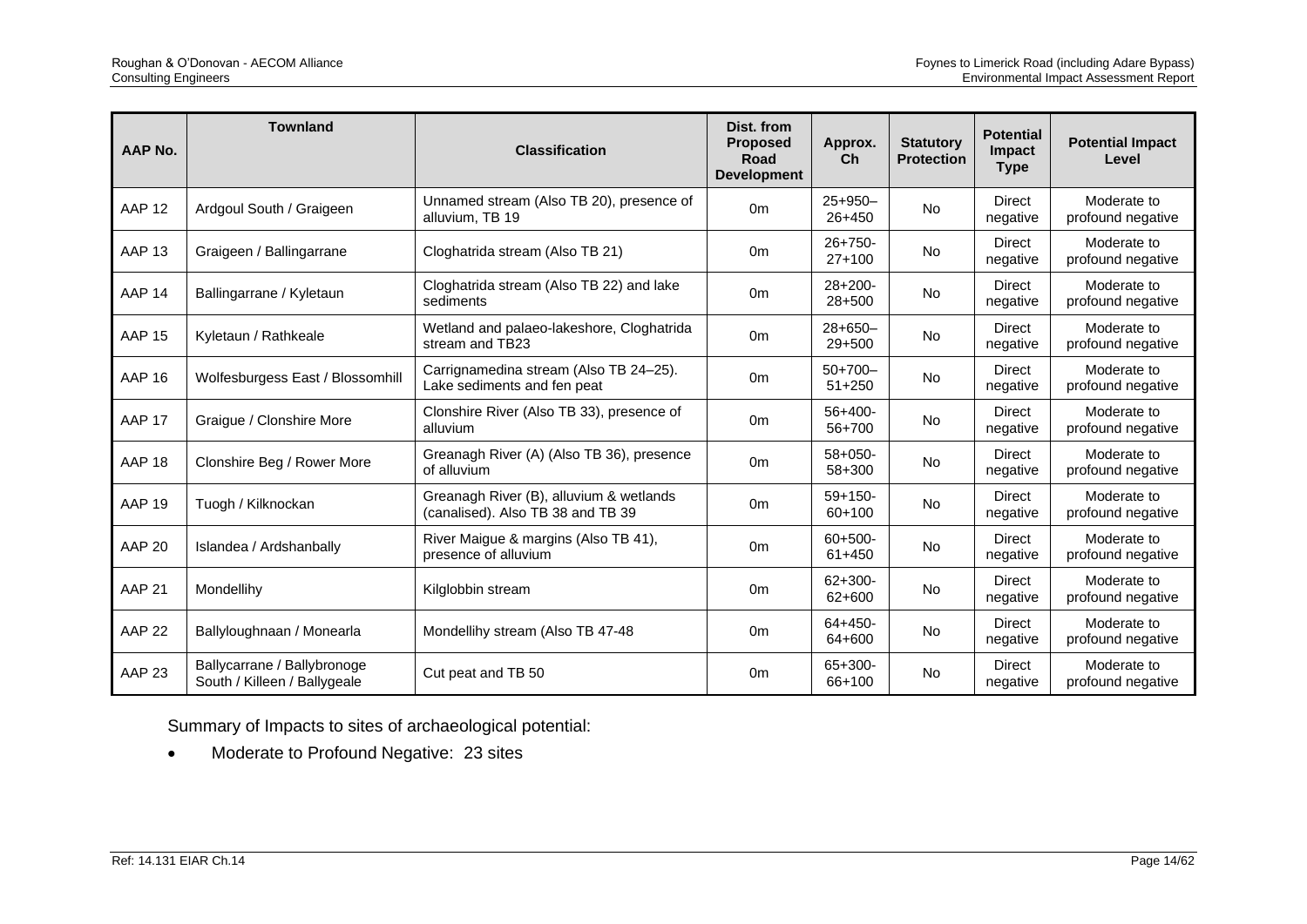| AAP No. | Townland | Classification | Dist. from Proposed Road Development | Approx. Ch | Statutory Protection | Potential Impact Type | Potential Impact Level |
|---|---|---|---|---|---|---|---|
| AAP 12 | Ardgoul South / Graigeen | Unnamed stream (Also TB 20), presence of alluvium, TB 19 | 0m | 25+950–26+450 | No | Direct negative | Moderate to profound negative |
| AAP 13 | Graigeen / Ballingarrane | Cloghatrida stream (Also TB 21) | 0m | 26+750-27+100 | No | Direct negative | Moderate to profound negative |
| AAP 14 | Ballingarrane / Kyletaun | Cloghatrida stream (Also TB 22) and lake sediments | 0m | 28+200-28+500 | No | Direct negative | Moderate to profound negative |
| AAP 15 | Kyletaun / Rathkeale | Wetland and palaeo-lakeshore, Cloghatrida stream and TB23 | 0m | 28+650–29+500 | No | Direct negative | Moderate to profound negative |
| AAP 16 | Wolfesburgess East / Blossomhill | Carrignamedina stream (Also TB 24–25). Lake sediments and fen peat | 0m | 50+700–51+250 | No | Direct negative | Moderate to profound negative |
| AAP 17 | Graigue / Clonshire More | Clonshire River (Also TB 33), presence of alluvium | 0m | 56+400-56+700 | No | Direct negative | Moderate to profound negative |
| AAP 18 | Clonshire Beg / Rower More | Greanagh River (A) (Also TB 36), presence of alluvium | 0m | 58+050-58+300 | No | Direct negative | Moderate to profound negative |
| AAP 19 | Tuogh / Kilknockan | Greanagh River (B), alluvium & wetlands (canalised). Also TB 38 and TB 39 | 0m | 59+150-60+100 | No | Direct negative | Moderate to profound negative |
| AAP 20 | Islandea / Ardshanbally | River Maigue & margins (Also TB 41), presence of alluvium | 0m | 60+500-61+450 | No | Direct negative | Moderate to profound negative |
| AAP 21 | Mondellihy | Kilglobbin stream | 0m | 62+300-62+600 | No | Direct negative | Moderate to profound negative |
| AAP 22 | Ballyloughnaan / Monearla | Mondellihy stream (Also TB 47-48 | 0m | 64+450-64+600 | No | Direct negative | Moderate to profound negative |
| AAP 23 | Ballycarrane / Ballybronoge South / Killeen / Ballygeale | Cut peat and TB 50 | 0m | 65+300-66+100 | No | Direct negative | Moderate to profound negative |

Summary of Impacts to sites of archaeological potential:

- Moderate to Profound Negative: 23 sites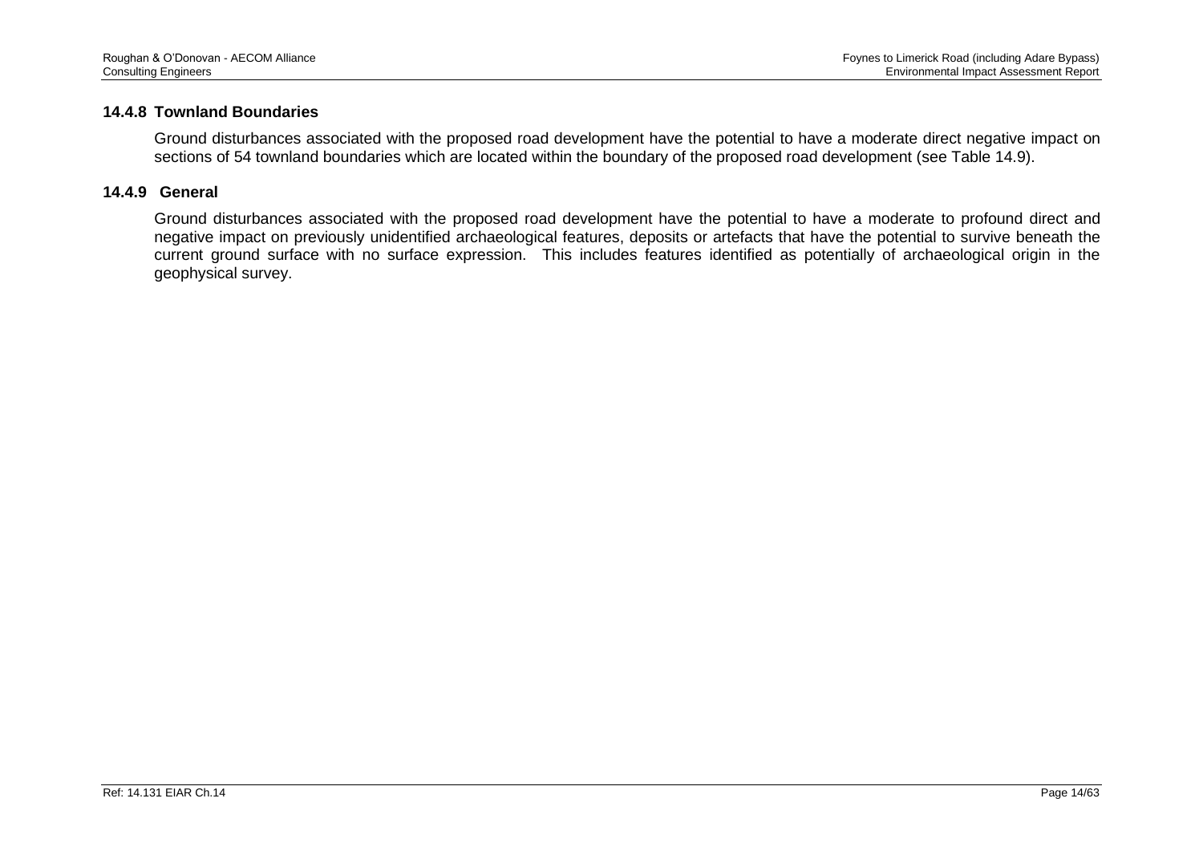### 14.4.8 Townland Boundaries

Ground disturbances associated with the proposed road development have the potential to have a moderate direct negative impact on sections of 54 townland boundaries which are located within the boundary of the proposed road development (see Table 14.9).

### 14.4.9 General

Ground disturbances associated with the proposed road development have the potential to have a moderate to profound direct and negative impact on previously unidentified archaeological features, deposits or artefacts that have the potential to survive beneath the current ground surface with no surface expression. This includes features identified as potentially of archaeological origin in the geophysical survey.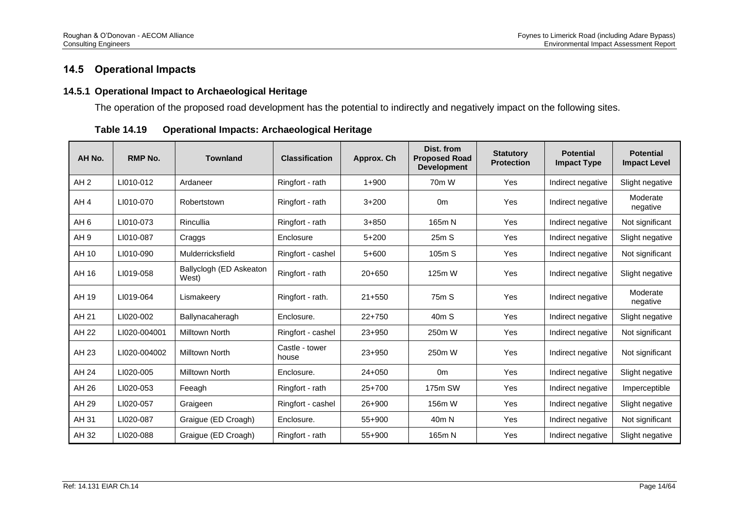## 14.5 Operational Impacts

### 14.5.1 Operational Impact to Archaeological Heritage

The operation of the proposed road development has the potential to indirectly and negatively impact on the following sites.

**Table 14.19 Operational Impacts: Archaeological Heritage**

| AH No. | RMP No. | Townland | Classification | Approx. Ch | Dist. from Proposed Road Development | Statutory Protection | Potential Impact Type | Potential Impact Level |
|---|---|---|---|---|---|---|---|---|
| AH 2 | LI010-012 | Ardaneer | Ringfort - rath | 1+900 | 70m W | Yes | Indirect negative | Slight negative |
| AH 4 | LI010-070 | Robertstown | Ringfort - rath | 3+200 | 0m | Yes | Indirect negative | Moderate negative |
| AH 6 | LI010-073 | Rincullia | Ringfort - rath | 3+850 | 165m N | Yes | Indirect negative | Not significant |
| AH 9 | LI010-087 | Craggs | Enclosure | 5+200 | 25m S | Yes | Indirect negative | Slight negative |
| AH 10 | LI010-090 | Mulderricksfield | Ringfort - cashel | 5+600 | 105m S | Yes | Indirect negative | Not significant |
| AH 16 | LI019-058 | Ballyclogh (ED Askeaton West) | Ringfort - rath | 20+650 | 125m W | Yes | Indirect negative | Slight negative |
| AH 19 | LI019-064 | Lismakeery | Ringfort - rath. | 21+550 | 75m S | Yes | Indirect negative | Moderate negative |
| AH 21 | LI020-002 | Ballynacaheragh | Enclosure. | 22+750 | 40m S | Yes | Indirect negative | Slight negative |
| AH 22 | LI020-004001 | Milltown North | Ringfort - cashel | 23+950 | 250m W | Yes | Indirect negative | Not significant |
| AH 23 | LI020-004002 | Milltown North | Castle - tower house | 23+950 | 250m W | Yes | Indirect negative | Not significant |
| AH 24 | LI020-005 | Milltown North | Enclosure. | 24+050 | 0m | Yes | Indirect negative | Slight negative |
| AH 26 | LI020-053 | Feeagh | Ringfort - rath | 25+700 | 175m SW | Yes | Indirect negative | Imperceptible |
| AH 29 | LI020-057 | Graigeen | Ringfort - cashel | 26+900 | 156m W | Yes | Indirect negative | Slight negative |
| AH 31 | LI020-087 | Graigue (ED Croagh) | Enclosure. | 55+900 | 40m N | Yes | Indirect negative | Not significant |
| AH 32 | LI020-088 | Graigue (ED Croagh) | Ringfort - rath | 55+900 | 165m N | Yes | Indirect negative | Slight negative |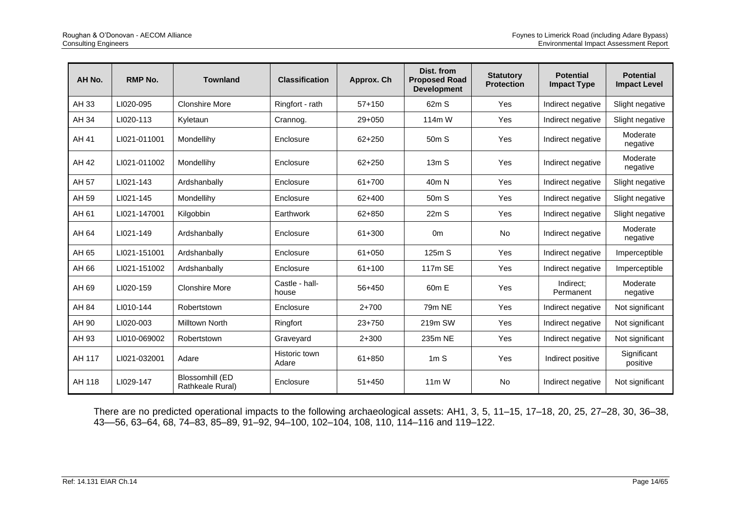| AH No. | RMP No. | Townland | Classification | Approx. Ch | Dist. from Proposed Road Development | Statutory Protection | Potential Impact Type | Potential Impact Level |
|---|---|---|---|---|---|---|---|---|
| AH 33 | LI020-095 | Clonshire More | Ringfort - rath | 57+150 | 62m S | Yes | Indirect negative | Slight negative |
| AH 34 | LI020-113 | Kyletaun | Crannog. | 29+050 | 114m W | Yes | Indirect negative | Slight negative |
| AH 41 | LI021-011001 | Mondellihy | Enclosure | 62+250 | 50m S | Yes | Indirect negative | Moderate negative |
| AH 42 | LI021-011002 | Mondellihy | Enclosure | 62+250 | 13m S | Yes | Indirect negative | Moderate negative |
| AH 57 | LI021-143 | Ardshanbally | Enclosure | 61+700 | 40m N | Yes | Indirect negative | Slight negative |
| AH 59 | LI021-145 | Mondellihy | Enclosure | 62+400 | 50m S | Yes | Indirect negative | Slight negative |
| AH 61 | LI021-147001 | Kilgobbin | Earthwork | 62+850 | 22m S | Yes | Indirect negative | Slight negative |
| AH 64 | LI021-149 | Ardshanbally | Enclosure | 61+300 | 0m | No | Indirect negative | Moderate negative |
| AH 65 | LI021-151001 | Ardshanbally | Enclosure | 61+050 | 125m S | Yes | Indirect negative | Imperceptible |
| AH 66 | LI021-151002 | Ardshanbally | Enclosure | 61+100 | 117m SE | Yes | Indirect negative | Imperceptible |
| AH 69 | LI020-159 | Clonshire More | Castle - hall-house | 56+450 | 60m E | Yes | Indirect; Permanent | Moderate negative |
| AH 84 | LI010-144 | Robertstown | Enclosure | 2+700 | 79m NE | Yes | Indirect negative | Not significant |
| AH 90 | LI020-003 | Milltown North | Ringfort | 23+750 | 219m SW | Yes | Indirect negative | Not significant |
| AH 93 | LI010-069002 | Robertstown | Graveyard | 2+300 | 235m NE | Yes | Indirect negative | Not significant |
| AH 117 | LI021-032001 | Adare | Historic town Adare | 61+850 | 1m S | Yes | Indirect positive | Significant positive |
| AH 118 | LI029-147 | Blossomhill (ED Rathkeale Rural) | Enclosure | 51+450 | 11m W | No | Indirect negative | Not significant |

There are no predicted operational impacts to the following archaeological assets: AH1, 3, 5, 11–15, 17–18, 20, 25, 27–28, 30, 36–38, 43––56, 63–64, 68, 74–83, 85–89, 91–92, 94–100, 102–104, 108, 110, 114–116 and 119–122.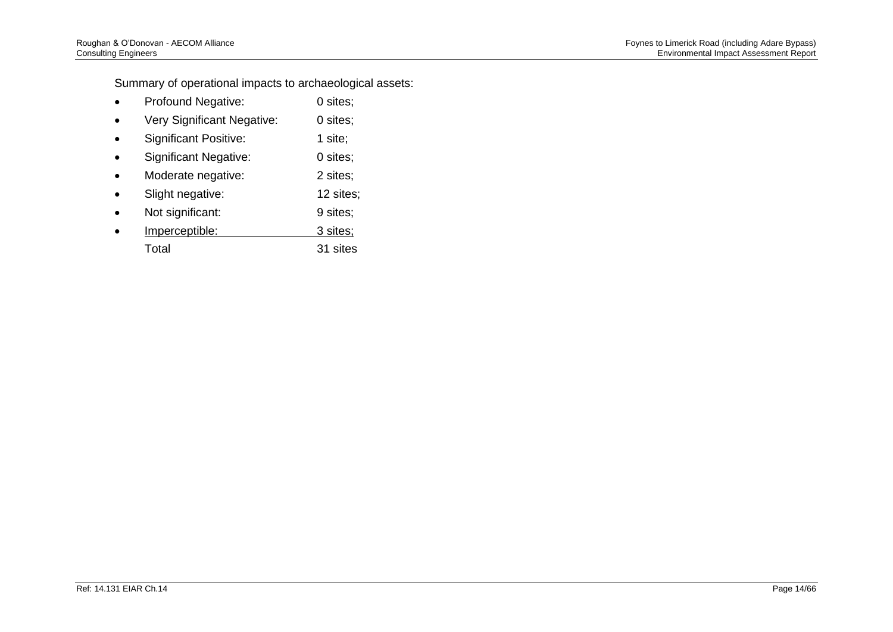Summary of operational impacts to archaeological assets:

- Profound Negative: 0 sites;
- Very Significant Negative: 0 sites;
- Significant Positive: 1 site;
- Significant Negative: 0 sites;
- Moderate negative: 2 sites;
- Slight negative: 12 sites;
- Not significant: 9 sites;
- Imperceptible: 3 sites;

Total 31 sites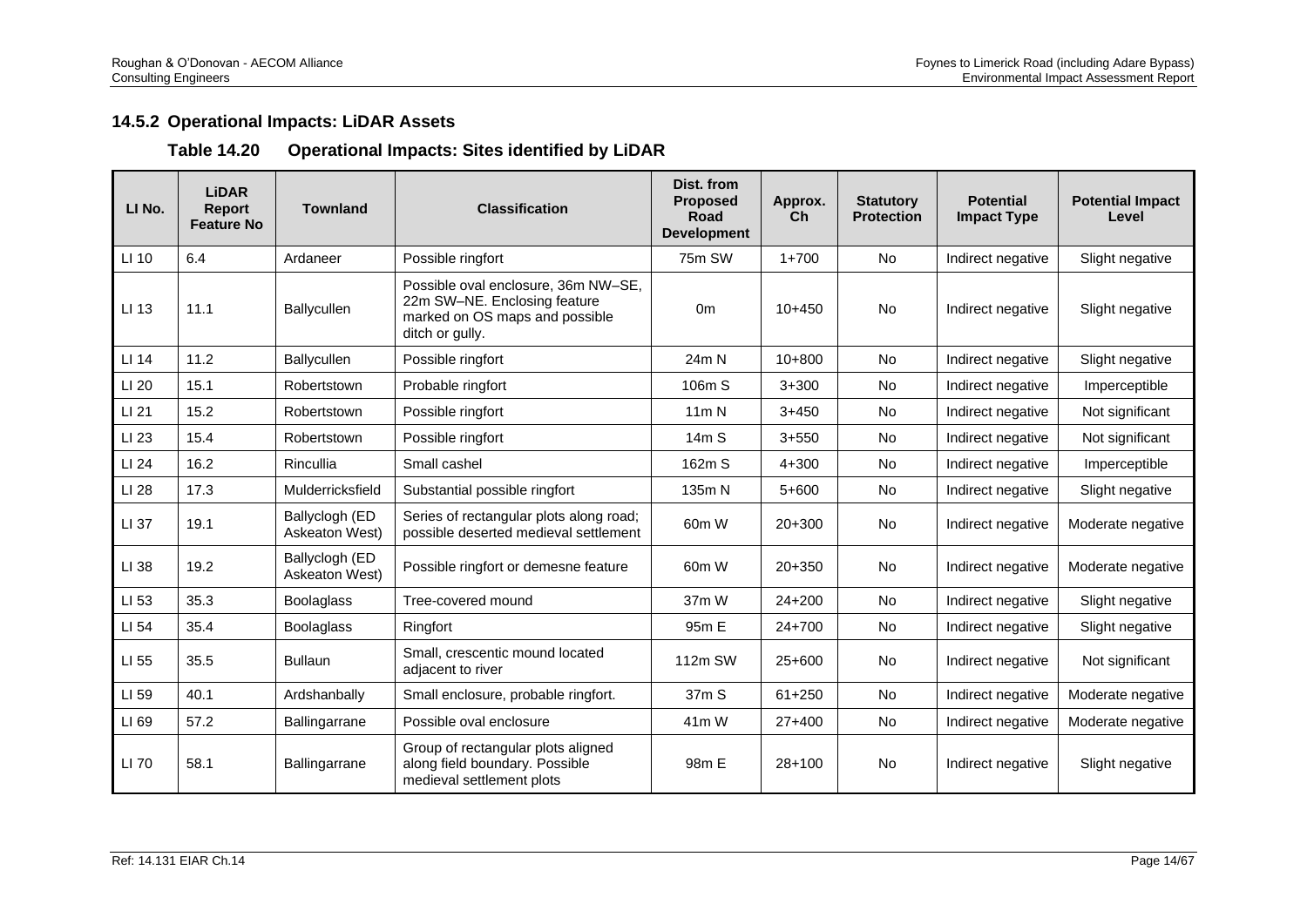### 14.5.2 Operational Impacts: LiDAR Assets

**Table 14.20 Operational Impacts: Sites identified by LiDAR**

| LI No. | LiDAR Report Feature No | Townland | Classification | Dist. from Proposed Road Development | Approx. Ch | Statutory Protection | Potential Impact Type | Potential Impact Level |
|---|---|---|---|---|---|---|---|---|
| LI 10 | 6.4 | Ardaneer | Possible ringfort | 75m SW | 1+700 | No | Indirect negative | Slight negative |
| LI 13 | 11.1 | Ballycullen | Possible oval enclosure, 36m NW–SE, 22m SW–NE. Enclosing feature marked on OS maps and possible ditch or gully. | 0m | 10+450 | No | Indirect negative | Slight negative |
| LI 14 | 11.2 | Ballycullen | Possible ringfort | 24m N | 10+800 | No | Indirect negative | Slight negative |
| LI 20 | 15.1 | Robertstown | Probable ringfort | 106m S | 3+300 | No | Indirect negative | Imperceptible |
| LI 21 | 15.2 | Robertstown | Possible ringfort | 11m N | 3+450 | No | Indirect negative | Not significant |
| LI 23 | 15.4 | Robertstown | Possible ringfort | 14m S | 3+550 | No | Indirect negative | Not significant |
| LI 24 | 16.2 | Rincullia | Small cashel | 162m S | 4+300 | No | Indirect negative | Imperceptible |
| LI 28 | 17.3 | Mulderricksfield | Substantial possible ringfort | 135m N | 5+600 | No | Indirect negative | Slight negative |
| LI 37 | 19.1 | Ballyclogh (ED Askeaton West) | Series of rectangular plots along road; possible deserted medieval settlement | 60m W | 20+300 | No | Indirect negative | Moderate negative |
| LI 38 | 19.2 | Ballyclogh (ED Askeaton West) | Possible ringfort or demesne feature | 60m W | 20+350 | No | Indirect negative | Moderate negative |
| LI 53 | 35.3 | Boolaglass | Tree-covered mound | 37m W | 24+200 | No | Indirect negative | Slight negative |
| LI 54 | 35.4 | Boolaglass | Ringfort | 95m E | 24+700 | No | Indirect negative | Slight negative |
| LI 55 | 35.5 | Bullaun | Small, crescentic mound located adjacent to river | 112m SW | 25+600 | No | Indirect negative | Not significant |
| LI 59 | 40.1 | Ardshanbally | Small enclosure, probable ringfort. | 37m S | 61+250 | No | Indirect negative | Moderate negative |
| LI 69 | 57.2 | Ballingarrane | Possible oval enclosure | 41m W | 27+400 | No | Indirect negative | Moderate negative |
| LI 70 | 58.1 | Ballingarrane | Group of rectangular plots aligned along field boundary. Possible medieval settlement plots | 98m E | 28+100 | No | Indirect negative | Slight negative |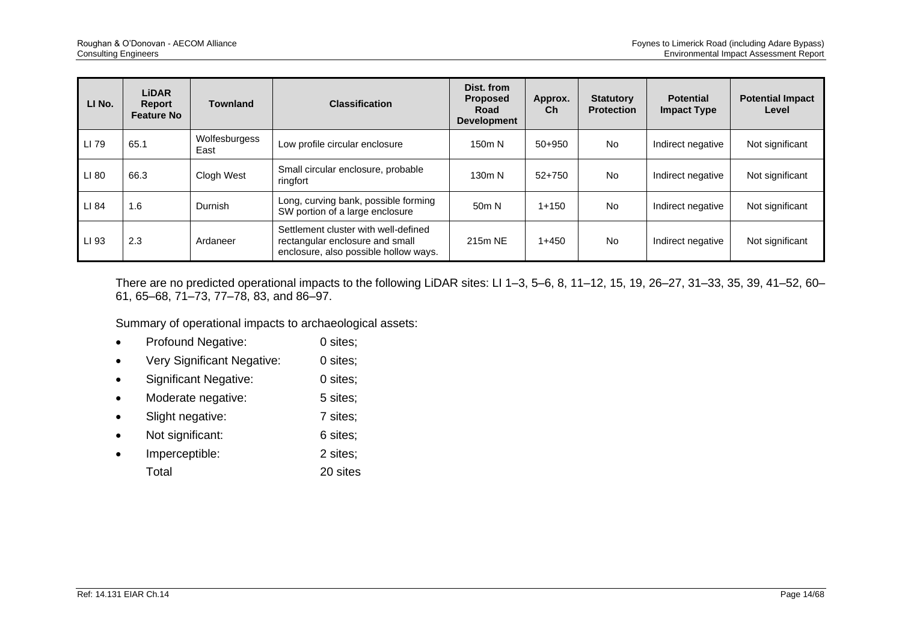| LI No. | LiDAR Report Feature No | Townland | Classification | Dist. from Proposed Road Development | Approx. Ch | Statutory Protection | Potential Impact Type | Potential Impact Level |
|---|---|---|---|---|---|---|---|---|
| LI 79 | 65.1 | Wolfesburgess East | Low profile circular enclosure | 150m N | 50+950 | No | Indirect negative | Not significant |
| LI 80 | 66.3 | Clogh West | Small circular enclosure, probable ringfort | 130m N | 52+750 | No | Indirect negative | Not significant |
| LI 84 | 1.6 | Durnish | Long, curving bank, possible forming SW portion of a large enclosure | 50m N | 1+150 | No | Indirect negative | Not significant |
| LI 93 | 2.3 | Ardaneer | Settlement cluster with well-defined rectangular enclosure and small enclosure, also possible hollow ways. | 215m NE | 1+450 | No | Indirect negative | Not significant |

There are no predicted operational impacts to the following LiDAR sites: LI 1–3, 5–6, 8, 11–12, 15, 19, 26–27, 31–33, 35, 39, 41–52, 60–61, 65–68, 71–73, 77–78, 83, and 86–97.

Summary of operational impacts to archaeological assets:

- Profound Negative: 0 sites;
- Very Significant Negative: 0 sites;
- Significant Negative: 0 sites;
- Moderate negative: 5 sites;
- Slight negative: 7 sites;
- Not significant: 6 sites;
- Imperceptible: 2 sites;

Total 20 sites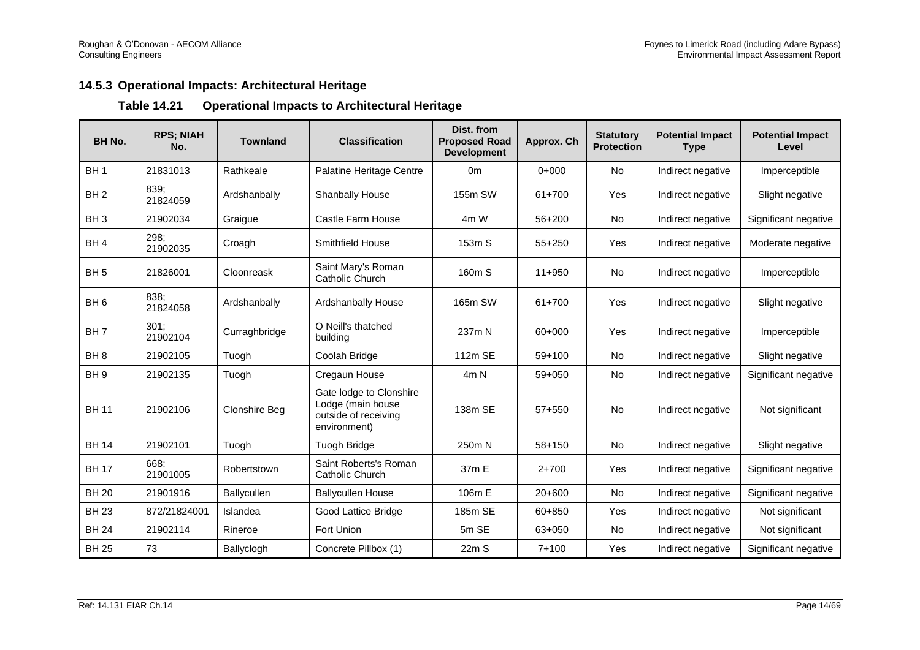### 14.5.3 Operational Impacts: Architectural Heritage

**Table 14.21 Operational Impacts to Architectural Heritage**

| BH No. | RPS; NIAH No. | Townland | Classification | Dist. from Proposed Road Development | Approx. Ch | Statutory Protection | Potential Impact Type | Potential Impact Level |
|---|---|---|---|---|---|---|---|---|
| BH 1 | 21831013 | Rathkeale | Palatine Heritage Centre | 0m | 0+000 | No | Indirect negative | Imperceptible |
| BH 2 | 839; 21824059 | Ardshanbally | Shanbally House | 155m SW | 61+700 | Yes | Indirect negative | Slight negative |
| BH 3 | 21902034 | Graigue | Castle Farm House | 4m W | 56+200 | No | Indirect negative | Significant negative |
| BH 4 | 298; 21902035 | Croagh | Smithfield House | 153m S | 55+250 | Yes | Indirect negative | Moderate negative |
| BH 5 | 21826001 | Cloonreask | Saint Mary's Roman Catholic Church | 160m S | 11+950 | No | Indirect negative | Imperceptible |
| BH 6 | 838; 21824058 | Ardshanbally | Ardshanbally House | 165m SW | 61+700 | Yes | Indirect negative | Slight negative |
| BH 7 | 301; 21902104 | Curraghbridge | O Neill's thatched building | 237m N | 60+000 | Yes | Indirect negative | Imperceptible |
| BH 8 | 21902105 | Tuogh | Coolah Bridge | 112m SE | 59+100 | No | Indirect negative | Slight negative |
| BH 9 | 21902135 | Tuogh | Cregaun House | 4m N | 59+050 | No | Indirect negative | Significant negative |
| BH 11 | 21902106 | Clonshire Beg | Gate lodge to Clonshire Lodge (main house outside of receiving environment) | 138m SE | 57+550 | No | Indirect negative | Not significant |
| BH 14 | 21902101 | Tuogh | Tuogh Bridge | 250m N | 58+150 | No | Indirect negative | Slight negative |
| BH 17 | 668: 21901005 | Robertstown | Saint Roberts's Roman Catholic Church | 37m E | 2+700 | Yes | Indirect negative | Significant negative |
| BH 20 | 21901916 | Ballycullen | Ballycullen House | 106m E | 20+600 | No | Indirect negative | Significant negative |
| BH 23 | 872/21824001 | Islandea | Good Lattice Bridge | 185m SE | 60+850 | Yes | Indirect negative | Not significant |
| BH 24 | 21902114 | Rineroe | Fort Union | 5m SE | 63+050 | No | Indirect negative | Not significant |
| BH 25 | 73 | Ballyclogh | Concrete Pillbox (1) | 22m S | 7+100 | Yes | Indirect negative | Significant negative |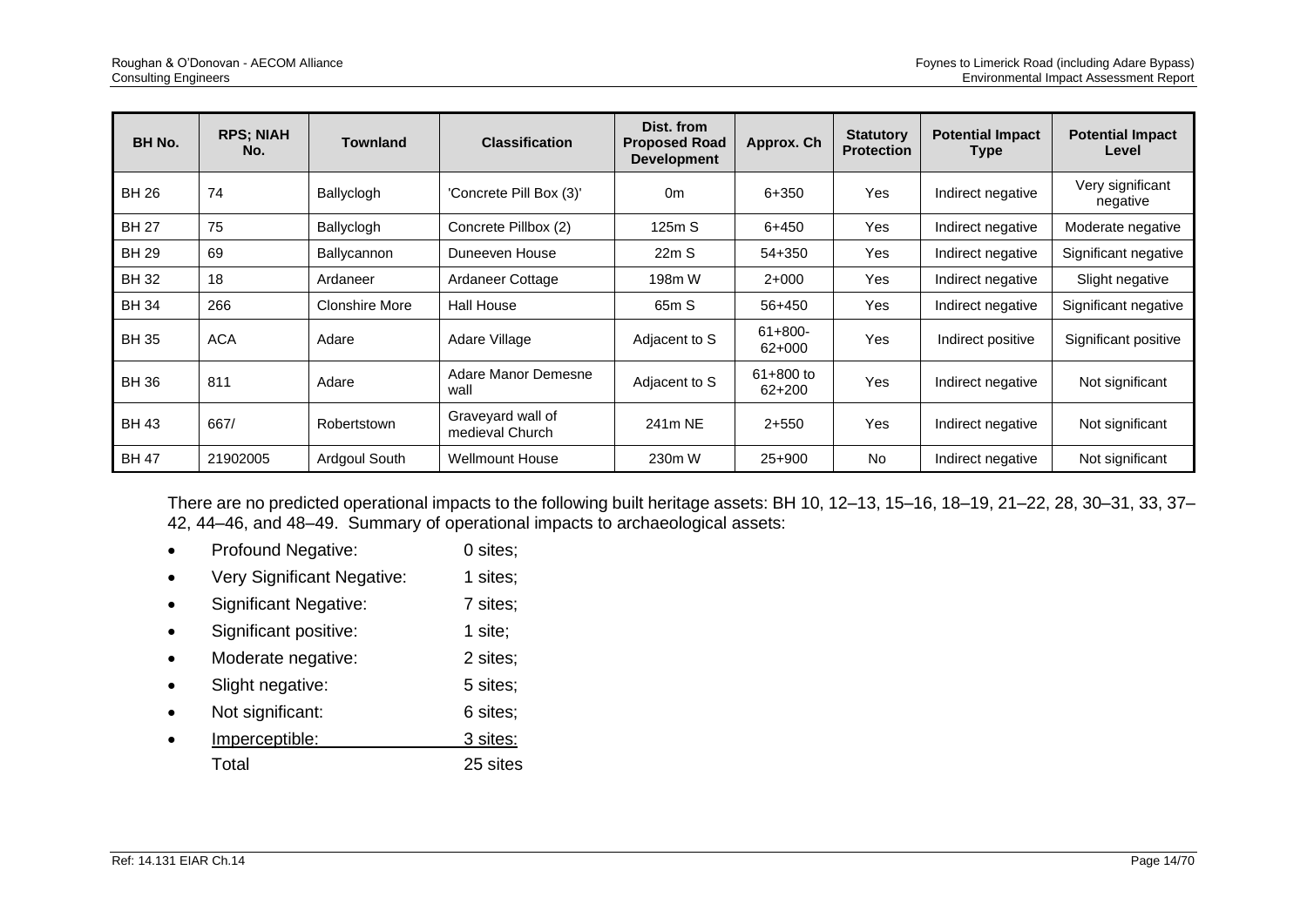| BH No. | RPS; NIAH No. | Townland | Classification | Dist. from Proposed Road Development | Approx. Ch | Statutory Protection | Potential Impact Type | Potential Impact Level |
|---|---|---|---|---|---|---|---|---|
| BH 26 | 74 | Ballyclogh | 'Concrete Pill Box (3)' | 0m | 6+350 | Yes | Indirect negative | Very significant negative |
| BH 27 | 75 | Ballyclogh | Concrete Pillbox (2) | 125m S | 6+450 | Yes | Indirect negative | Moderate negative |
| BH 29 | 69 | Ballycannon | Duneeven House | 22m S | 54+350 | Yes | Indirect negative | Significant negative |
| BH 32 | 18 | Ardaneer | Ardaneer Cottage | 198m W | 2+000 | Yes | Indirect negative | Slight negative |
| BH 34 | 266 | Clonshire More | Hall House | 65m S | 56+450 | Yes | Indirect negative | Significant negative |
| BH 35 | ACA | Adare | Adare Village | Adjacent to S | 61+800-62+000 | Yes | Indirect positive | Significant positive |
| BH 36 | 811 | Adare | Adare Manor Demesne wall | Adjacent to S | 61+800 to 62+200 | Yes | Indirect negative | Not significant |
| BH 43 | 667/ | Robertstown | Graveyard wall of medieval Church | 241m NE | 2+550 | Yes | Indirect negative | Not significant |
| BH 47 | 21902005 | Ardgoul South | Wellmount House | 230m W | 25+900 | No | Indirect negative | Not significant |

There are no predicted operational impacts to the following built heritage assets: BH 10, 12–13, 15–16, 18–19, 21–22, 28, 30–31, 33, 37–42, 44–46, and 48–49. Summary of operational impacts to archaeological assets:

- Profound Negative: 0 sites;
- Very Significant Negative: 1 sites;
- Significant Negative: 7 sites;
- Significant positive: 1 site;
- Moderate negative: 2 sites;
- Slight negative: 5 sites;
- Not significant: 6 sites;
- Imperceptible: 3 sites:

Total 25 sites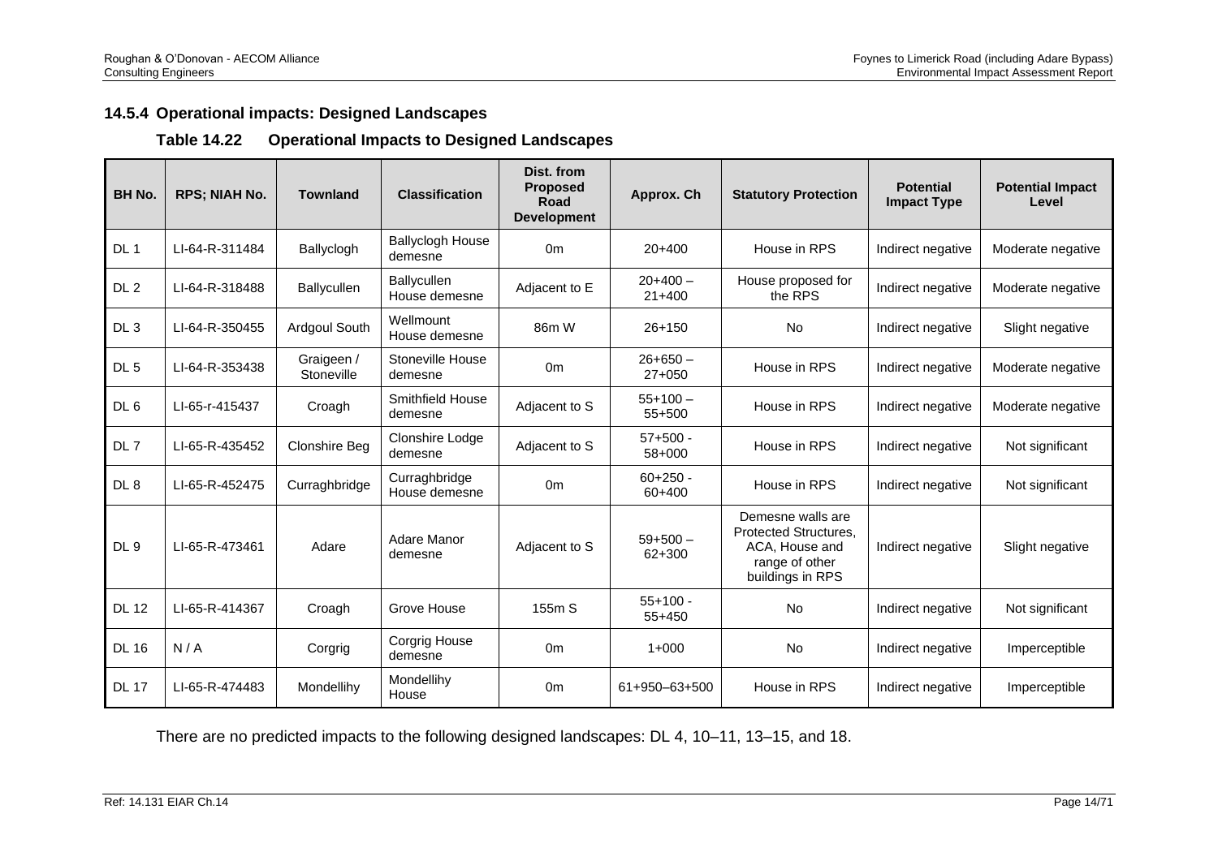### 14.5.4 Operational impacts: Designed Landscapes

**Table 14.22 Operational Impacts to Designed Landscapes**

| BH No. | RPS; NIAH No. | Townland | Classification | Dist. from Proposed Road Development | Approx. Ch | Statutory Protection | Potential Impact Type | Potential Impact Level |
|---|---|---|---|---|---|---|---|---|
| DL 1 | LI-64-R-311484 | Ballyclogh | Ballyclogh House demesne | 0m | 20+400 | House in RPS | Indirect negative | Moderate negative |
| DL 2 | LI-64-R-318488 | Ballycullen | Ballycullen House demesne | Adjacent to E | 20+400 – 21+400 | House proposed for the RPS | Indirect negative | Moderate negative |
| DL 3 | LI-64-R-350455 | Ardgoul South | Wellmount House demesne | 86m W | 26+150 | No | Indirect negative | Slight negative |
| DL 5 | LI-64-R-353438 | Graigeen / Stoneville | Stoneville House demesne | 0m | 26+650 – 27+050 | House in RPS | Indirect negative | Moderate negative |
| DL 6 | LI-65-r-415437 | Croagh | Smithfield House demesne | Adjacent to S | 55+100 – 55+500 | House in RPS | Indirect negative | Moderate negative |
| DL 7 | LI-65-R-435452 | Clonshire Beg | Clonshire Lodge demesne | Adjacent to S | 57+500 - 58+000 | House in RPS | Indirect negative | Not significant |
| DL 8 | LI-65-R-452475 | Curraghbridge | Curraghbridge House demesne | 0m | 60+250 - 60+400 | House in RPS | Indirect negative | Not significant |
| DL 9 | LI-65-R-473461 | Adare | Adare Manor demesne | Adjacent to S | 59+500 – 62+300 | Demesne walls are Protected Structures, ACA, House and range of other buildings in RPS | Indirect negative | Slight negative |
| DL 12 | LI-65-R-414367 | Croagh | Grove House | 155m S | 55+100 - 55+450 | No | Indirect negative | Not significant |
| DL 16 | N / A | Corgrig | Corgrig House demesne | 0m | 1+000 | No | Indirect negative | Imperceptible |
| DL 17 | LI-65-R-474483 | Mondellihy | Mondellihy House | 0m | 61+950–63+500 | House in RPS | Indirect negative | Imperceptible |

There are no predicted impacts to the following designed landscapes: DL 4, 10–11, 13–15, and 18.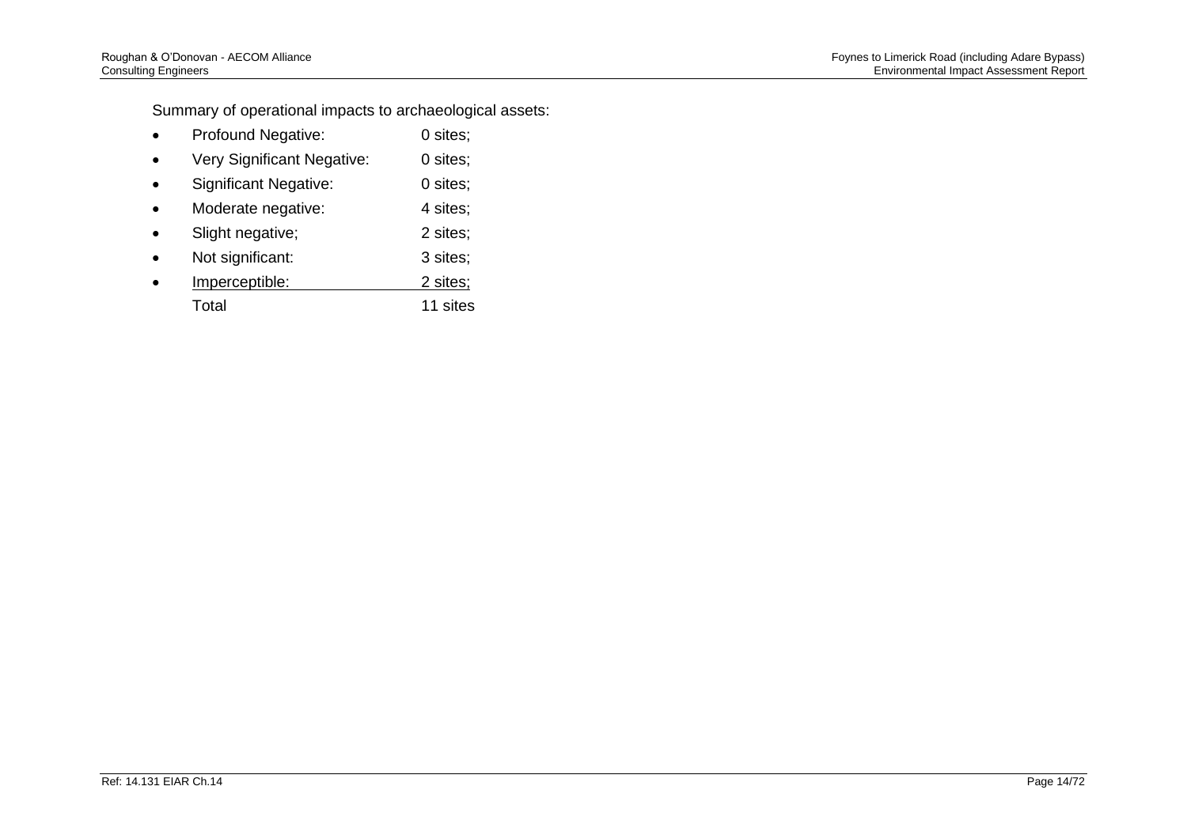Summary of operational impacts to archaeological assets:

- Profound Negative: 0 sites;
- Very Significant Negative: 0 sites;
- Significant Negative: 0 sites;
- Moderate negative: 4 sites;
- Slight negative; 2 sites;
- Not significant: 3 sites;
- Imperceptible: 2 sites;

Total 11 sites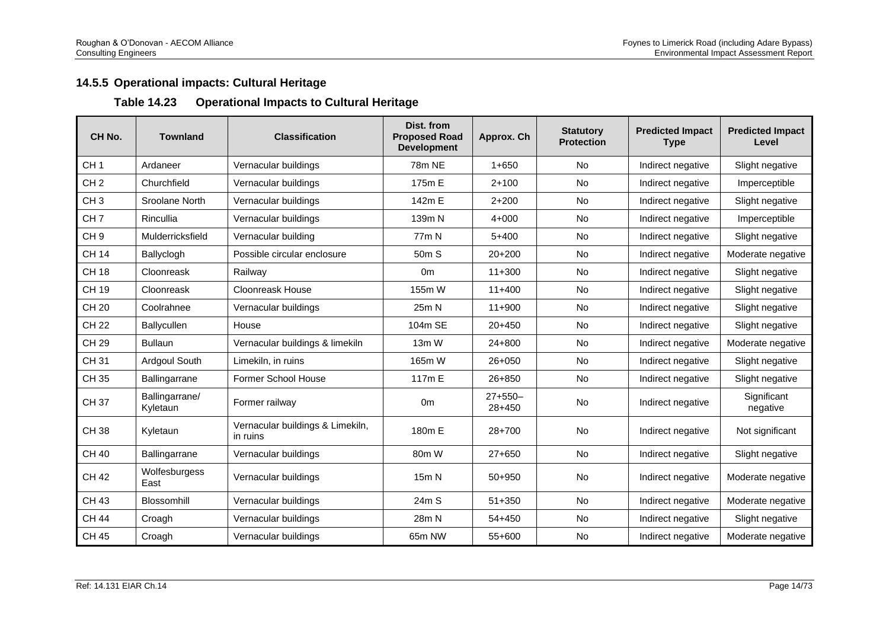### 14.5.5 Operational impacts: Cultural Heritage

**Table 14.23 Operational Impacts to Cultural Heritage**

| CH No. | Townland | Classification | Dist. from Proposed Road Development | Approx. Ch | Statutory Protection | Predicted Impact Type | Predicted Impact Level |
|---|---|---|---|---|---|---|---|
| CH 1 | Ardaneer | Vernacular buildings | 78m NE | 1+650 | No | Indirect negative | Slight negative |
| CH 2 | Churchfield | Vernacular buildings | 175m E | 2+100 | No | Indirect negative | Imperceptible |
| CH 3 | Sroolane North | Vernacular buildings | 142m E | 2+200 | No | Indirect negative | Slight negative |
| CH 7 | Rincullia | Vernacular buildings | 139m N | 4+000 | No | Indirect negative | Imperceptible |
| CH 9 | Mulderricksfield | Vernacular building | 77m N | 5+400 | No | Indirect negative | Slight negative |
| CH 14 | Ballyclogh | Possible circular enclosure | 50m S | 20+200 | No | Indirect negative | Moderate negative |
| CH 18 | Cloonreask | Railway | 0m | 11+300 | No | Indirect negative | Slight negative |
| CH 19 | Cloonreask | Cloonreask House | 155m W | 11+400 | No | Indirect negative | Slight negative |
| CH 20 | Coolrahnee | Vernacular buildings | 25m N | 11+900 | No | Indirect negative | Slight negative |
| CH 22 | Ballycullen | House | 104m SE | 20+450 | No | Indirect negative | Slight negative |
| CH 29 | Bullaun | Vernacular buildings & limekiln | 13m W | 24+800 | No | Indirect negative | Moderate negative |
| CH 31 | Ardgoul South | Limekiln, in ruins | 165m W | 26+050 | No | Indirect negative | Slight negative |
| CH 35 | Ballingarrane | Former School House | 117m E | 26+850 | No | Indirect negative | Slight negative |
| CH 37 | Ballingarrane/ Kyletaun | Former railway | 0m | 27+550–28+450 | No | Indirect negative | Significant negative |
| CH 38 | Kyletaun | Vernacular buildings & Limekiln, in ruins | 180m E | 28+700 | No | Indirect negative | Not significant |
| CH 40 | Ballingarrane | Vernacular buildings | 80m W | 27+650 | No | Indirect negative | Slight negative |
| CH 42 | Wolfesburgess East | Vernacular buildings | 15m N | 50+950 | No | Indirect negative | Moderate negative |
| CH 43 | Blossomhill | Vernacular buildings | 24m S | 51+350 | No | Indirect negative | Moderate negative |
| CH 44 | Croagh | Vernacular buildings | 28m N | 54+450 | No | Indirect negative | Slight negative |
| CH 45 | Croagh | Vernacular buildings | 65m NW | 55+600 | No | Indirect negative | Moderate negative |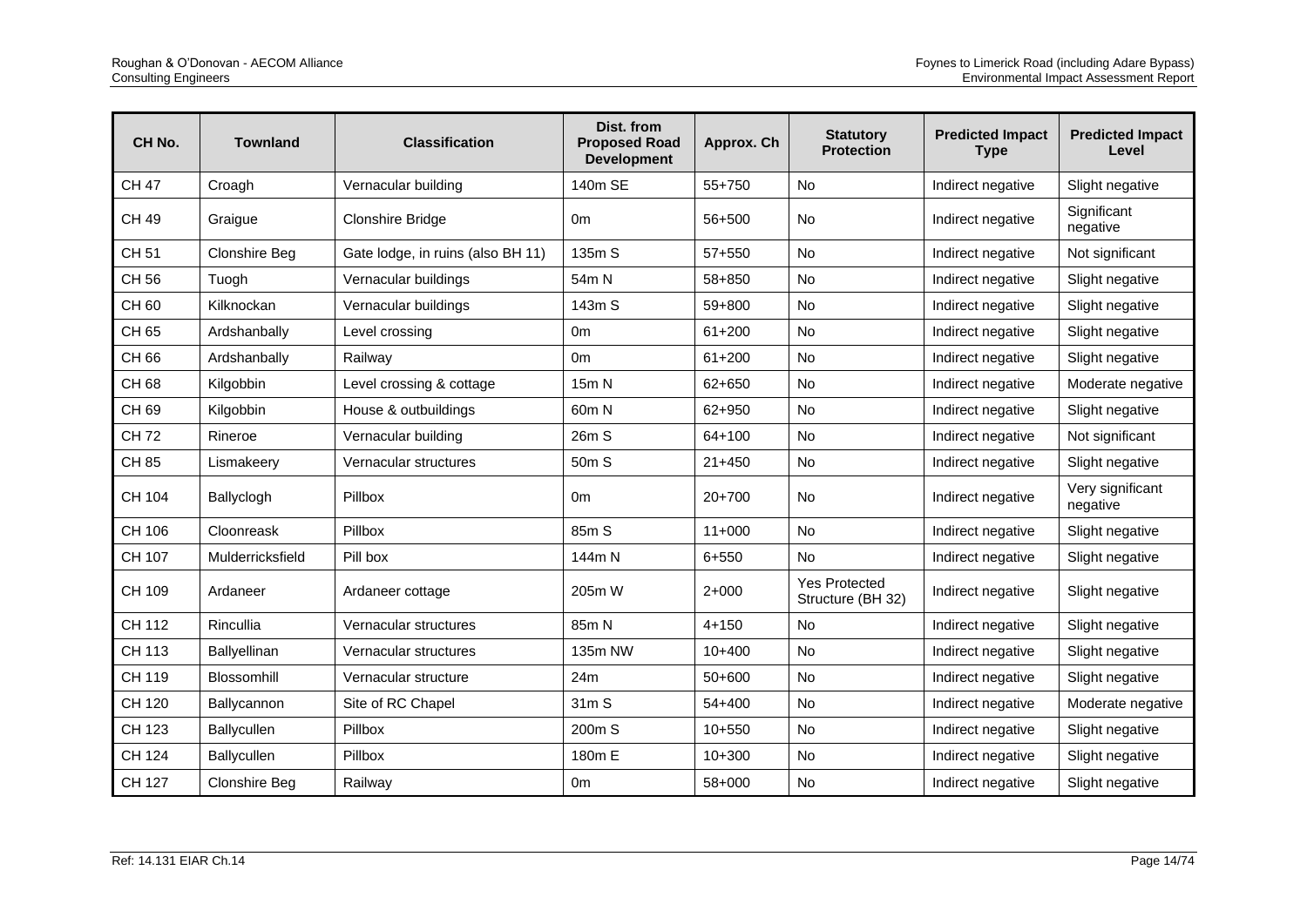| CH No. | Townland | Classification | Dist. from Proposed Road Development | Approx. Ch | Statutory Protection | Predicted Impact Type | Predicted Impact Level |
|---|---|---|---|---|---|---|---|
| CH 47 | Croagh | Vernacular building | 140m SE | 55+750 | No | Indirect negative | Slight negative |
| CH 49 | Graigue | Clonshire Bridge | 0m | 56+500 | No | Indirect negative | Significant negative |
| CH 51 | Clonshire Beg | Gate lodge, in ruins (also BH 11) | 135m S | 57+550 | No | Indirect negative | Not significant |
| CH 56 | Tuogh | Vernacular buildings | 54m N | 58+850 | No | Indirect negative | Slight negative |
| CH 60 | Kilknockan | Vernacular buildings | 143m S | 59+800 | No | Indirect negative | Slight negative |
| CH 65 | Ardshanbally | Level crossing | 0m | 61+200 | No | Indirect negative | Slight negative |
| CH 66 | Ardshanbally | Railway | 0m | 61+200 | No | Indirect negative | Slight negative |
| CH 68 | Kilgobbin | Level crossing & cottage | 15m N | 62+650 | No | Indirect negative | Moderate negative |
| CH 69 | Kilgobbin | House & outbuildings | 60m N | 62+950 | No | Indirect negative | Slight negative |
| CH 72 | Rineroe | Vernacular building | 26m S | 64+100 | No | Indirect negative | Not significant |
| CH 85 | Lismakeery | Vernacular structures | 50m S | 21+450 | No | Indirect negative | Slight negative |
| CH 104 | Ballyclogh | Pillbox | 0m | 20+700 | No | Indirect negative | Very significant negative |
| CH 106 | Cloonreask | Pillbox | 85m S | 11+000 | No | Indirect negative | Slight negative |
| CH 107 | Mulderricksfield | Pill box | 144m N | 6+550 | No | Indirect negative | Slight negative |
| CH 109 | Ardaneer | Ardaneer cottage | 205m W | 2+000 | Yes Protected Structure (BH 32) | Indirect negative | Slight negative |
| CH 112 | Rincullia | Vernacular structures | 85m N | 4+150 | No | Indirect negative | Slight negative |
| CH 113 | Ballyellinan | Vernacular structures | 135m NW | 10+400 | No | Indirect negative | Slight negative |
| CH 119 | Blossomhill | Vernacular structure | 24m | 50+600 | No | Indirect negative | Slight negative |
| CH 120 | Ballycannon | Site of RC Chapel | 31m S | 54+400 | No | Indirect negative | Moderate negative |
| CH 123 | Ballycullen | Pillbox | 200m S | 10+550 | No | Indirect negative | Slight negative |
| CH 124 | Ballycullen | Pillbox | 180m E | 10+300 | No | Indirect negative | Slight negative |
| CH 127 | Clonshire Beg | Railway | 0m | 58+000 | No | Indirect negative | Slight negative |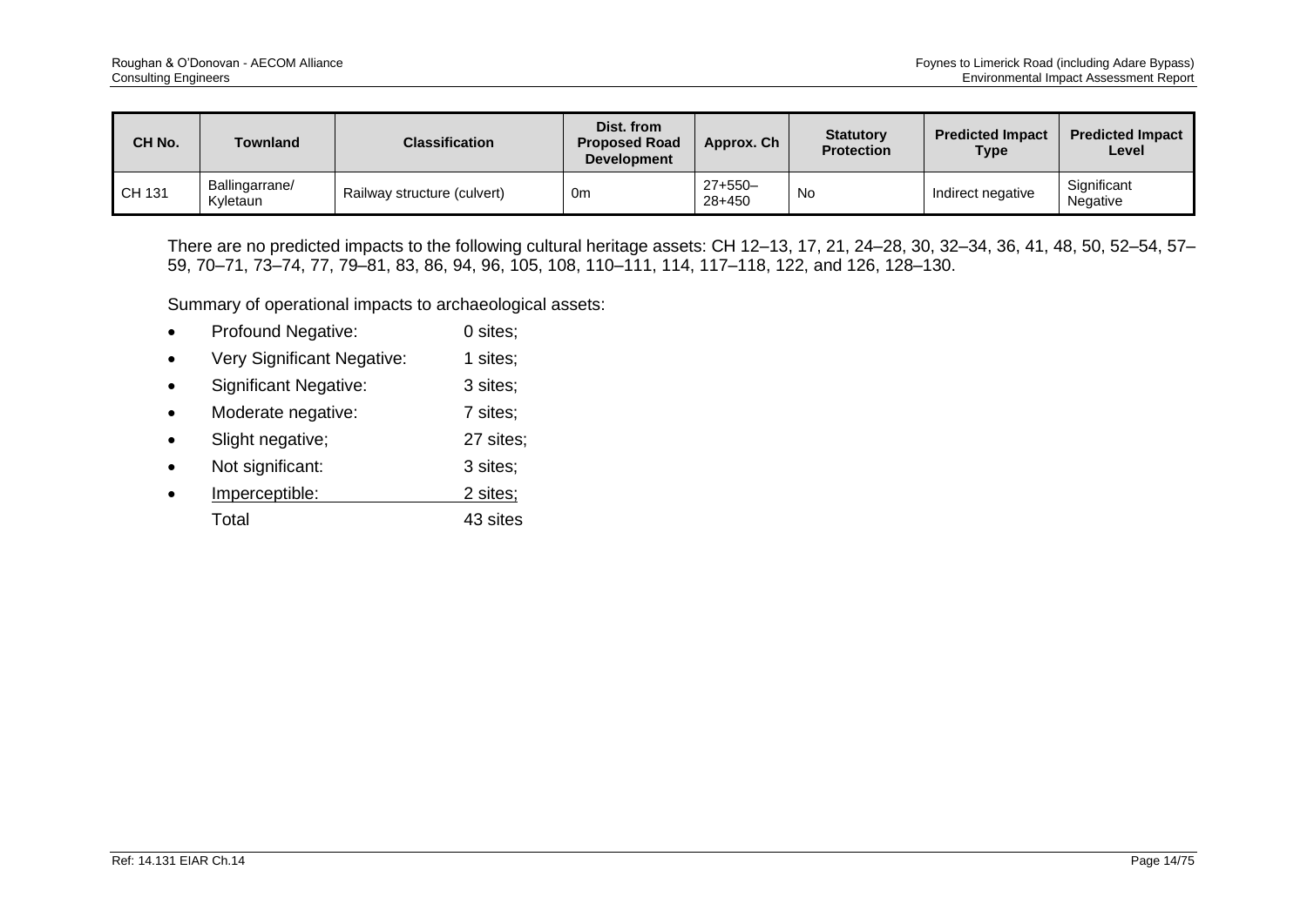| CH No. | Townland | Classification | Dist. from Proposed Road Development | Approx. Ch | Statutory Protection | Predicted Impact Type | Predicted Impact Level |
|---|---|---|---|---|---|---|---|
| CH 131 | Ballingarrane/ Kyletaun | Railway structure (culvert) | 0m | 27+550– 28+450 | No | Indirect negative | Significant Negative |

There are no predicted impacts to the following cultural heritage assets: CH 12–13, 17, 21, 24–28, 30, 32–34, 36, 41, 48, 50, 52–54, 57–59, 70–71, 73–74, 77, 79–81, 83, 86, 94, 96, 105, 108, 110–111, 114, 117–118, 122, and 126, 128–130.

Summary of operational impacts to archaeological assets:

- Profound Negative: 0 sites;
- Very Significant Negative: 1 sites;
- Significant Negative: 3 sites;
- Moderate negative: 7 sites;
- Slight negative; 27 sites;
- Not significant: 3 sites;
- Imperceptible: 2 sites;

Total 43 sites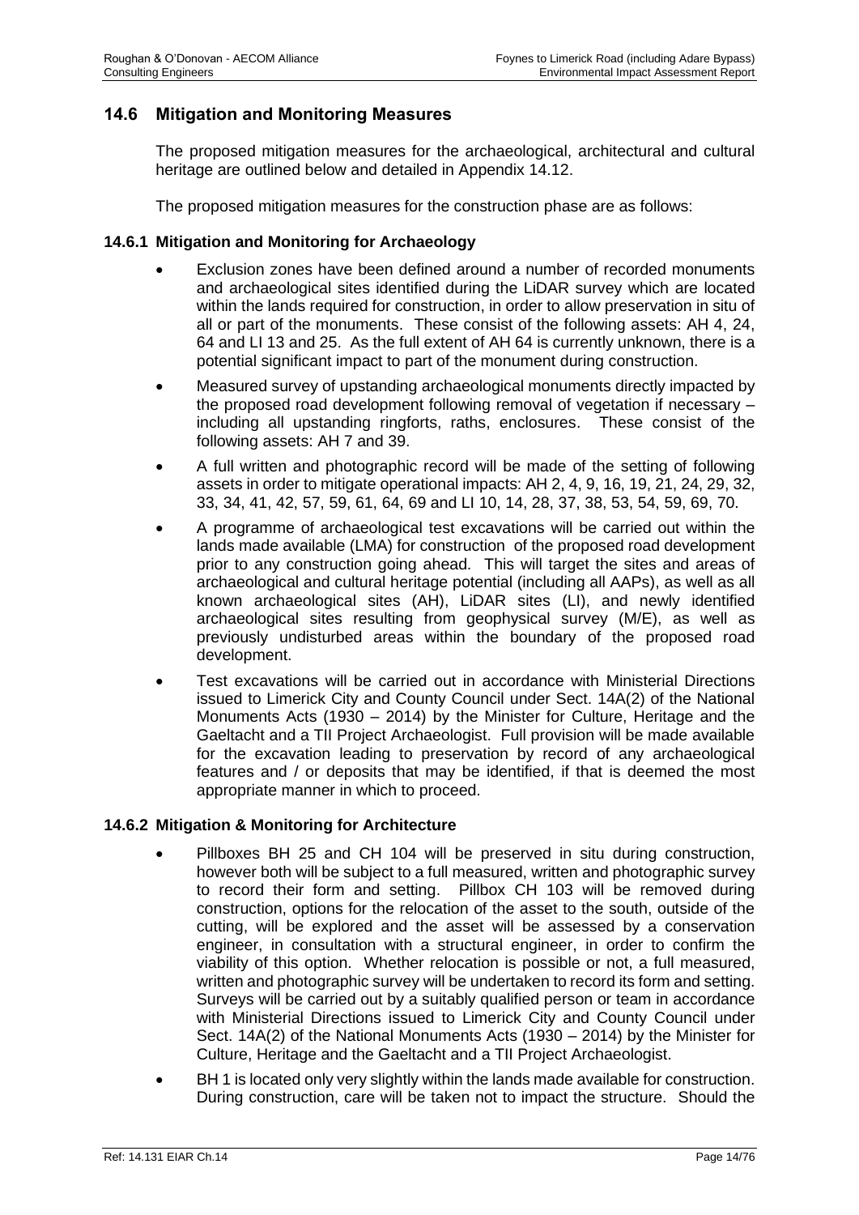## 14.6 Mitigation and Monitoring Measures

The proposed mitigation measures for the archaeological, architectural and cultural heritage are outlined below and detailed in Appendix 14.12.

The proposed mitigation measures for the construction phase are as follows:

### 14.6.1 Mitigation and Monitoring for Archaeology

- Exclusion zones have been defined around a number of recorded monuments and archaeological sites identified during the LiDAR survey which are located within the lands required for construction, in order to allow preservation in situ of all or part of the monuments. These consist of the following assets: AH 4, 24, 64 and LI 13 and 25. As the full extent of AH 64 is currently unknown, there is a potential significant impact to part of the monument during construction.
- Measured survey of upstanding archaeological monuments directly impacted by the proposed road development following removal of vegetation if necessary – including all upstanding ringforts, raths, enclosures. These consist of the following assets: AH 7 and 39.
- A full written and photographic record will be made of the setting of following assets in order to mitigate operational impacts: AH 2, 4, 9, 16, 19, 21, 24, 29, 32, 33, 34, 41, 42, 57, 59, 61, 64, 69 and LI 10, 14, 28, 37, 38, 53, 54, 59, 69, 70.
- A programme of archaeological test excavations will be carried out within the lands made available (LMA) for construction of the proposed road development prior to any construction going ahead. This will target the sites and areas of archaeological and cultural heritage potential (including all AAPs), as well as all known archaeological sites (AH), LiDAR sites (LI), and newly identified archaeological sites resulting from geophysical survey (M/E), as well as previously undisturbed areas within the boundary of the proposed road development.
- Test excavations will be carried out in accordance with Ministerial Directions issued to Limerick City and County Council under Sect. 14A(2) of the National Monuments Acts (1930 – 2014) by the Minister for Culture, Heritage and the Gaeltacht and a TII Project Archaeologist. Full provision will be made available for the excavation leading to preservation by record of any archaeological features and / or deposits that may be identified, if that is deemed the most appropriate manner in which to proceed.

### 14.6.2 Mitigation & Monitoring for Architecture

- Pillboxes BH 25 and CH 104 will be preserved in situ during construction, however both will be subject to a full measured, written and photographic survey to record their form and setting. Pillbox CH 103 will be removed during construction, options for the relocation of the asset to the south, outside of the cutting, will be explored and the asset will be assessed by a conservation engineer, in consultation with a structural engineer, in order to confirm the viability of this option. Whether relocation is possible or not, a full measured, written and photographic survey will be undertaken to record its form and setting. Surveys will be carried out by a suitably qualified person or team in accordance with Ministerial Directions issued to Limerick City and County Council under Sect. 14A(2) of the National Monuments Acts (1930 – 2014) by the Minister for Culture, Heritage and the Gaeltacht and a TII Project Archaeologist.
- BH 1 is located only very slightly within the lands made available for construction. During construction, care will be taken not to impact the structure. Should the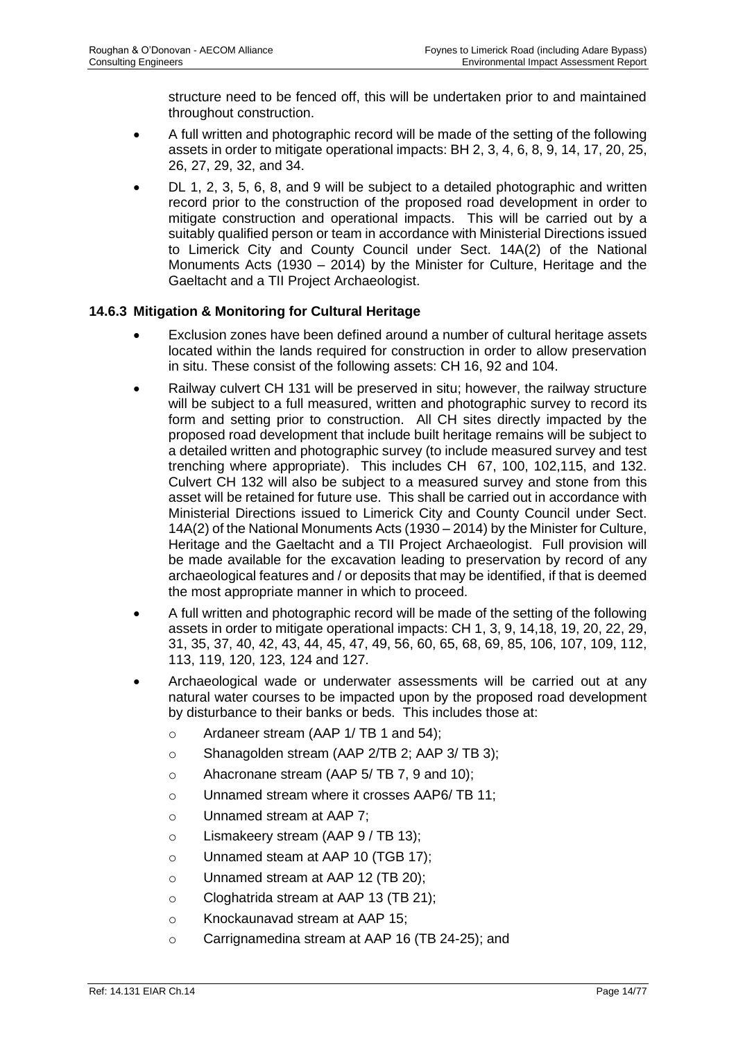structure need to be fenced off, this will be undertaken prior to and maintained throughout construction.

- A full written and photographic record will be made of the setting of the following assets in order to mitigate operational impacts: BH 2, 3, 4, 6, 8, 9, 14, 17, 20, 25, 26, 27, 29, 32, and 34.
- DL 1, 2, 3, 5, 6, 8, and 9 will be subject to a detailed photographic and written record prior to the construction of the proposed road development in order to mitigate construction and operational impacts. This will be carried out by a suitably qualified person or team in accordance with Ministerial Directions issued to Limerick City and County Council under Sect. 14A(2) of the National Monuments Acts (1930 – 2014) by the Minister for Culture, Heritage and the Gaeltacht and a TII Project Archaeologist.

### 14.6.3 Mitigation & Monitoring for Cultural Heritage

- Exclusion zones have been defined around a number of cultural heritage assets located within the lands required for construction in order to allow preservation in situ. These consist of the following assets: CH 16, 92 and 104.
- Railway culvert CH 131 will be preserved in situ; however, the railway structure will be subject to a full measured, written and photographic survey to record its form and setting prior to construction. All CH sites directly impacted by the proposed road development that include built heritage remains will be subject to a detailed written and photographic survey (to include measured survey and test trenching where appropriate). This includes CH 67, 100, 102,115, and 132. Culvert CH 132 will also be subject to a measured survey and stone from this asset will be retained for future use. This shall be carried out in accordance with Ministerial Directions issued to Limerick City and County Council under Sect. 14A(2) of the National Monuments Acts (1930 – 2014) by the Minister for Culture, Heritage and the Gaeltacht and a TII Project Archaeologist. Full provision will be made available for the excavation leading to preservation by record of any archaeological features and / or deposits that may be identified, if that is deemed the most appropriate manner in which to proceed.
- A full written and photographic record will be made of the setting of the following assets in order to mitigate operational impacts: CH 1, 3, 9, 14,18, 19, 20, 22, 29, 31, 35, 37, 40, 42, 43, 44, 45, 47, 49, 56, 60, 65, 68, 69, 85, 106, 107, 109, 112, 113, 119, 120, 123, 124 and 127.
- Archaeological wade or underwater assessments will be carried out at any natural water courses to be impacted upon by the proposed road development by disturbance to their banks or beds. This includes those at:
  - Ardaneer stream (AAP 1/ TB 1 and 54);
  - Shanagolden stream (AAP 2/TB 2; AAP 3/ TB 3);
  - Ahacronane stream (AAP 5/ TB 7, 9 and 10);
  - Unnamed stream where it crosses AAP6/ TB 11;
  - Unnamed stream at AAP 7;
  - Lismakeery stream (AAP 9 / TB 13);
  - Unnamed steam at AAP 10 (TGB 17);
  - Unnamed stream at AAP 12 (TB 20);
  - Cloghatrida stream at AAP 13 (TB 21);
  - Knockaunavad stream at AAP 15;
  - Carrignamedina stream at AAP 16 (TB 24-25); and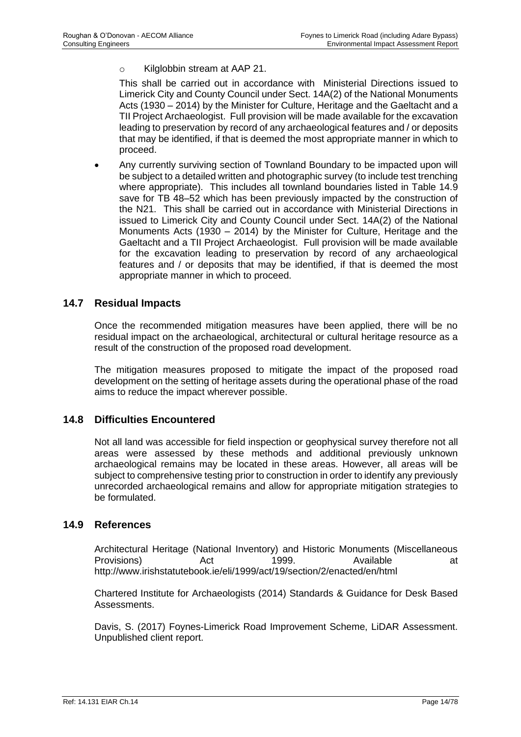- Kilglobbin stream at AAP 21.

  This shall be carried out in accordance with Ministerial Directions issued to Limerick City and County Council under Sect. 14A(2) of the National Monuments Acts (1930 – 2014) by the Minister for Culture, Heritage and the Gaeltacht and a TII Project Archaeologist. Full provision will be made available for the excavation leading to preservation by record of any archaeological features and / or deposits that may be identified, if that is deemed the most appropriate manner in which to proceed.

- Any currently surviving section of Townland Boundary to be impacted upon will be subject to a detailed written and photographic survey (to include test trenching where appropriate). This includes all townland boundaries listed in Table 14.9 save for TB 48–52 which has been previously impacted by the construction of the N21. This shall be carried out in accordance with Ministerial Directions in issued to Limerick City and County Council under Sect. 14A(2) of the National Monuments Acts (1930 – 2014) by the Minister for Culture, Heritage and the Gaeltacht and a TII Project Archaeologist. Full provision will be made available for the excavation leading to preservation by record of any archaeological features and / or deposits that may be identified, if that is deemed the most appropriate manner in which to proceed.

## 14.7 Residual Impacts

Once the recommended mitigation measures have been applied, there will be no residual impact on the archaeological, architectural or cultural heritage resource as a result of the construction of the proposed road development.

The mitigation measures proposed to mitigate the impact of the proposed road development on the setting of heritage assets during the operational phase of the road aims to reduce the impact wherever possible.

## 14.8 Difficulties Encountered

Not all land was accessible for field inspection or geophysical survey therefore not all areas were assessed by these methods and additional previously unknown archaeological remains may be located in these areas. However, all areas will be subject to comprehensive testing prior to construction in order to identify any previously unrecorded archaeological remains and allow for appropriate mitigation strategies to be formulated.

## 14.9 References

Architectural Heritage (National Inventory) and Historic Monuments (Miscellaneous Provisions) Act 1999. Available at http://www.irishstatutebook.ie/eli/1999/act/19/section/2/enacted/en/html

Chartered Institute for Archaeologists (2014) Standards & Guidance for Desk Based Assessments.

Davis, S. (2017) Foynes-Limerick Road Improvement Scheme, LiDAR Assessment. Unpublished client report.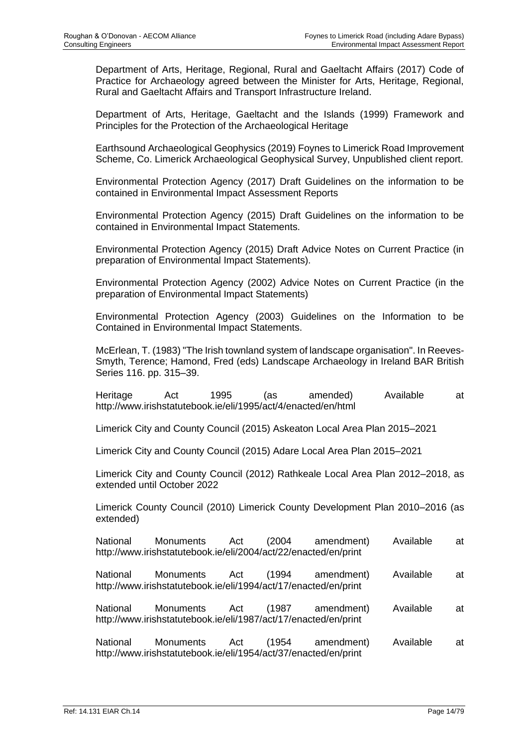Department of Arts, Heritage, Regional, Rural and Gaeltacht Affairs (2017) Code of Practice for Archaeology agreed between the Minister for Arts, Heritage, Regional, Rural and Gaeltacht Affairs and Transport Infrastructure Ireland.

Department of Arts, Heritage, Gaeltacht and the Islands (1999) Framework and Principles for the Protection of the Archaeological Heritage

Earthsound Archaeological Geophysics (2019) Foynes to Limerick Road Improvement Scheme, Co. Limerick Archaeological Geophysical Survey, Unpublished client report.

Environmental Protection Agency (2017) Draft Guidelines on the information to be contained in Environmental Impact Assessment Reports

Environmental Protection Agency (2015) Draft Guidelines on the information to be contained in Environmental Impact Statements.

Environmental Protection Agency (2015) Draft Advice Notes on Current Practice (in preparation of Environmental Impact Statements).

Environmental Protection Agency (2002) Advice Notes on Current Practice (in the preparation of Environmental Impact Statements)

Environmental Protection Agency (2003) Guidelines on the Information to be Contained in Environmental Impact Statements.

McErlean, T. (1983) "The Irish townland system of landscape organisation". In Reeves-Smyth, Terence; Hamond, Fred (eds) Landscape Archaeology in Ireland BAR British Series 116. pp. 315–39.

Heritage Act 1995 (as amended) Available at http://www.irishstatutebook.ie/eli/1995/act/4/enacted/en/html

Limerick City and County Council (2015) Askeaton Local Area Plan 2015–2021

Limerick City and County Council (2015) Adare Local Area Plan 2015–2021

Limerick City and County Council (2012) Rathkeale Local Area Plan 2012–2018, as extended until October 2022

Limerick County Council (2010) Limerick County Development Plan 2010–2016 (as extended)

National Monuments Act (2004 amendment) Available at http://www.irishstatutebook.ie/eli/2004/act/22/enacted/en/print

National Monuments Act (1994 amendment) Available at http://www.irishstatutebook.ie/eli/1994/act/17/enacted/en/print

National Monuments Act (1987 amendment) Available at http://www.irishstatutebook.ie/eli/1987/act/17/enacted/en/print

National Monuments Act (1954 amendment) Available at http://www.irishstatutebook.ie/eli/1954/act/37/enacted/en/print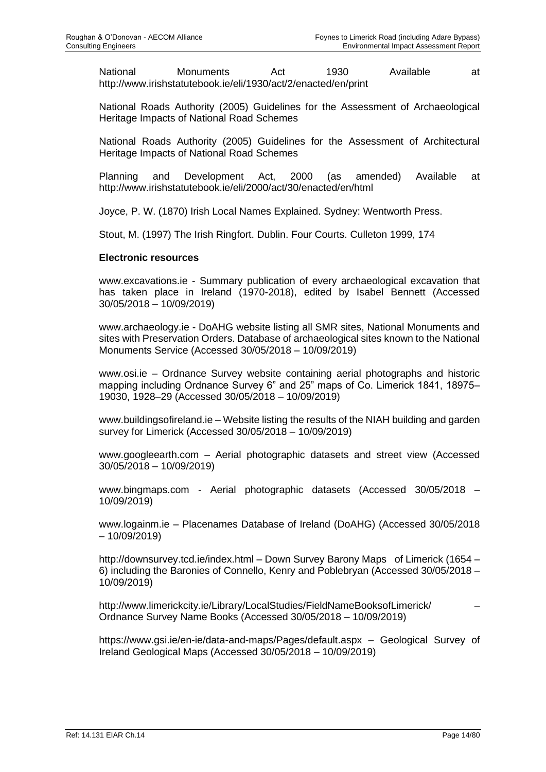National Monuments Act 1930 Available at http://www.irishstatutebook.ie/eli/1930/act/2/enacted/en/print

National Roads Authority (2005) Guidelines for the Assessment of Archaeological Heritage Impacts of National Road Schemes

National Roads Authority (2005) Guidelines for the Assessment of Architectural Heritage Impacts of National Road Schemes

Planning and Development Act, 2000 (as amended) Available at http://www.irishstatutebook.ie/eli/2000/act/30/enacted/en/html

Joyce, P. W. (1870) Irish Local Names Explained. Sydney: Wentworth Press.

Stout, M. (1997) The Irish Ringfort. Dublin. Four Courts. Culleton 1999, 174

**Electronic resources**

www.excavations.ie - Summary publication of every archaeological excavation that has taken place in Ireland (1970-2018), edited by Isabel Bennett (Accessed 30/05/2018 – 10/09/2019)

www.archaeology.ie - DoAHG website listing all SMR sites, National Monuments and sites with Preservation Orders. Database of archaeological sites known to the National Monuments Service (Accessed 30/05/2018 – 10/09/2019)

www.osi.ie – Ordnance Survey website containing aerial photographs and historic mapping including Ordnance Survey 6" and 25" maps of Co. Limerick 1841, 18975–19030, 1928–29 (Accessed 30/05/2018 – 10/09/2019)

www.buildingsofireland.ie – Website listing the results of the NIAH building and garden survey for Limerick (Accessed 30/05/2018 – 10/09/2019)

www.googleearth.com – Aerial photographic datasets and street view (Accessed 30/05/2018 – 10/09/2019)

www.bingmaps.com - Aerial photographic datasets (Accessed 30/05/2018 – 10/09/2019)

www.logainm.ie – Placenames Database of Ireland (DoAHG) (Accessed 30/05/2018 – 10/09/2019)

http://downsurvey.tcd.ie/index.html – Down Survey Barony Maps of Limerick (1654 – 6) including the Baronies of Connello, Kenry and Poblebryan (Accessed 30/05/2018 – 10/09/2019)

http://www.limerickcity.ie/Library/LocalStudies/FieldNameBooksofLimerick/ – Ordnance Survey Name Books (Accessed 30/05/2018 – 10/09/2019)

https://www.gsi.ie/en-ie/data-and-maps/Pages/default.aspx – Geological Survey of Ireland Geological Maps (Accessed 30/05/2018 – 10/09/2019)